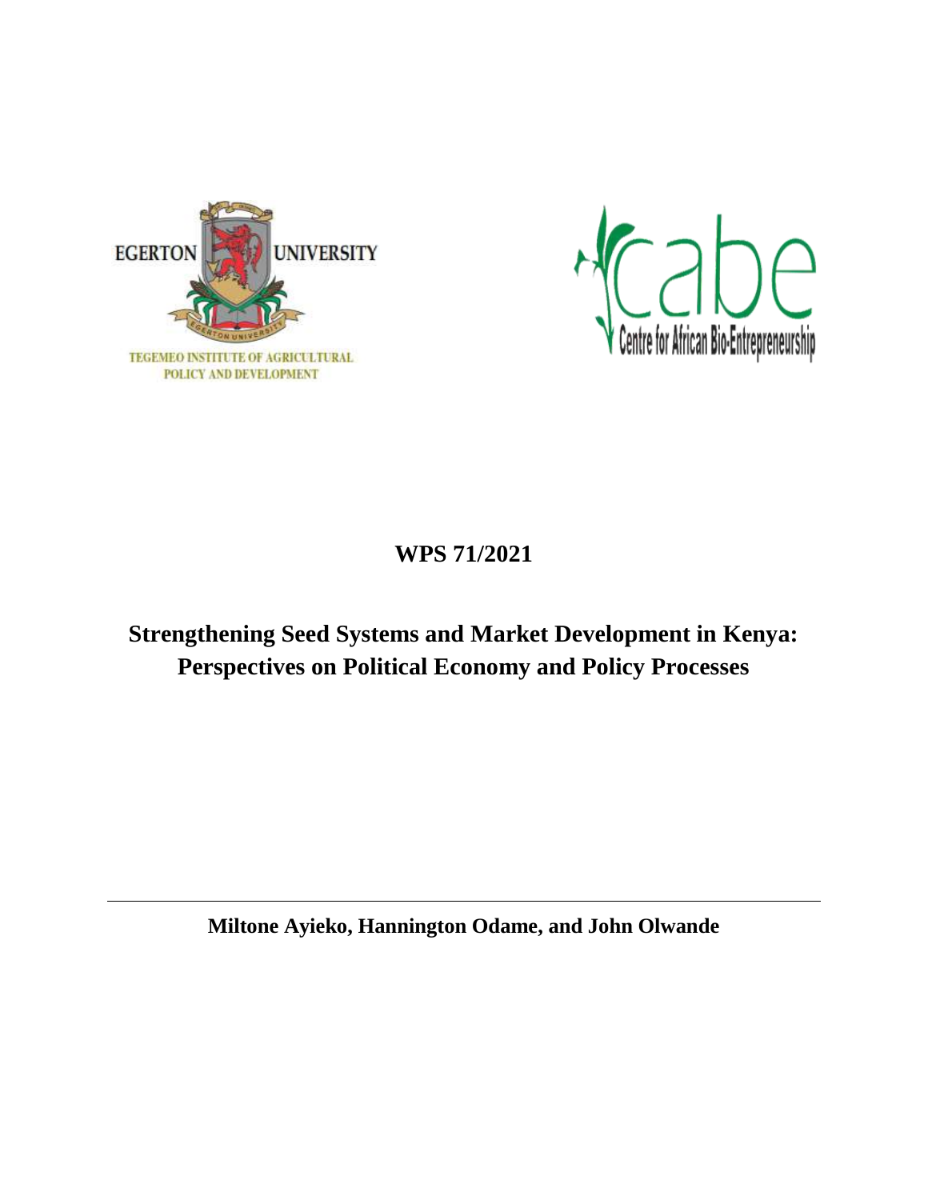EGERTON UNIVERSITY

TEGEMEO INSTITUTE OF AGRICULTURAL POLICY AND DEVELOPMENT

cabe

Centre for African Bio-Entrepreneurship

**WPS 71/2021**

# Strengthening Seed Systems and Market Development in Kenya: Perspectives on Political Economy and Policy Processes

**Miltone Ayieko, Hannington Odame, and John Olwande**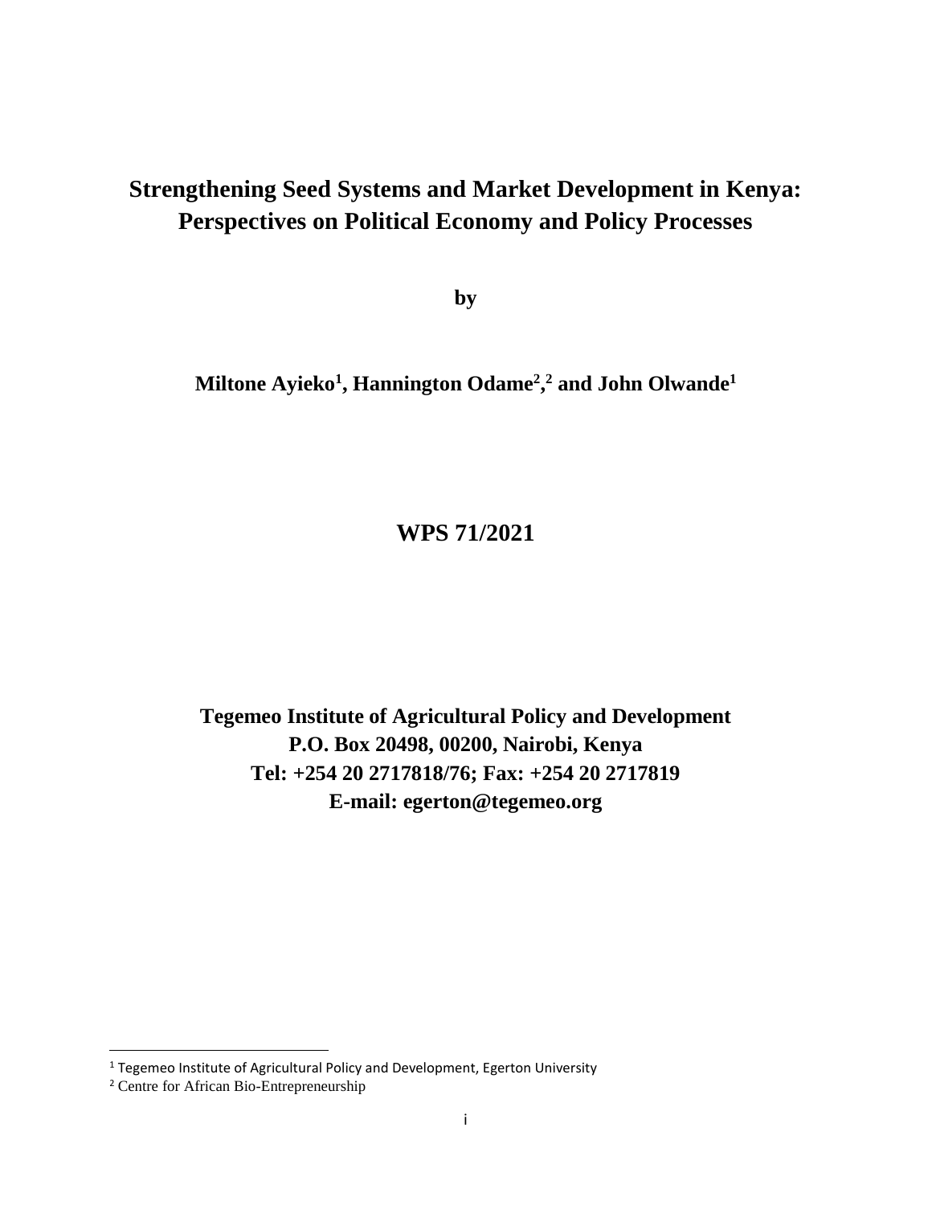# Strengthening Seed Systems and Market Development in Kenya: Perspectives on Political Economy and Policy Processes

**by**

**Miltone Ayieko[1], Hannington Odame[2],[2] and John Olwande[1]**

**WPS 71/2021**

**Tegemeo Institute of Agricultural Policy and Development**
**P.O. Box 20498, 00200, Nairobi, Kenya**
**Tel: +254 20 2717818/76; Fax: +254 20 2717819**
**E-mail: egerton@tegemeo.org**

---

[1] Tegemeo Institute of Agricultural Policy and Development, Egerton University

[2] Centre for African Bio-Entrepreneurship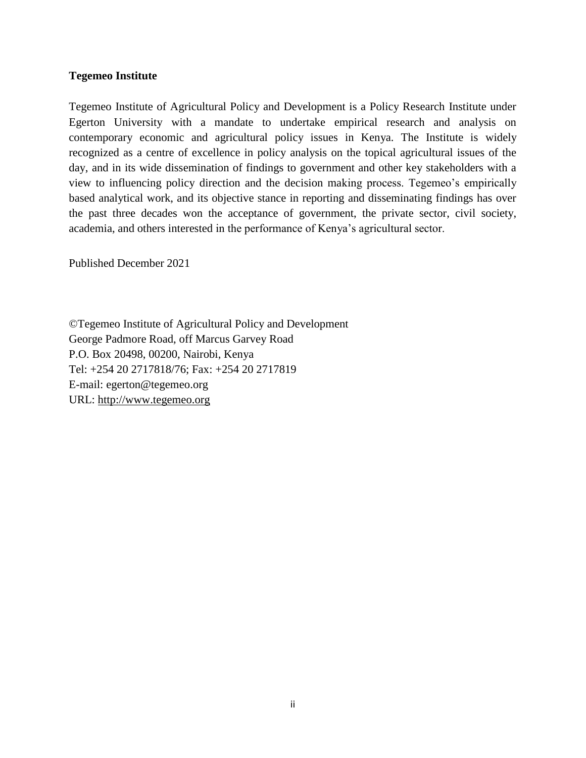**Tegemeo Institute**

Tegemeo Institute of Agricultural Policy and Development is a Policy Research Institute under Egerton University with a mandate to undertake empirical research and analysis on contemporary economic and agricultural policy issues in Kenya. The Institute is widely recognized as a centre of excellence in policy analysis on the topical agricultural issues of the day, and in its wide dissemination of findings to government and other key stakeholders with a view to influencing policy direction and the decision making process. Tegemeo's empirically based analytical work, and its objective stance in reporting and disseminating findings has over the past three decades won the acceptance of government, the private sector, civil society, academia, and others interested in the performance of Kenya's agricultural sector.

Published December 2021

©Tegemeo Institute of Agricultural Policy and Development
George Padmore Road, off Marcus Garvey Road
P.O. Box 20498, 00200, Nairobi, Kenya
Tel: +254 20 2717818/76; Fax: +254 20 2717819
E-mail: egerton@tegemeo.org
URL: http://www.tegemeo.org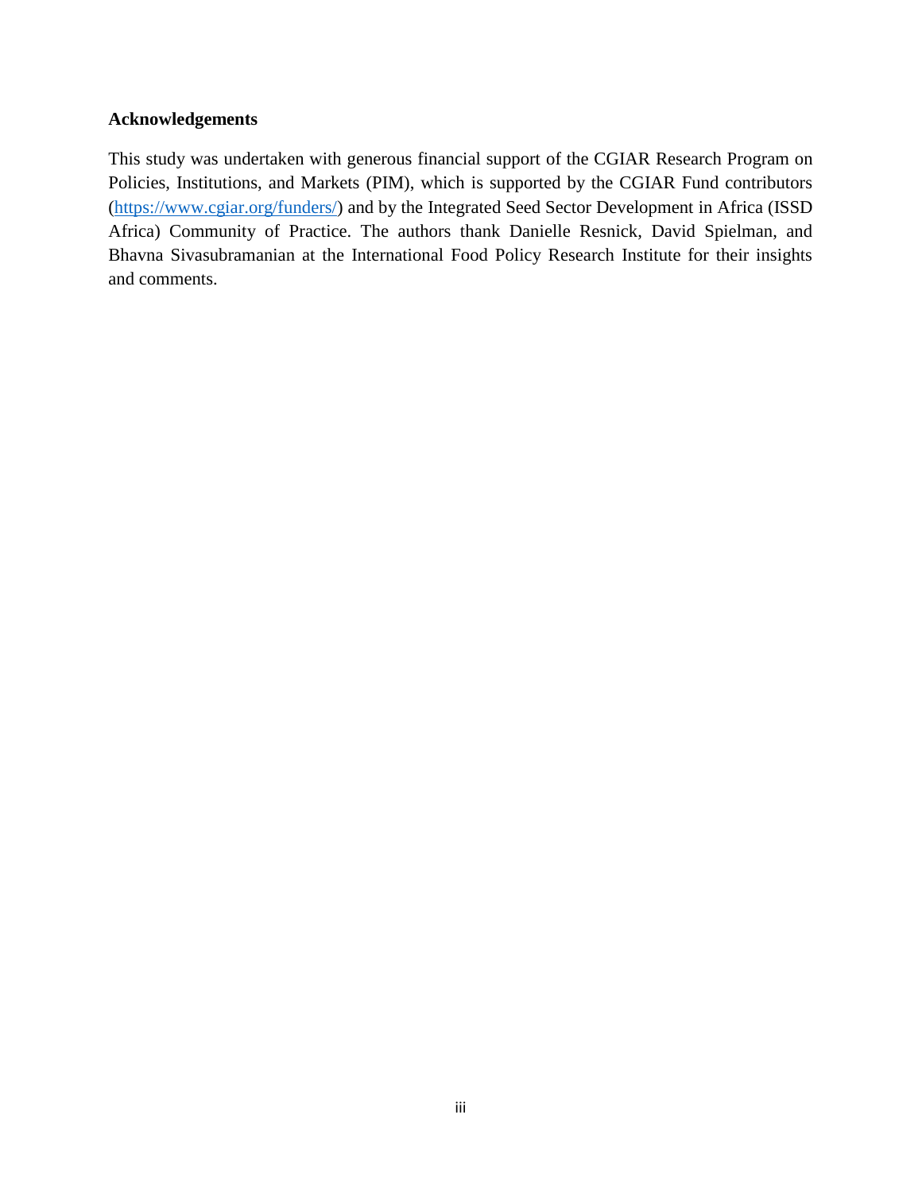## Acknowledgements

This study was undertaken with generous financial support of the CGIAR Research Program on Policies, Institutions, and Markets (PIM), which is supported by the CGIAR Fund contributors (https://www.cgiar.org/funders/) and by the Integrated Seed Sector Development in Africa (ISSD Africa) Community of Practice. The authors thank Danielle Resnick, David Spielman, and Bhavna Sivasubramanian at the International Food Policy Research Institute for their insights and comments.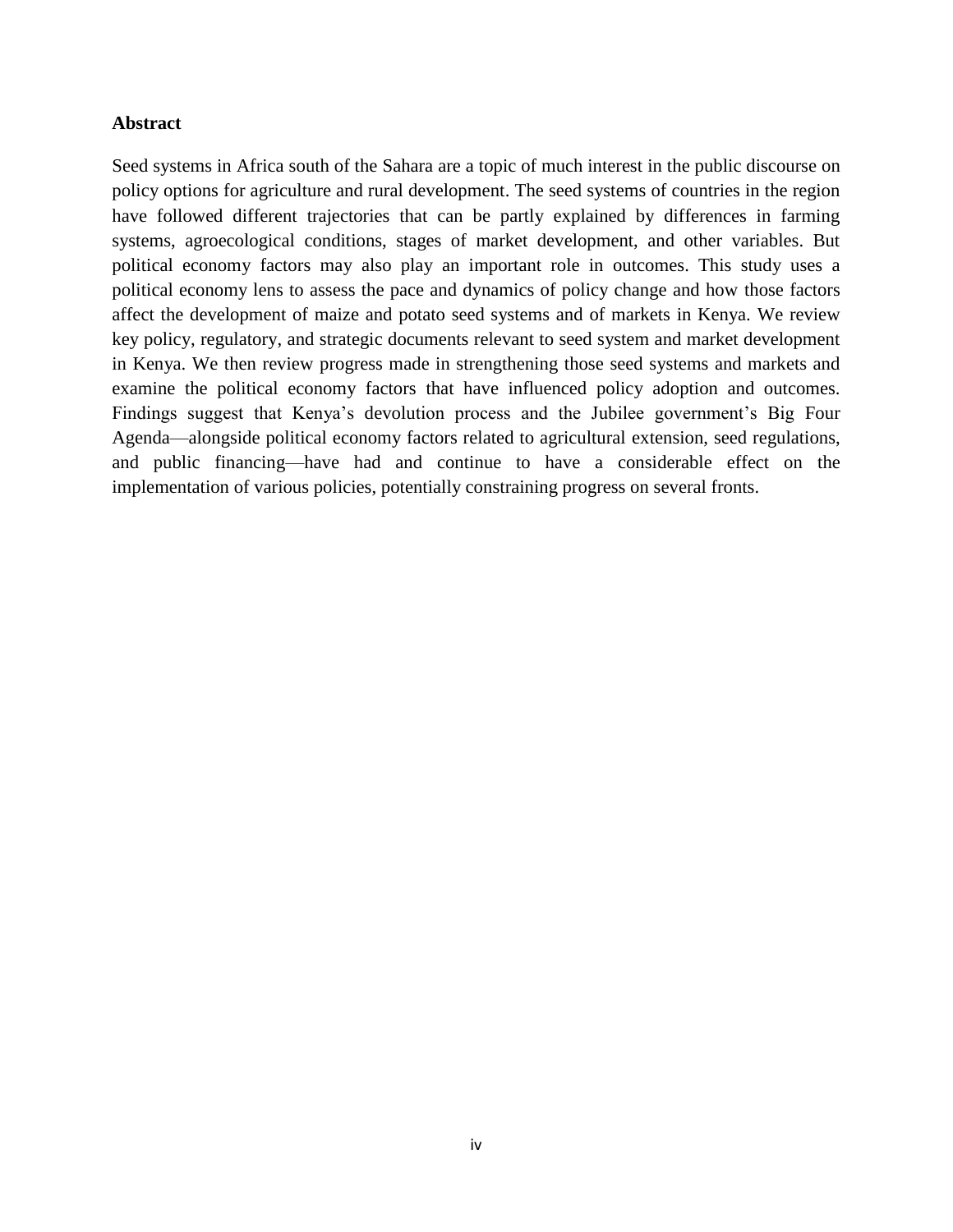**Abstract**

Seed systems in Africa south of the Sahara are a topic of much interest in the public discourse on policy options for agriculture and rural development. The seed systems of countries in the region have followed different trajectories that can be partly explained by differences in farming systems, agroecological conditions, stages of market development, and other variables. But political economy factors may also play an important role in outcomes. This study uses a political economy lens to assess the pace and dynamics of policy change and how those factors affect the development of maize and potato seed systems and of markets in Kenya. We review key policy, regulatory, and strategic documents relevant to seed system and market development in Kenya. We then review progress made in strengthening those seed systems and markets and examine the political economy factors that have influenced policy adoption and outcomes. Findings suggest that Kenya's devolution process and the Jubilee government's Big Four Agenda—alongside political economy factors related to agricultural extension, seed regulations, and public financing—have had and continue to have a considerable effect on the implementation of various policies, potentially constraining progress on several fronts.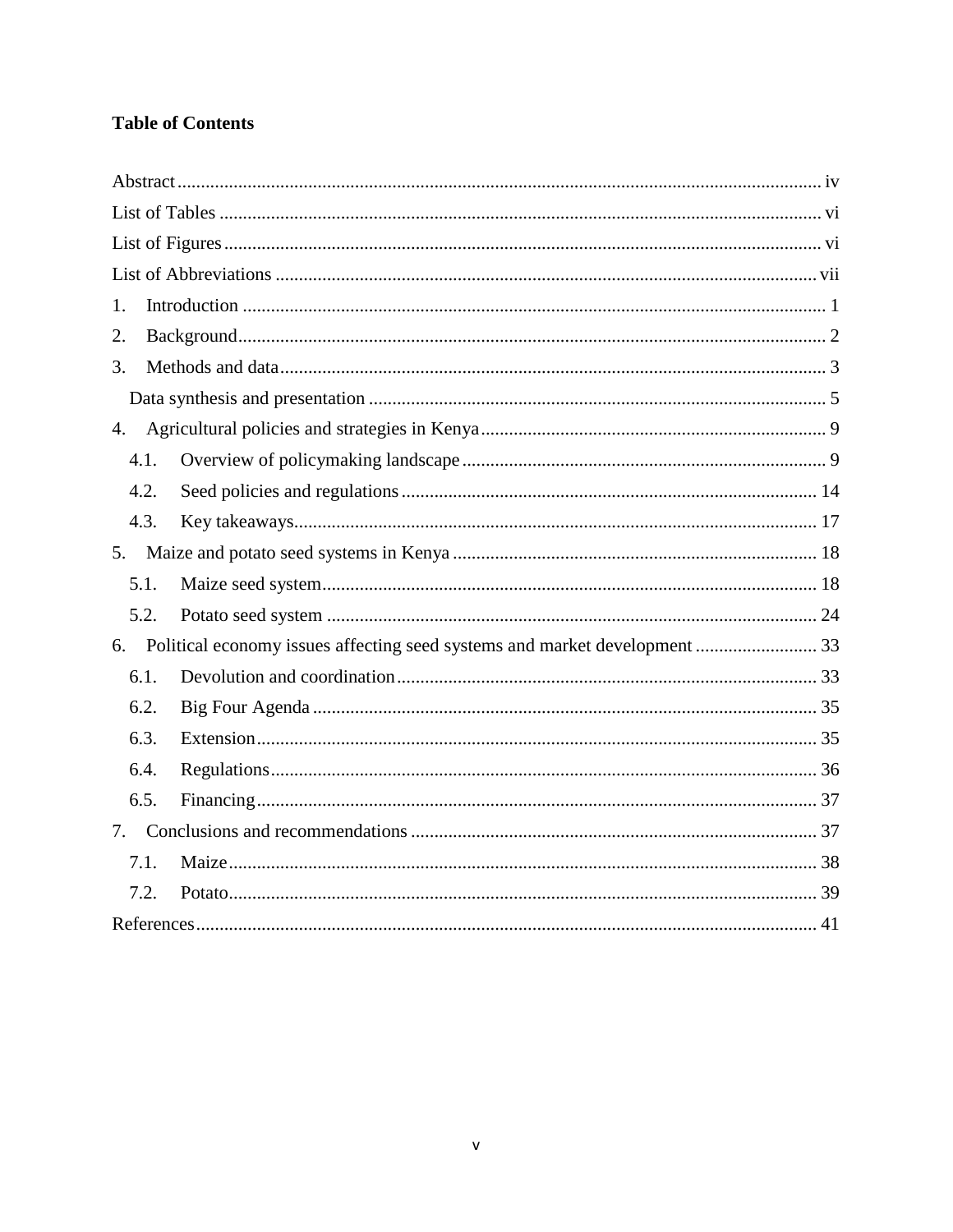**Table of Contents**

Abstract ........................................................................................................................ iv
List of Tables ................................................................................................................ vi
List of Figures ............................................................................................................... vi
List of Abbreviations ................................................................................................... vii
1. Introduction ............................................................................................................ 1
2. Background ............................................................................................................. 2
3. Methods and data .................................................................................................... 3
   Data synthesis and presentation ................................................................................. 5
4. Agricultural policies and strategies in Kenya .......................................................... 9
   4.1. Overview of policymaking landscape .................................................................. 9
   4.2. Seed policies and regulations ............................................................................. 14
   4.3. Key takeaways .................................................................................................... 17
5. Maize and potato seed systems in Kenya ............................................................. 18
   5.1. Maize seed system .............................................................................................. 18
   5.2. Potato seed system ............................................................................................. 24
6. Political economy issues affecting seed systems and market development .......... 33
   6.1. Devolution and coordination ............................................................................... 33
   6.2. Big Four Agenda ................................................................................................. 35
   6.3. Extension ............................................................................................................. 35
   6.4. Regulations .......................................................................................................... 36
   6.5. Financing ............................................................................................................. 37
7. Conclusions and recommendations ....................................................................... 37
   7.1. Maize .................................................................................................................. 38
   7.2. Potato .................................................................................................................. 39
References .................................................................................................................... 41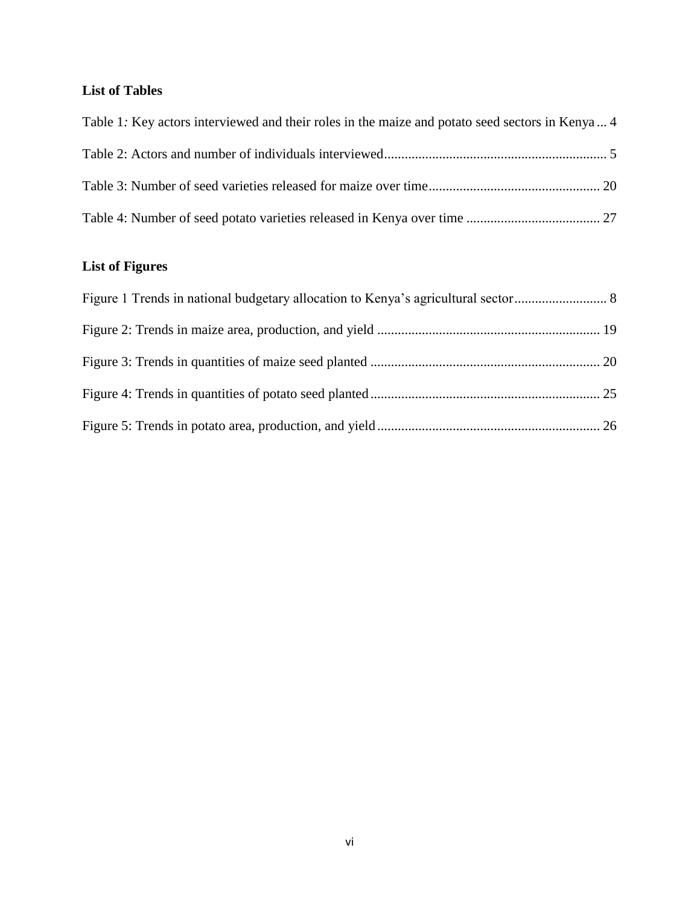## List of Tables

Table 1: Key actors interviewed and their roles in the maize and potato seed sectors in Kenya ... 4

Table 2: Actors and number of individuals interviewed ... 5

Table 3: Number of seed varieties released for maize over time ... 20

Table 4: Number of seed potato varieties released in Kenya over time ... 27

## List of Figures

Figure 1 Trends in national budgetary allocation to Kenya's agricultural sector ... 8

Figure 2: Trends in maize area, production, and yield ... 19

Figure 3: Trends in quantities of maize seed planted ... 20

Figure 4: Trends in quantities of potato seed planted ... 25

Figure 5: Trends in potato area, production, and yield ... 26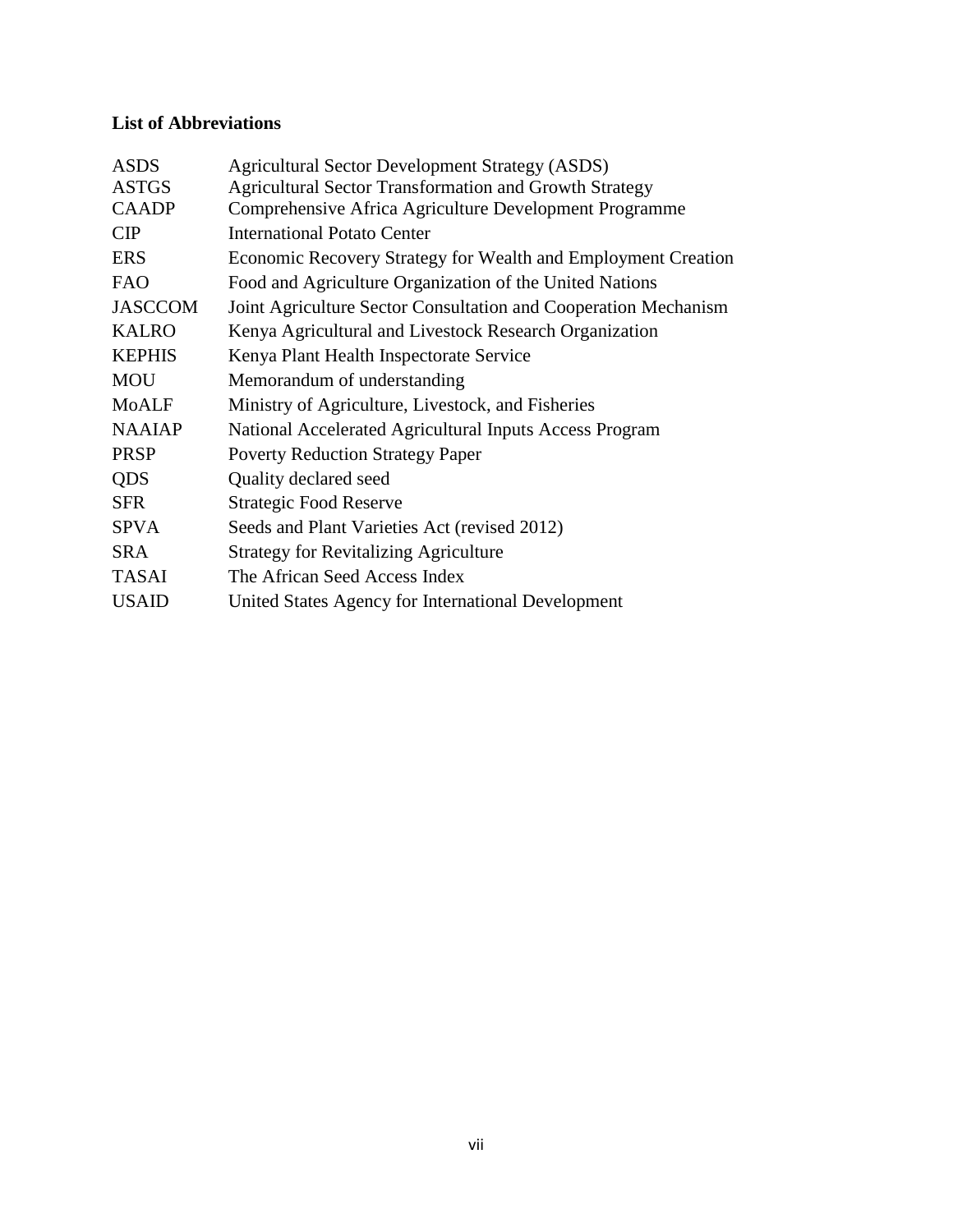## List of Abbreviations

| | |
|---|---|
| ASDS | Agricultural Sector Development Strategy (ASDS) |
| ASTGS | Agricultural Sector Transformation and Growth Strategy |
| CAADP | Comprehensive Africa Agriculture Development Programme |
| CIP | International Potato Center |
| ERS | Economic Recovery Strategy for Wealth and Employment Creation |
| FAO | Food and Agriculture Organization of the United Nations |
| JASCCOM | Joint Agriculture Sector Consultation and Cooperation Mechanism |
| KALRO | Kenya Agricultural and Livestock Research Organization |
| KEPHIS | Kenya Plant Health Inspectorate Service |
| MOU | Memorandum of understanding |
| MoALF | Ministry of Agriculture, Livestock, and Fisheries |
| NAAIAP | National Accelerated Agricultural Inputs Access Program |
| PRSP | Poverty Reduction Strategy Paper |
| QDS | Quality declared seed |
| SFR | Strategic Food Reserve |
| SPVA | Seeds and Plant Varieties Act (revised 2012) |
| SRA | Strategy for Revitalizing Agriculture |
| TASAI | The African Seed Access Index |
| USAID | United States Agency for International Development |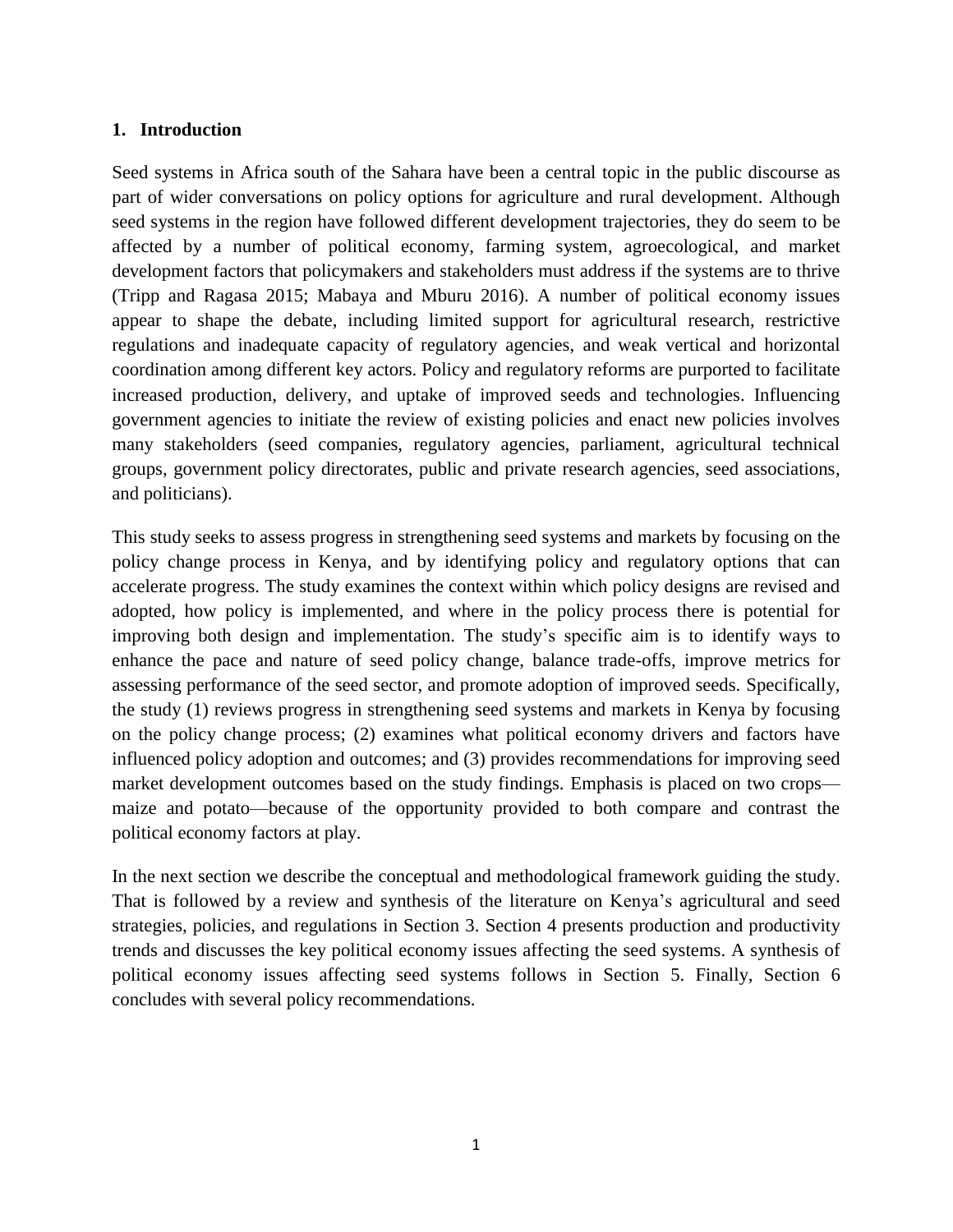# 1. Introduction

Seed systems in Africa south of the Sahara have been a central topic in the public discourse as part of wider conversations on policy options for agriculture and rural development. Although seed systems in the region have followed different development trajectories, they do seem to be affected by a number of political economy, farming system, agroecological, and market development factors that policymakers and stakeholders must address if the systems are to thrive (Tripp and Ragasa 2015; Mabaya and Mburu 2016). A number of political economy issues appear to shape the debate, including limited support for agricultural research, restrictive regulations and inadequate capacity of regulatory agencies, and weak vertical and horizontal coordination among different key actors. Policy and regulatory reforms are purported to facilitate increased production, delivery, and uptake of improved seeds and technologies. Influencing government agencies to initiate the review of existing policies and enact new policies involves many stakeholders (seed companies, regulatory agencies, parliament, agricultural technical groups, government policy directorates, public and private research agencies, seed associations, and politicians).

This study seeks to assess progress in strengthening seed systems and markets by focusing on the policy change process in Kenya, and by identifying policy and regulatory options that can accelerate progress. The study examines the context within which policy designs are revised and adopted, how policy is implemented, and where in the policy process there is potential for improving both design and implementation. The study's specific aim is to identify ways to enhance the pace and nature of seed policy change, balance trade-offs, improve metrics for assessing performance of the seed sector, and promote adoption of improved seeds. Specifically, the study (1) reviews progress in strengthening seed systems and markets in Kenya by focusing on the policy change process; (2) examines what political economy drivers and factors have influenced policy adoption and outcomes; and (3) provides recommendations for improving seed market development outcomes based on the study findings. Emphasis is placed on two crops—maize and potato—because of the opportunity provided to both compare and contrast the political economy factors at play.

In the next section we describe the conceptual and methodological framework guiding the study. That is followed by a review and synthesis of the literature on Kenya's agricultural and seed strategies, policies, and regulations in Section 3. Section 4 presents production and productivity trends and discusses the key political economy issues affecting the seed systems. A synthesis of political economy issues affecting seed systems follows in Section 5. Finally, Section 6 concludes with several policy recommendations.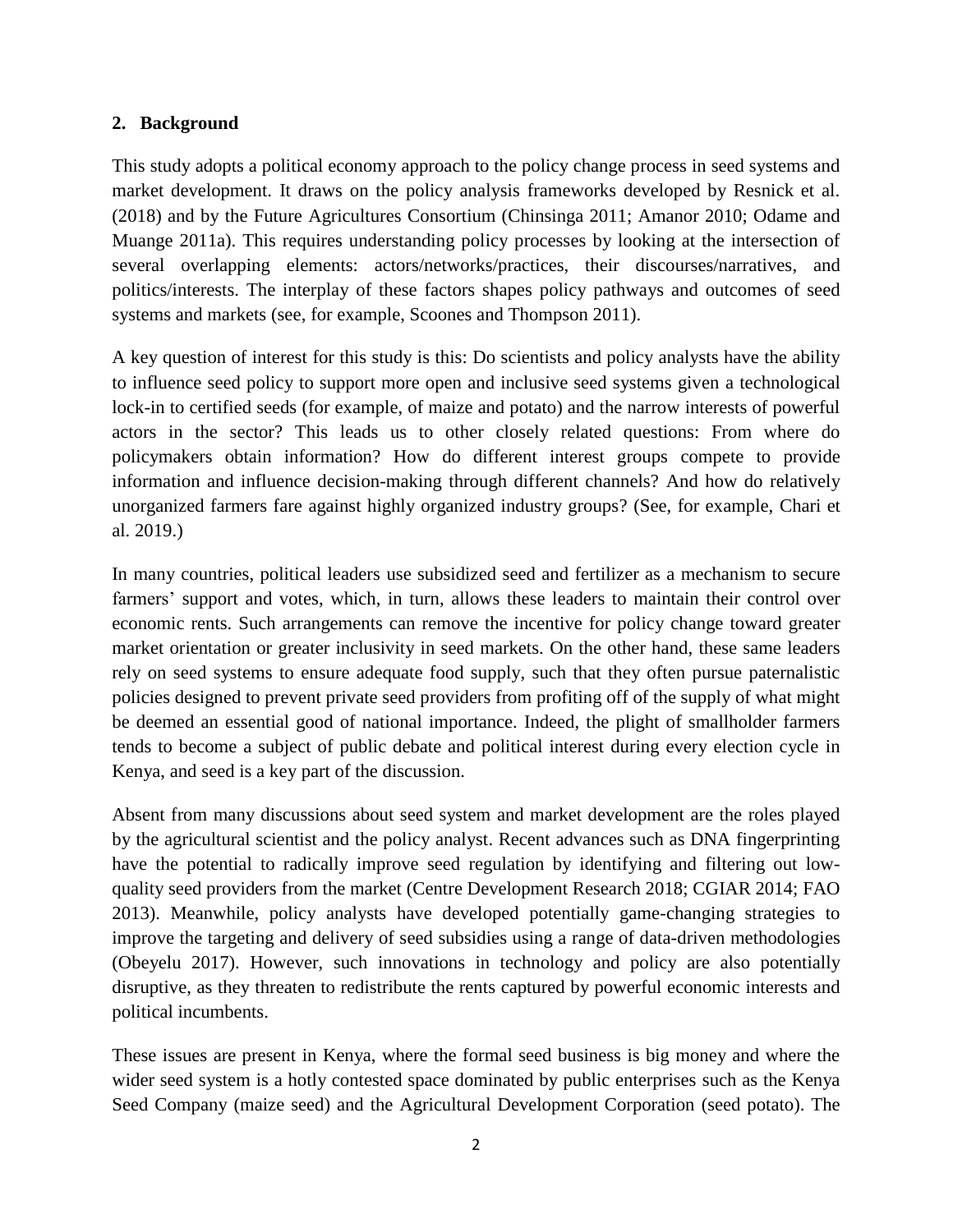## 2. Background

This study adopts a political economy approach to the policy change process in seed systems and market development. It draws on the policy analysis frameworks developed by Resnick et al. (2018) and by the Future Agricultures Consortium (Chinsinga 2011; Amanor 2010; Odame and Muange 2011a). This requires understanding policy processes by looking at the intersection of several overlapping elements: actors/networks/practices, their discourses/narratives, and politics/interests. The interplay of these factors shapes policy pathways and outcomes of seed systems and markets (see, for example, Scoones and Thompson 2011).

A key question of interest for this study is this: Do scientists and policy analysts have the ability to influence seed policy to support more open and inclusive seed systems given a technological lock-in to certified seeds (for example, of maize and potato) and the narrow interests of powerful actors in the sector? This leads us to other closely related questions: From where do policymakers obtain information? How do different interest groups compete to provide information and influence decision-making through different channels? And how do relatively unorganized farmers fare against highly organized industry groups? (See, for example, Chari et al. 2019.)

In many countries, political leaders use subsidized seed and fertilizer as a mechanism to secure farmers' support and votes, which, in turn, allows these leaders to maintain their control over economic rents. Such arrangements can remove the incentive for policy change toward greater market orientation or greater inclusivity in seed markets. On the other hand, these same leaders rely on seed systems to ensure adequate food supply, such that they often pursue paternalistic policies designed to prevent private seed providers from profiting off of the supply of what might be deemed an essential good of national importance. Indeed, the plight of smallholder farmers tends to become a subject of public debate and political interest during every election cycle in Kenya, and seed is a key part of the discussion.

Absent from many discussions about seed system and market development are the roles played by the agricultural scientist and the policy analyst. Recent advances such as DNA fingerprinting have the potential to radically improve seed regulation by identifying and filtering out low-quality seed providers from the market (Centre Development Research 2018; CGIAR 2014; FAO 2013). Meanwhile, policy analysts have developed potentially game-changing strategies to improve the targeting and delivery of seed subsidies using a range of data-driven methodologies (Obeyelu 2017). However, such innovations in technology and policy are also potentially disruptive, as they threaten to redistribute the rents captured by powerful economic interests and political incumbents.

These issues are present in Kenya, where the formal seed business is big money and where the wider seed system is a hotly contested space dominated by public enterprises such as the Kenya Seed Company (maize seed) and the Agricultural Development Corporation (seed potato). The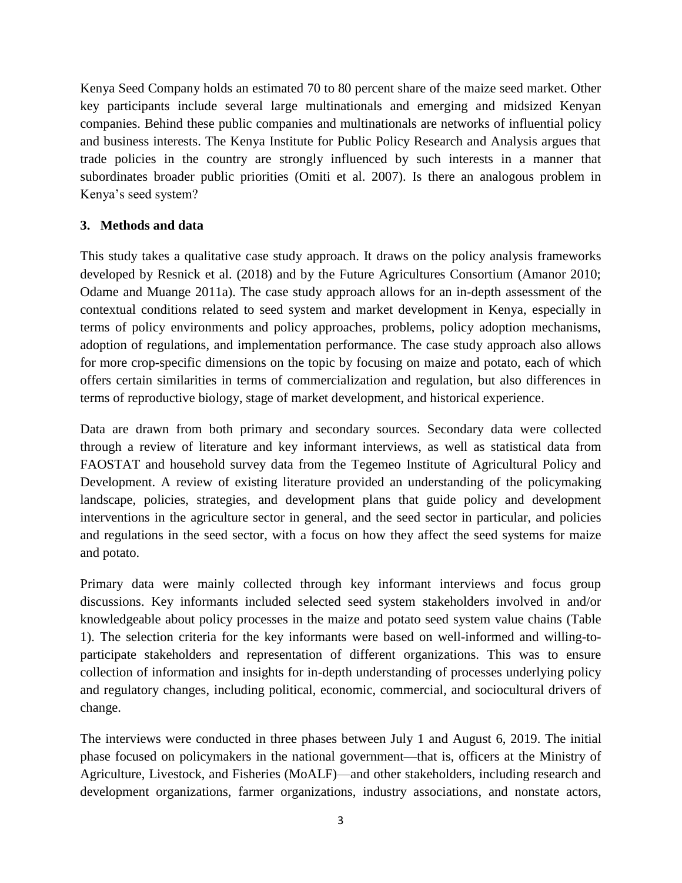Kenya Seed Company holds an estimated 70 to 80 percent share of the maize seed market. Other key participants include several large multinationals and emerging and midsized Kenyan companies. Behind these public companies and multinationals are networks of influential policy and business interests. The Kenya Institute for Public Policy Research and Analysis argues that trade policies in the country are strongly influenced by such interests in a manner that subordinates broader public priorities (Omiti et al. 2007). Is there an analogous problem in Kenya's seed system?

## 3. Methods and data

This study takes a qualitative case study approach. It draws on the policy analysis frameworks developed by Resnick et al. (2018) and by the Future Agricultures Consortium (Amanor 2010; Odame and Muange 2011a). The case study approach allows for an in-depth assessment of the contextual conditions related to seed system and market development in Kenya, especially in terms of policy environments and policy approaches, problems, policy adoption mechanisms, adoption of regulations, and implementation performance. The case study approach also allows for more crop-specific dimensions on the topic by focusing on maize and potato, each of which offers certain similarities in terms of commercialization and regulation, but also differences in terms of reproductive biology, stage of market development, and historical experience.

Data are drawn from both primary and secondary sources. Secondary data were collected through a review of literature and key informant interviews, as well as statistical data from FAOSTAT and household survey data from the Tegemeo Institute of Agricultural Policy and Development. A review of existing literature provided an understanding of the policymaking landscape, policies, strategies, and development plans that guide policy and development interventions in the agriculture sector in general, and the seed sector in particular, and policies and regulations in the seed sector, with a focus on how they affect the seed systems for maize and potato.

Primary data were mainly collected through key informant interviews and focus group discussions. Key informants included selected seed system stakeholders involved in and/or knowledgeable about policy processes in the maize and potato seed system value chains (Table 1). The selection criteria for the key informants were based on well-informed and willing-to-participate stakeholders and representation of different organizations. This was to ensure collection of information and insights for in-depth understanding of processes underlying policy and regulatory changes, including political, economic, commercial, and sociocultural drivers of change.

The interviews were conducted in three phases between July 1 and August 6, 2019. The initial phase focused on policymakers in the national government—that is, officers at the Ministry of Agriculture, Livestock, and Fisheries (MoALF)—and other stakeholders, including research and development organizations, farmer organizations, industry associations, and nonstate actors,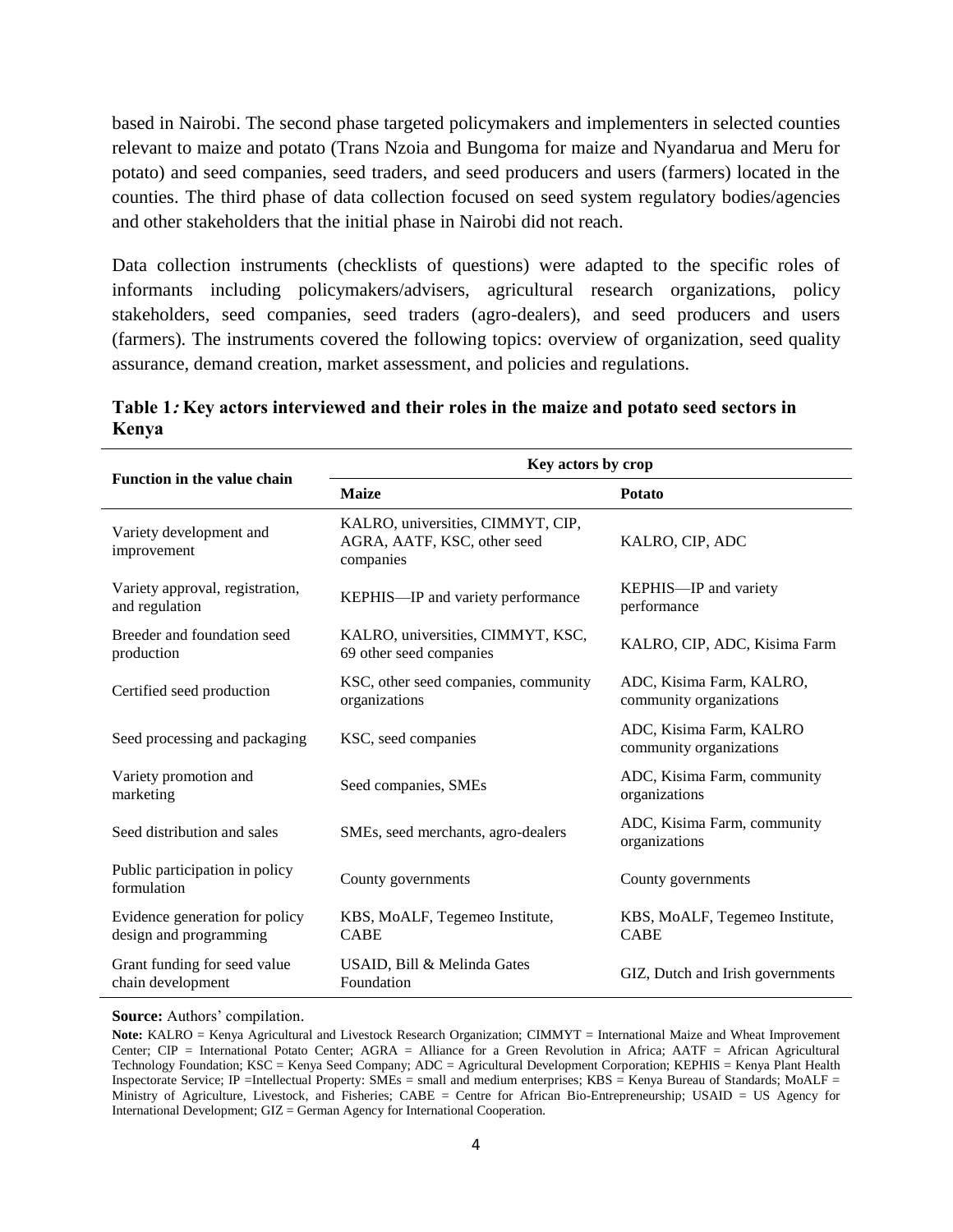based in Nairobi. The second phase targeted policymakers and implementers in selected counties relevant to maize and potato (Trans Nzoia and Bungoma for maize and Nyandarua and Meru for potato) and seed companies, seed traders, and seed producers and users (farmers) located in the counties. The third phase of data collection focused on seed system regulatory bodies/agencies and other stakeholders that the initial phase in Nairobi did not reach.

Data collection instruments (checklists of questions) were adapted to the specific roles of informants including policymakers/advisers, agricultural research organizations, policy stakeholders, seed companies, seed traders (agro-dealers), and seed producers and users (farmers). The instruments covered the following topics: overview of organization, seed quality assurance, demand creation, market assessment, and policies and regulations.

**Table 1: Key actors interviewed and their roles in the maize and potato seed sectors in Kenya**

| Function in the value chain | Key actors by crop | |
|---|---|---|
| | **Maize** | **Potato** |
| Variety development and improvement | KALRO, universities, CIMMYT, CIP, AGRA, AATF, KSC, other seed companies | KALRO, CIP, ADC |
| Variety approval, registration, and regulation | KEPHIS—IP and variety performance | KEPHIS—IP and variety performance |
| Breeder and foundation seed production | KALRO, universities, CIMMYT, KSC, 69 other seed companies | KALRO, CIP, ADC, Kisima Farm |
| Certified seed production | KSC, other seed companies, community organizations | ADC, Kisima Farm, KALRO, community organizations |
| Seed processing and packaging | KSC, seed companies | ADC, Kisima Farm, KALRO community organizations |
| Variety promotion and marketing | Seed companies, SMEs | ADC, Kisima Farm, community organizations |
| Seed distribution and sales | SMEs, seed merchants, agro-dealers | ADC, Kisima Farm, community organizations |
| Public participation in policy formulation | County governments | County governments |
| Evidence generation for policy design and programming | KBS, MoALF, Tegemeo Institute, CABE | KBS, MoALF, Tegemeo Institute, CABE |
| Grant funding for seed value chain development | USAID, Bill & Melinda Gates Foundation | GIZ, Dutch and Irish governments |

**Source:** Authors' compilation.

**Note:** KALRO = Kenya Agricultural and Livestock Research Organization; CIMMYT = International Maize and Wheat Improvement Center; CIP = International Potato Center; AGRA = Alliance for a Green Revolution in Africa; AATF = African Agricultural Technology Foundation; KSC = Kenya Seed Company; ADC = Agricultural Development Corporation; KEPHIS = Kenya Plant Health Inspectorate Service; IP =Intellectual Property: SMEs = small and medium enterprises; KBS = Kenya Bureau of Standards; MoALF = Ministry of Agriculture, Livestock, and Fisheries; CABE = Centre for African Bio-Entrepreneurship; USAID = US Agency for International Development; GIZ = German Agency for International Cooperation.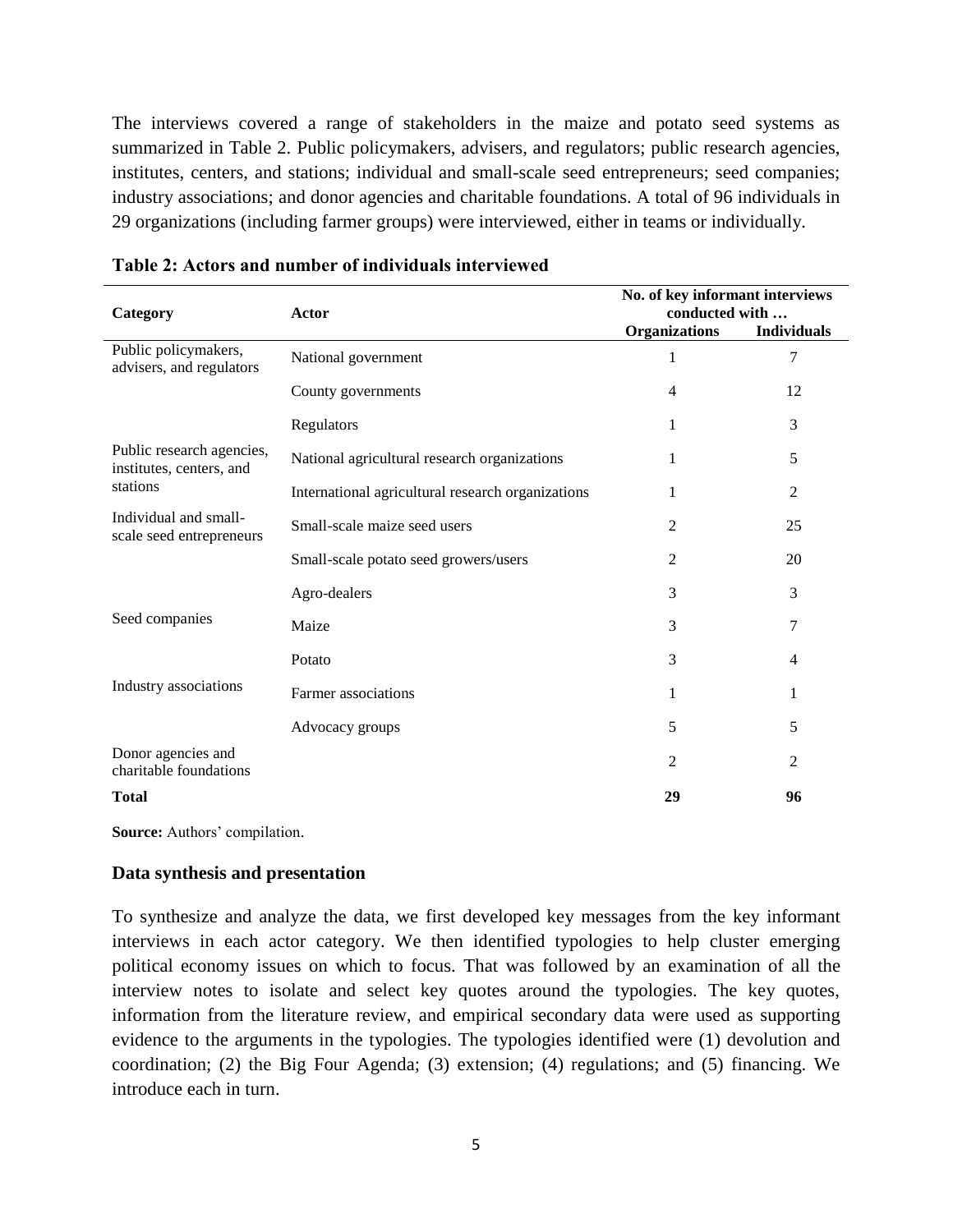The interviews covered a range of stakeholders in the maize and potato seed systems as summarized in Table 2. Public policymakers, advisers, and regulators; public research agencies, institutes, centers, and stations; individual and small-scale seed entrepreneurs; seed companies; industry associations; and donor agencies and charitable foundations. A total of 96 individuals in 29 organizations (including farmer groups) were interviewed, either in teams or individually.

**Table 2: Actors and number of individuals interviewed**

| Category | Actor | No. of key informant interviews conducted with … | |
|---|---|---|---|
| | | **Organizations** | **Individuals** |
| Public policymakers, advisers, and regulators | National government | 1 | 7 |
| | County governments | 4 | 12 |
| | Regulators | 1 | 3 |
| Public research agencies, institutes, centers, and stations | National agricultural research organizations | 1 | 5 |
| | International agricultural research organizations | 1 | 2 |
| Individual and small-scale seed entrepreneurs | Small-scale maize seed users | 2 | 25 |
| | Small-scale potato seed growers/users | 2 | 20 |
| | Agro-dealers | 3 | 3 |
| Seed companies | Maize | 3 | 7 |
| | Potato | 3 | 4 |
| Industry associations | Farmer associations | 1 | 1 |
| | Advocacy groups | 5 | 5 |
| Donor agencies and charitable foundations | | 2 | 2 |
| **Total** | | **29** | **96** |

**Source:** Authors' compilation.

### Data synthesis and presentation

To synthesize and analyze the data, we first developed key messages from the key informant interviews in each actor category. We then identified typologies to help cluster emerging political economy issues on which to focus. That was followed by an examination of all the interview notes to isolate and select key quotes around the typologies. The key quotes, information from the literature review, and empirical secondary data were used as supporting evidence to the arguments in the typologies. The typologies identified were (1) devolution and coordination; (2) the Big Four Agenda; (3) extension; (4) regulations; and (5) financing. We introduce each in turn.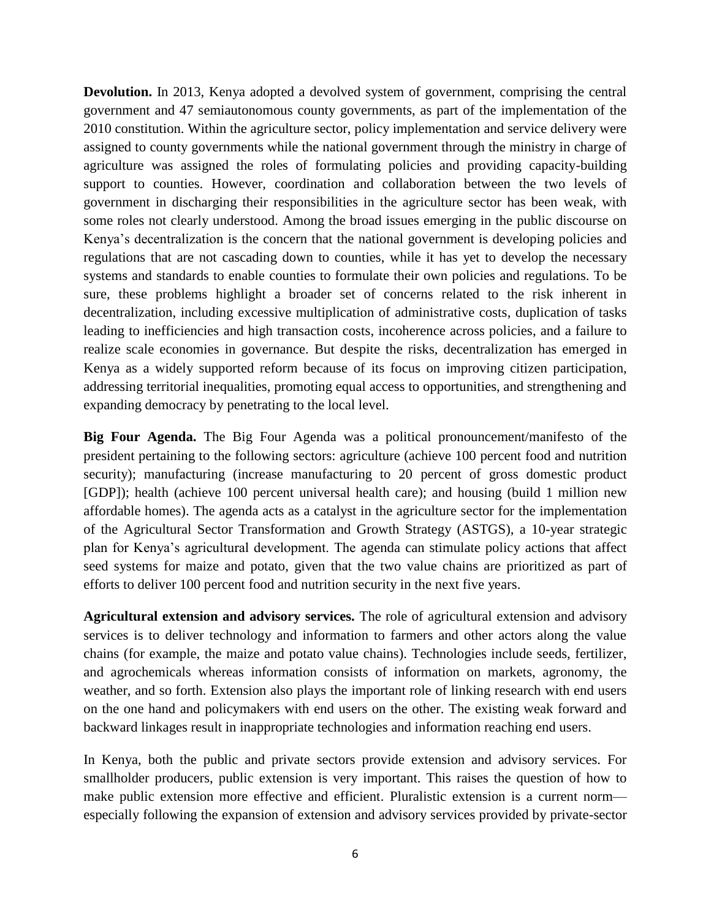**Devolution.** In 2013, Kenya adopted a devolved system of government, comprising the central government and 47 semiautonomous county governments, as part of the implementation of the 2010 constitution. Within the agriculture sector, policy implementation and service delivery were assigned to county governments while the national government through the ministry in charge of agriculture was assigned the roles of formulating policies and providing capacity-building support to counties. However, coordination and collaboration between the two levels of government in discharging their responsibilities in the agriculture sector has been weak, with some roles not clearly understood. Among the broad issues emerging in the public discourse on Kenya's decentralization is the concern that the national government is developing policies and regulations that are not cascading down to counties, while it has yet to develop the necessary systems and standards to enable counties to formulate their own policies and regulations. To be sure, these problems highlight a broader set of concerns related to the risk inherent in decentralization, including excessive multiplication of administrative costs, duplication of tasks leading to inefficiencies and high transaction costs, incoherence across policies, and a failure to realize scale economies in governance. But despite the risks, decentralization has emerged in Kenya as a widely supported reform because of its focus on improving citizen participation, addressing territorial inequalities, promoting equal access to opportunities, and strengthening and expanding democracy by penetrating to the local level.

**Big Four Agenda.** The Big Four Agenda was a political pronouncement/manifesto of the president pertaining to the following sectors: agriculture (achieve 100 percent food and nutrition security); manufacturing (increase manufacturing to 20 percent of gross domestic product [GDP]); health (achieve 100 percent universal health care); and housing (build 1 million new affordable homes). The agenda acts as a catalyst in the agriculture sector for the implementation of the Agricultural Sector Transformation and Growth Strategy (ASTGS), a 10-year strategic plan for Kenya's agricultural development. The agenda can stimulate policy actions that affect seed systems for maize and potato, given that the two value chains are prioritized as part of efforts to deliver 100 percent food and nutrition security in the next five years.

**Agricultural extension and advisory services.** The role of agricultural extension and advisory services is to deliver technology and information to farmers and other actors along the value chains (for example, the maize and potato value chains). Technologies include seeds, fertilizer, and agrochemicals whereas information consists of information on markets, agronomy, the weather, and so forth. Extension also plays the important role of linking research with end users on the one hand and policymakers with end users on the other. The existing weak forward and backward linkages result in inappropriate technologies and information reaching end users.

In Kenya, both the public and private sectors provide extension and advisory services. For smallholder producers, public extension is very important. This raises the question of how to make public extension more effective and efficient. Pluralistic extension is a current norm—especially following the expansion of extension and advisory services provided by private-sector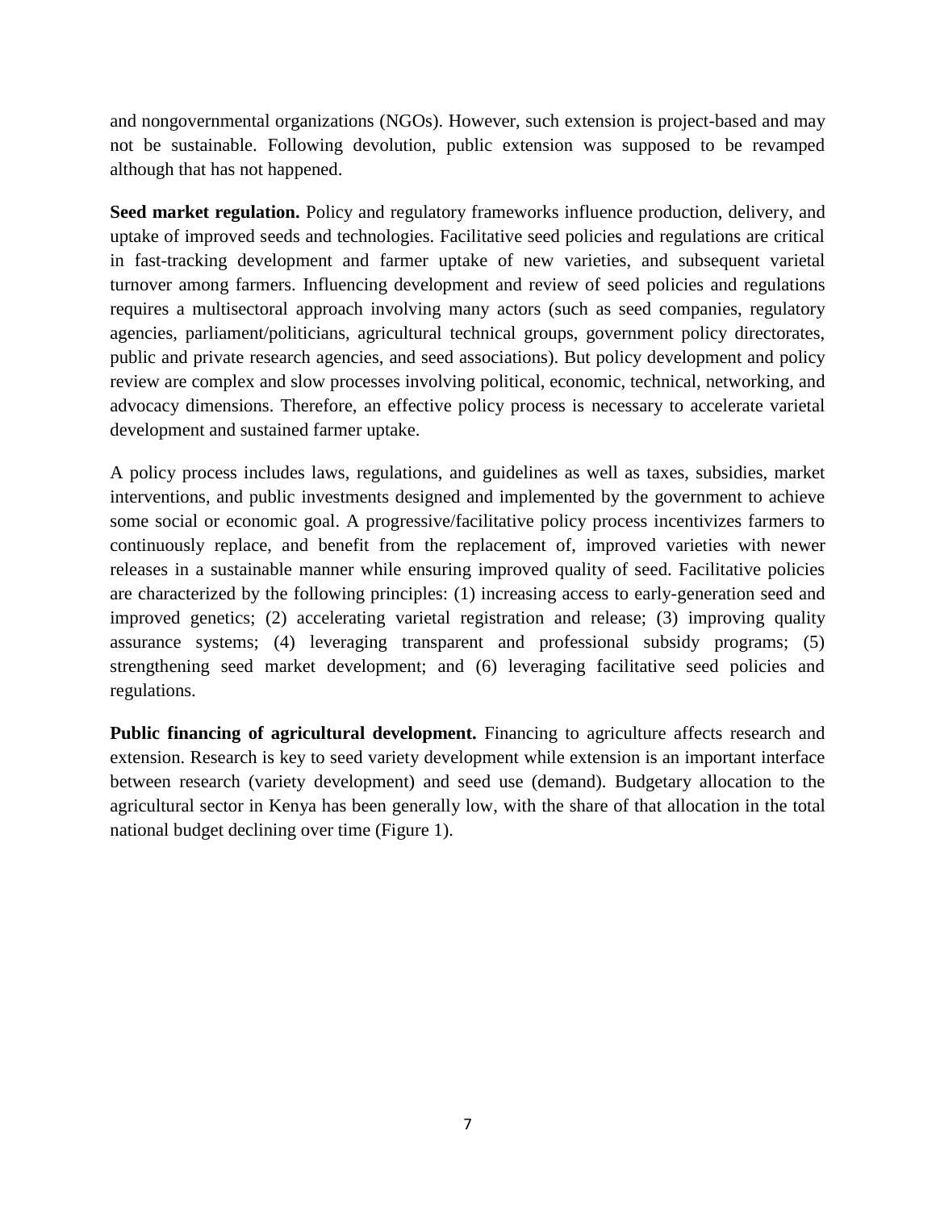and nongovernmental organizations (NGOs). However, such extension is project-based and may not be sustainable. Following devolution, public extension was supposed to be revamped although that has not happened.

**Seed market regulation.** Policy and regulatory frameworks influence production, delivery, and uptake of improved seeds and technologies. Facilitative seed policies and regulations are critical in fast-tracking development and farmer uptake of new varieties, and subsequent varietal turnover among farmers. Influencing development and review of seed policies and regulations requires a multisectoral approach involving many actors (such as seed companies, regulatory agencies, parliament/politicians, agricultural technical groups, government policy directorates, public and private research agencies, and seed associations). But policy development and policy review are complex and slow processes involving political, economic, technical, networking, and advocacy dimensions. Therefore, an effective policy process is necessary to accelerate varietal development and sustained farmer uptake.

A policy process includes laws, regulations, and guidelines as well as taxes, subsidies, market interventions, and public investments designed and implemented by the government to achieve some social or economic goal. A progressive/facilitative policy process incentivizes farmers to continuously replace, and benefit from the replacement of, improved varieties with newer releases in a sustainable manner while ensuring improved quality of seed. Facilitative policies are characterized by the following principles: (1) increasing access to early-generation seed and improved genetics; (2) accelerating varietal registration and release; (3) improving quality assurance systems; (4) leveraging transparent and professional subsidy programs; (5) strengthening seed market development; and (6) leveraging facilitative seed policies and regulations.

**Public financing of agricultural development.** Financing to agriculture affects research and extension. Research is key to seed variety development while extension is an important interface between research (variety development) and seed use (demand). Budgetary allocation to the agricultural sector in Kenya has been generally low, with the share of that allocation in the total national budget declining over time (Figure 1).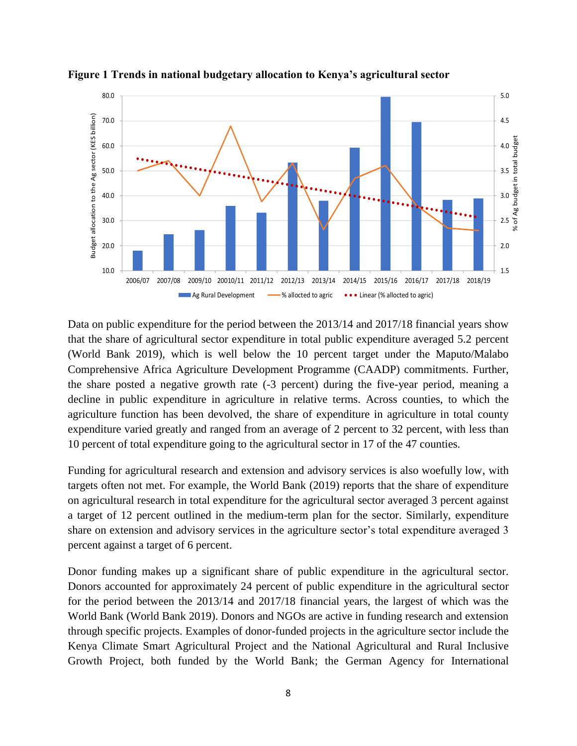**Figure 1 Trends in national budgetary allocation to Kenya's agricultural sector**

Data on public expenditure for the period between the 2013/14 and 2017/18 financial years show that the share of agricultural sector expenditure in total public expenditure averaged 5.2 percent (World Bank 2019), which is well below the 10 percent target under the Maputo/Malabo Comprehensive Africa Agriculture Development Programme (CAADP) commitments. Further, the share posted a negative growth rate (-3 percent) during the five-year period, meaning a decline in public expenditure in agriculture in relative terms. Across counties, to which the agriculture function has been devolved, the share of expenditure in agriculture in total county expenditure varied greatly and ranged from an average of 2 percent to 32 percent, with less than 10 percent of total expenditure going to the agricultural sector in 17 of the 47 counties.

Funding for agricultural research and extension and advisory services is also woefully low, with targets often not met. For example, the World Bank (2019) reports that the share of expenditure on agricultural research in total expenditure for the agricultural sector averaged 3 percent against a target of 12 percent outlined in the medium-term plan for the sector. Similarly, expenditure share on extension and advisory services in the agriculture sector's total expenditure averaged 3 percent against a target of 6 percent.

Donor funding makes up a significant share of public expenditure in the agricultural sector. Donors accounted for approximately 24 percent of public expenditure in the agricultural sector for the period between the 2013/14 and 2017/18 financial years, the largest of which was the World Bank (World Bank 2019). Donors and NGOs are active in funding research and extension through specific projects. Examples of donor-funded projects in the agriculture sector include the Kenya Climate Smart Agricultural Project and the National Agricultural and Rural Inclusive Growth Project, both funded by the World Bank; the German Agency for International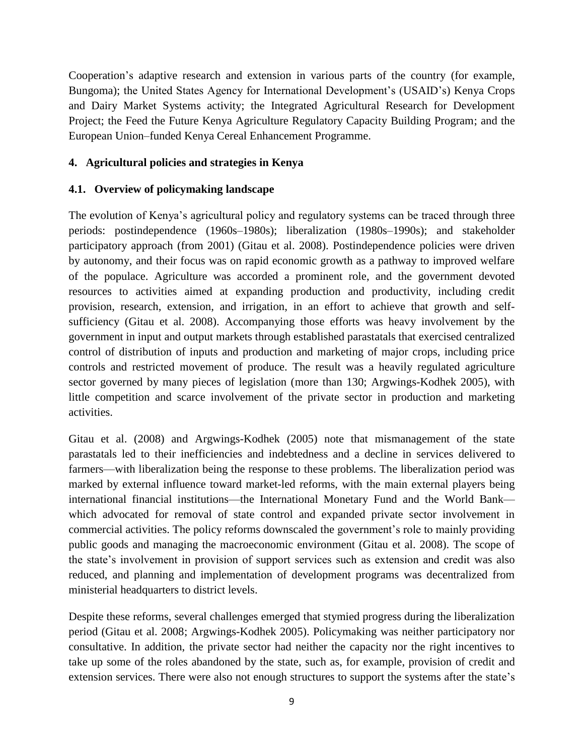Cooperation's adaptive research and extension in various parts of the country (for example, Bungoma); the United States Agency for International Development's (USAID's) Kenya Crops and Dairy Market Systems activity; the Integrated Agricultural Research for Development Project; the Feed the Future Kenya Agriculture Regulatory Capacity Building Program; and the European Union–funded Kenya Cereal Enhancement Programme.

## 4. Agricultural policies and strategies in Kenya

### 4.1. Overview of policymaking landscape

The evolution of Kenya's agricultural policy and regulatory systems can be traced through three periods: postindependence (1960s–1980s); liberalization (1980s–1990s); and stakeholder participatory approach (from 2001) (Gitau et al. 2008). Postindependence policies were driven by autonomy, and their focus was on rapid economic growth as a pathway to improved welfare of the populace. Agriculture was accorded a prominent role, and the government devoted resources to activities aimed at expanding production and productivity, including credit provision, research, extension, and irrigation, in an effort to achieve that growth and self-sufficiency (Gitau et al. 2008). Accompanying those efforts was heavy involvement by the government in input and output markets through established parastatals that exercised centralized control of distribution of inputs and production and marketing of major crops, including price controls and restricted movement of produce. The result was a heavily regulated agriculture sector governed by many pieces of legislation (more than 130; Argwings-Kodhek 2005), with little competition and scarce involvement of the private sector in production and marketing activities.

Gitau et al. (2008) and Argwings-Kodhek (2005) note that mismanagement of the state parastatals led to their inefficiencies and indebtedness and a decline in services delivered to farmers—with liberalization being the response to these problems. The liberalization period was marked by external influence toward market-led reforms, with the main external players being international financial institutions—the International Monetary Fund and the World Bank—which advocated for removal of state control and expanded private sector involvement in commercial activities. The policy reforms downscaled the government's role to mainly providing public goods and managing the macroeconomic environment (Gitau et al. 2008). The scope of the state's involvement in provision of support services such as extension and credit was also reduced, and planning and implementation of development programs was decentralized from ministerial headquarters to district levels.

Despite these reforms, several challenges emerged that stymied progress during the liberalization period (Gitau et al. 2008; Argwings-Kodhek 2005). Policymaking was neither participatory nor consultative. In addition, the private sector had neither the capacity nor the right incentives to take up some of the roles abandoned by the state, such as, for example, provision of credit and extension services. There were also not enough structures to support the systems after the state's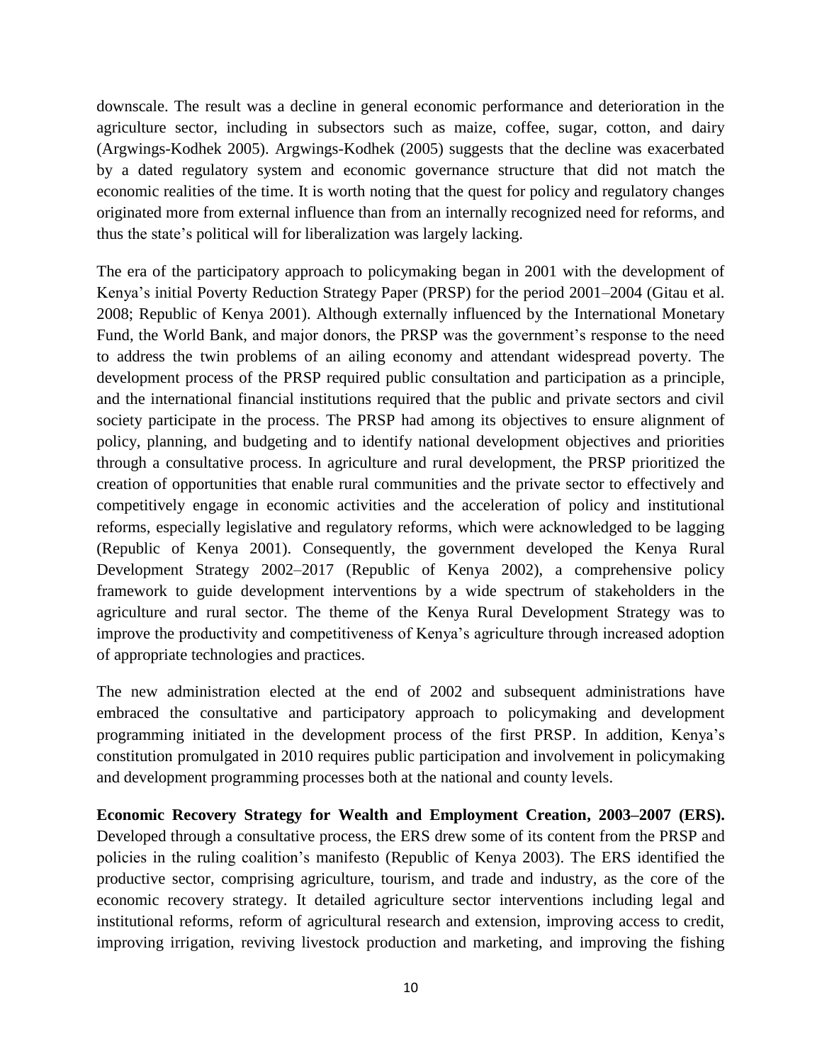downscale. The result was a decline in general economic performance and deterioration in the agriculture sector, including in subsectors such as maize, coffee, sugar, cotton, and dairy (Argwings-Kodhek 2005). Argwings-Kodhek (2005) suggests that the decline was exacerbated by a dated regulatory system and economic governance structure that did not match the economic realities of the time. It is worth noting that the quest for policy and regulatory changes originated more from external influence than from an internally recognized need for reforms, and thus the state's political will for liberalization was largely lacking.

The era of the participatory approach to policymaking began in 2001 with the development of Kenya's initial Poverty Reduction Strategy Paper (PRSP) for the period 2001–2004 (Gitau et al. 2008; Republic of Kenya 2001). Although externally influenced by the International Monetary Fund, the World Bank, and major donors, the PRSP was the government's response to the need to address the twin problems of an ailing economy and attendant widespread poverty. The development process of the PRSP required public consultation and participation as a principle, and the international financial institutions required that the public and private sectors and civil society participate in the process. The PRSP had among its objectives to ensure alignment of policy, planning, and budgeting and to identify national development objectives and priorities through a consultative process. In agriculture and rural development, the PRSP prioritized the creation of opportunities that enable rural communities and the private sector to effectively and competitively engage in economic activities and the acceleration of policy and institutional reforms, especially legislative and regulatory reforms, which were acknowledged to be lagging (Republic of Kenya 2001). Consequently, the government developed the Kenya Rural Development Strategy 2002–2017 (Republic of Kenya 2002), a comprehensive policy framework to guide development interventions by a wide spectrum of stakeholders in the agriculture and rural sector. The theme of the Kenya Rural Development Strategy was to improve the productivity and competitiveness of Kenya's agriculture through increased adoption of appropriate technologies and practices.

The new administration elected at the end of 2002 and subsequent administrations have embraced the consultative and participatory approach to policymaking and development programming initiated in the development process of the first PRSP. In addition, Kenya's constitution promulgated in 2010 requires public participation and involvement in policymaking and development programming processes both at the national and county levels.

**Economic Recovery Strategy for Wealth and Employment Creation, 2003–2007 (ERS).** Developed through a consultative process, the ERS drew some of its content from the PRSP and policies in the ruling coalition's manifesto (Republic of Kenya 2003). The ERS identified the productive sector, comprising agriculture, tourism, and trade and industry, as the core of the economic recovery strategy. It detailed agriculture sector interventions including legal and institutional reforms, reform of agricultural research and extension, improving access to credit, improving irrigation, reviving livestock production and marketing, and improving the fishing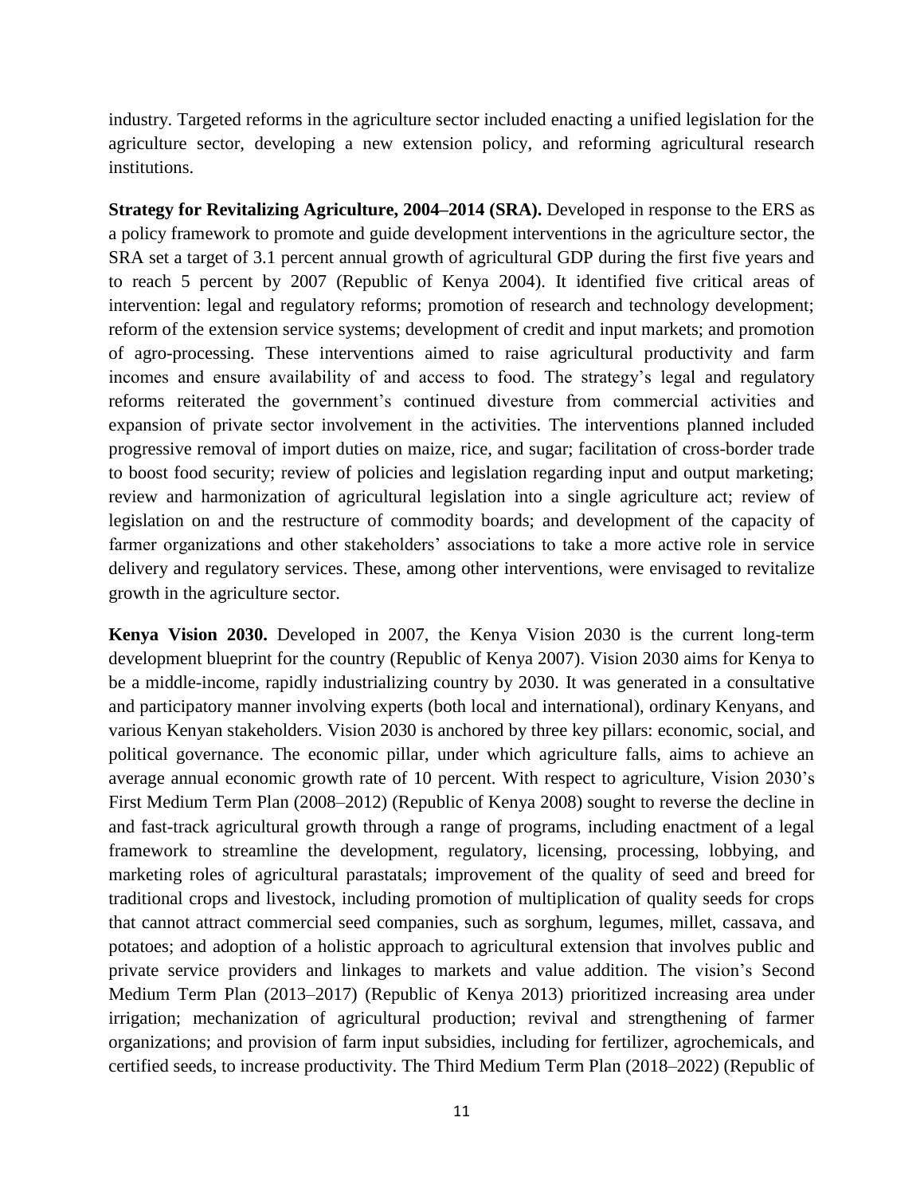industry. Targeted reforms in the agriculture sector included enacting a unified legislation for the agriculture sector, developing a new extension policy, and reforming agricultural research institutions.

**Strategy for Revitalizing Agriculture, 2004–2014 (SRA).** Developed in response to the ERS as a policy framework to promote and guide development interventions in the agriculture sector, the SRA set a target of 3.1 percent annual growth of agricultural GDP during the first five years and to reach 5 percent by 2007 (Republic of Kenya 2004). It identified five critical areas of intervention: legal and regulatory reforms; promotion of research and technology development; reform of the extension service systems; development of credit and input markets; and promotion of agro-processing. These interventions aimed to raise agricultural productivity and farm incomes and ensure availability of and access to food. The strategy's legal and regulatory reforms reiterated the government's continued divesture from commercial activities and expansion of private sector involvement in the activities. The interventions planned included progressive removal of import duties on maize, rice, and sugar; facilitation of cross-border trade to boost food security; review of policies and legislation regarding input and output marketing; review and harmonization of agricultural legislation into a single agriculture act; review of legislation on and the restructure of commodity boards; and development of the capacity of farmer organizations and other stakeholders' associations to take a more active role in service delivery and regulatory services. These, among other interventions, were envisaged to revitalize growth in the agriculture sector.

**Kenya Vision 2030.** Developed in 2007, the Kenya Vision 2030 is the current long-term development blueprint for the country (Republic of Kenya 2007). Vision 2030 aims for Kenya to be a middle-income, rapidly industrializing country by 2030. It was generated in a consultative and participatory manner involving experts (both local and international), ordinary Kenyans, and various Kenyan stakeholders. Vision 2030 is anchored by three key pillars: economic, social, and political governance. The economic pillar, under which agriculture falls, aims to achieve an average annual economic growth rate of 10 percent. With respect to agriculture, Vision 2030's First Medium Term Plan (2008–2012) (Republic of Kenya 2008) sought to reverse the decline in and fast-track agricultural growth through a range of programs, including enactment of a legal framework to streamline the development, regulatory, licensing, processing, lobbying, and marketing roles of agricultural parastatals; improvement of the quality of seed and breed for traditional crops and livestock, including promotion of multiplication of quality seeds for crops that cannot attract commercial seed companies, such as sorghum, legumes, millet, cassava, and potatoes; and adoption of a holistic approach to agricultural extension that involves public and private service providers and linkages to markets and value addition. The vision's Second Medium Term Plan (2013–2017) (Republic of Kenya 2013) prioritized increasing area under irrigation; mechanization of agricultural production; revival and strengthening of farmer organizations; and provision of farm input subsidies, including for fertilizer, agrochemicals, and certified seeds, to increase productivity. The Third Medium Term Plan (2018–2022) (Republic of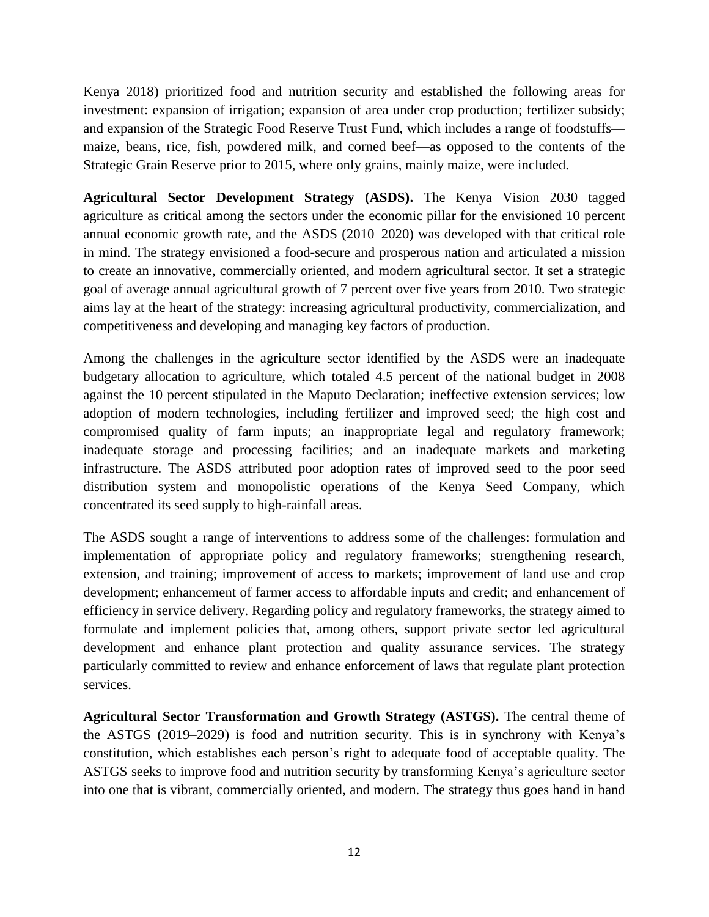Kenya 2018) prioritized food and nutrition security and established the following areas for investment: expansion of irrigation; expansion of area under crop production; fertilizer subsidy; and expansion of the Strategic Food Reserve Trust Fund, which includes a range of foodstuffs—maize, beans, rice, fish, powdered milk, and corned beef—as opposed to the contents of the Strategic Grain Reserve prior to 2015, where only grains, mainly maize, were included.

**Agricultural Sector Development Strategy (ASDS).** The Kenya Vision 2030 tagged agriculture as critical among the sectors under the economic pillar for the envisioned 10 percent annual economic growth rate, and the ASDS (2010–2020) was developed with that critical role in mind. The strategy envisioned a food-secure and prosperous nation and articulated a mission to create an innovative, commercially oriented, and modern agricultural sector. It set a strategic goal of average annual agricultural growth of 7 percent over five years from 2010. Two strategic aims lay at the heart of the strategy: increasing agricultural productivity, commercialization, and competitiveness and developing and managing key factors of production.

Among the challenges in the agriculture sector identified by the ASDS were an inadequate budgetary allocation to agriculture, which totaled 4.5 percent of the national budget in 2008 against the 10 percent stipulated in the Maputo Declaration; ineffective extension services; low adoption of modern technologies, including fertilizer and improved seed; the high cost and compromised quality of farm inputs; an inappropriate legal and regulatory framework; inadequate storage and processing facilities; and an inadequate markets and marketing infrastructure. The ASDS attributed poor adoption rates of improved seed to the poor seed distribution system and monopolistic operations of the Kenya Seed Company, which concentrated its seed supply to high-rainfall areas.

The ASDS sought a range of interventions to address some of the challenges: formulation and implementation of appropriate policy and regulatory frameworks; strengthening research, extension, and training; improvement of access to markets; improvement of land use and crop development; enhancement of farmer access to affordable inputs and credit; and enhancement of efficiency in service delivery. Regarding policy and regulatory frameworks, the strategy aimed to formulate and implement policies that, among others, support private sector–led agricultural development and enhance plant protection and quality assurance services. The strategy particularly committed to review and enhance enforcement of laws that regulate plant protection services.

**Agricultural Sector Transformation and Growth Strategy (ASTGS).** The central theme of the ASTGS (2019–2029) is food and nutrition security. This is in synchrony with Kenya's constitution, which establishes each person's right to adequate food of acceptable quality. The ASTGS seeks to improve food and nutrition security by transforming Kenya's agriculture sector into one that is vibrant, commercially oriented, and modern. The strategy thus goes hand in hand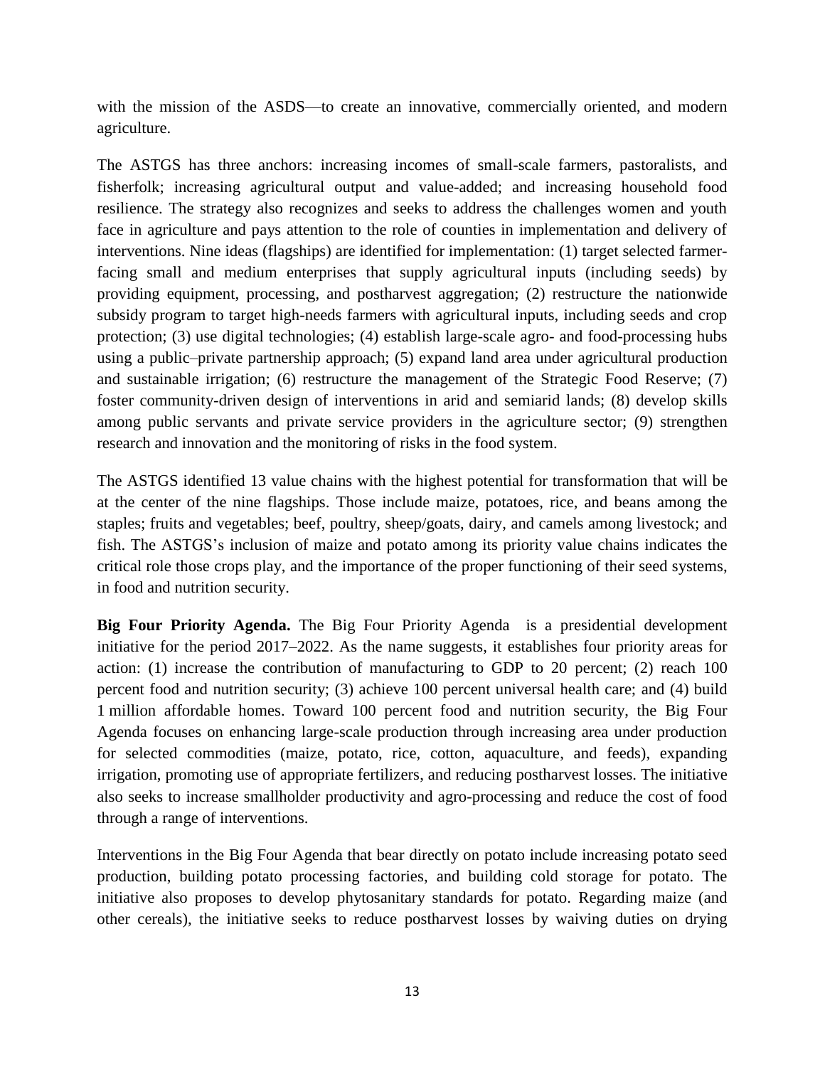with the mission of the ASDS—to create an innovative, commercially oriented, and modern agriculture.

The ASTGS has three anchors: increasing incomes of small-scale farmers, pastoralists, and fisherfolk; increasing agricultural output and value-added; and increasing household food resilience. The strategy also recognizes and seeks to address the challenges women and youth face in agriculture and pays attention to the role of counties in implementation and delivery of interventions. Nine ideas (flagships) are identified for implementation: (1) target selected farmer-facing small and medium enterprises that supply agricultural inputs (including seeds) by providing equipment, processing, and postharvest aggregation; (2) restructure the nationwide subsidy program to target high-needs farmers with agricultural inputs, including seeds and crop protection; (3) use digital technologies; (4) establish large-scale agro- and food-processing hubs using a public–private partnership approach; (5) expand land area under agricultural production and sustainable irrigation; (6) restructure the management of the Strategic Food Reserve; (7) foster community-driven design of interventions in arid and semiarid lands; (8) develop skills among public servants and private service providers in the agriculture sector; (9) strengthen research and innovation and the monitoring of risks in the food system.

The ASTGS identified 13 value chains with the highest potential for transformation that will be at the center of the nine flagships. Those include maize, potatoes, rice, and beans among the staples; fruits and vegetables; beef, poultry, sheep/goats, dairy, and camels among livestock; and fish. The ASTGS's inclusion of maize and potato among its priority value chains indicates the critical role those crops play, and the importance of the proper functioning of their seed systems, in food and nutrition security.

**Big Four Priority Agenda.** The Big Four Priority Agenda is a presidential development initiative for the period 2017–2022. As the name suggests, it establishes four priority areas for action: (1) increase the contribution of manufacturing to GDP to 20 percent; (2) reach 100 percent food and nutrition security; (3) achieve 100 percent universal health care; and (4) build 1 million affordable homes. Toward 100 percent food and nutrition security, the Big Four Agenda focuses on enhancing large-scale production through increasing area under production for selected commodities (maize, potato, rice, cotton, aquaculture, and feeds), expanding irrigation, promoting use of appropriate fertilizers, and reducing postharvest losses. The initiative also seeks to increase smallholder productivity and agro-processing and reduce the cost of food through a range of interventions.

Interventions in the Big Four Agenda that bear directly on potato include increasing potato seed production, building potato processing factories, and building cold storage for potato. The initiative also proposes to develop phytosanitary standards for potato. Regarding maize (and other cereals), the initiative seeks to reduce postharvest losses by waiving duties on drying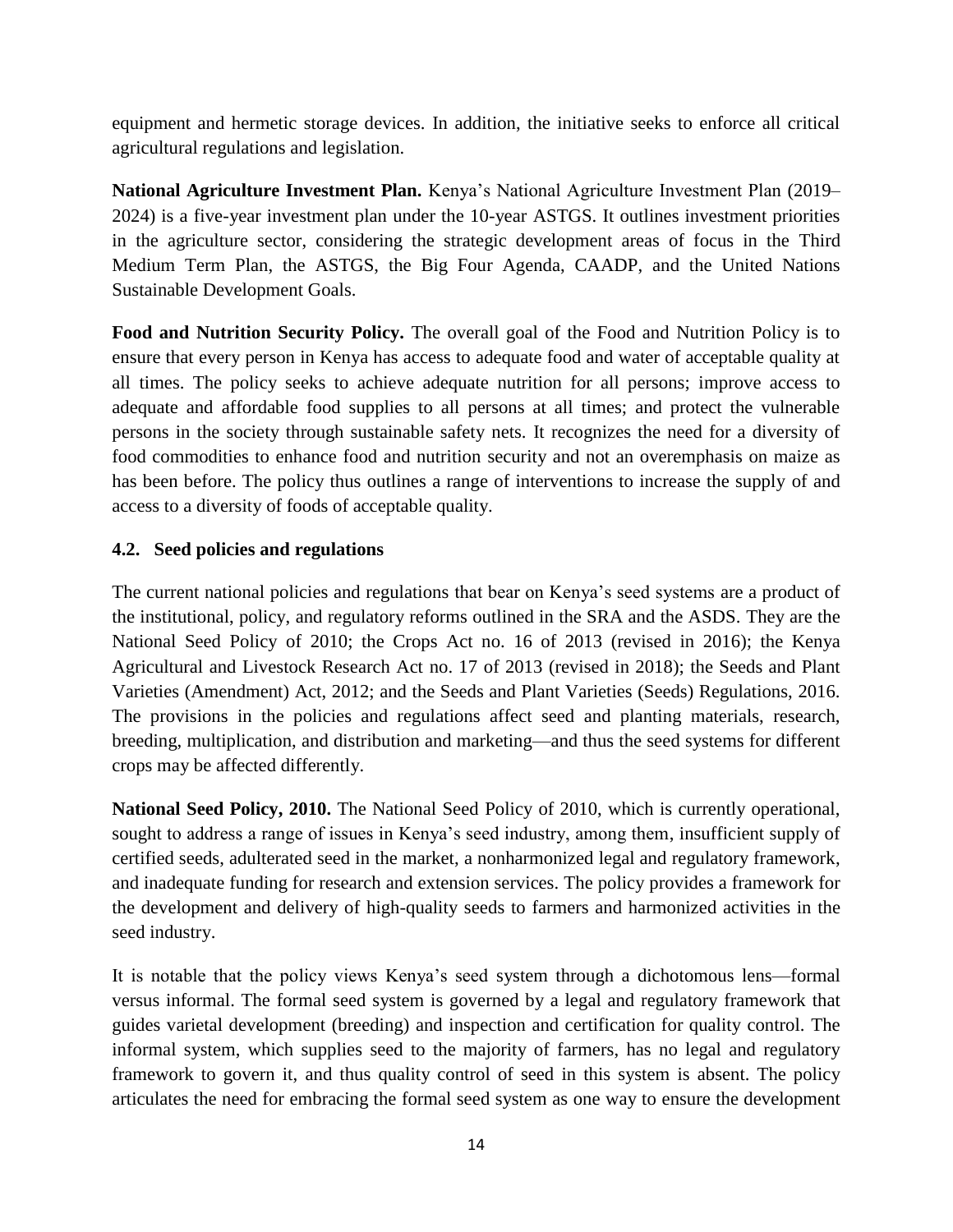equipment and hermetic storage devices. In addition, the initiative seeks to enforce all critical agricultural regulations and legislation.

**National Agriculture Investment Plan.** Kenya's National Agriculture Investment Plan (2019–2024) is a five-year investment plan under the 10-year ASTGS. It outlines investment priorities in the agriculture sector, considering the strategic development areas of focus in the Third Medium Term Plan, the ASTGS, the Big Four Agenda, CAADP, and the United Nations Sustainable Development Goals.

**Food and Nutrition Security Policy.** The overall goal of the Food and Nutrition Policy is to ensure that every person in Kenya has access to adequate food and water of acceptable quality at all times. The policy seeks to achieve adequate nutrition for all persons; improve access to adequate and affordable food supplies to all persons at all times; and protect the vulnerable persons in the society through sustainable safety nets. It recognizes the need for a diversity of food commodities to enhance food and nutrition security and not an overemphasis on maize as has been before. The policy thus outlines a range of interventions to increase the supply of and access to a diversity of foods of acceptable quality.

### 4.2. Seed policies and regulations

The current national policies and regulations that bear on Kenya's seed systems are a product of the institutional, policy, and regulatory reforms outlined in the SRA and the ASDS. They are the National Seed Policy of 2010; the Crops Act no. 16 of 2013 (revised in 2016); the Kenya Agricultural and Livestock Research Act no. 17 of 2013 (revised in 2018); the Seeds and Plant Varieties (Amendment) Act, 2012; and the Seeds and Plant Varieties (Seeds) Regulations, 2016. The provisions in the policies and regulations affect seed and planting materials, research, breeding, multiplication, and distribution and marketing—and thus the seed systems for different crops may be affected differently.

**National Seed Policy, 2010.** The National Seed Policy of 2010, which is currently operational, sought to address a range of issues in Kenya's seed industry, among them, insufficient supply of certified seeds, adulterated seed in the market, a nonharmonized legal and regulatory framework, and inadequate funding for research and extension services. The policy provides a framework for the development and delivery of high-quality seeds to farmers and harmonized activities in the seed industry.

It is notable that the policy views Kenya's seed system through a dichotomous lens—formal versus informal. The formal seed system is governed by a legal and regulatory framework that guides varietal development (breeding) and inspection and certification for quality control. The informal system, which supplies seed to the majority of farmers, has no legal and regulatory framework to govern it, and thus quality control of seed in this system is absent. The policy articulates the need for embracing the formal seed system as one way to ensure the development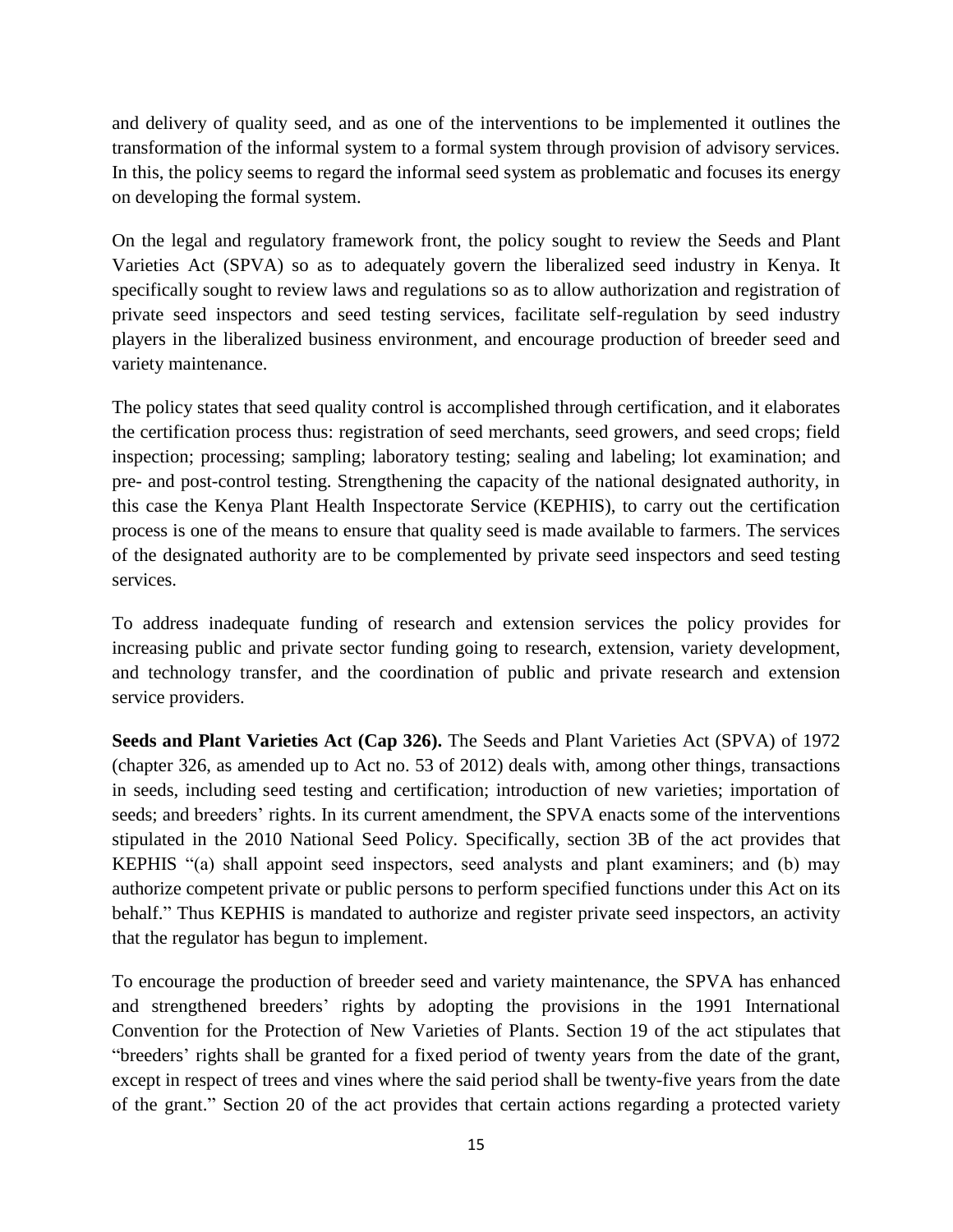and delivery of quality seed, and as one of the interventions to be implemented it outlines the transformation of the informal system to a formal system through provision of advisory services. In this, the policy seems to regard the informal seed system as problematic and focuses its energy on developing the formal system.

On the legal and regulatory framework front, the policy sought to review the Seeds and Plant Varieties Act (SPVA) so as to adequately govern the liberalized seed industry in Kenya. It specifically sought to review laws and regulations so as to allow authorization and registration of private seed inspectors and seed testing services, facilitate self-regulation by seed industry players in the liberalized business environment, and encourage production of breeder seed and variety maintenance.

The policy states that seed quality control is accomplished through certification, and it elaborates the certification process thus: registration of seed merchants, seed growers, and seed crops; field inspection; processing; sampling; laboratory testing; sealing and labeling; lot examination; and pre- and post-control testing. Strengthening the capacity of the national designated authority, in this case the Kenya Plant Health Inspectorate Service (KEPHIS), to carry out the certification process is one of the means to ensure that quality seed is made available to farmers. The services of the designated authority are to be complemented by private seed inspectors and seed testing services.

To address inadequate funding of research and extension services the policy provides for increasing public and private sector funding going to research, extension, variety development, and technology transfer, and the coordination of public and private research and extension service providers.

**Seeds and Plant Varieties Act (Cap 326).** The Seeds and Plant Varieties Act (SPVA) of 1972 (chapter 326, as amended up to Act no. 53 of 2012) deals with, among other things, transactions in seeds, including seed testing and certification; introduction of new varieties; importation of seeds; and breeders' rights. In its current amendment, the SPVA enacts some of the interventions stipulated in the 2010 National Seed Policy. Specifically, section 3B of the act provides that KEPHIS "(a) shall appoint seed inspectors, seed analysts and plant examiners; and (b) may authorize competent private or public persons to perform specified functions under this Act on its behalf." Thus KEPHIS is mandated to authorize and register private seed inspectors, an activity that the regulator has begun to implement.

To encourage the production of breeder seed and variety maintenance, the SPVA has enhanced and strengthened breeders' rights by adopting the provisions in the 1991 International Convention for the Protection of New Varieties of Plants. Section 19 of the act stipulates that "breeders' rights shall be granted for a fixed period of twenty years from the date of the grant, except in respect of trees and vines where the said period shall be twenty-five years from the date of the grant." Section 20 of the act provides that certain actions regarding a protected variety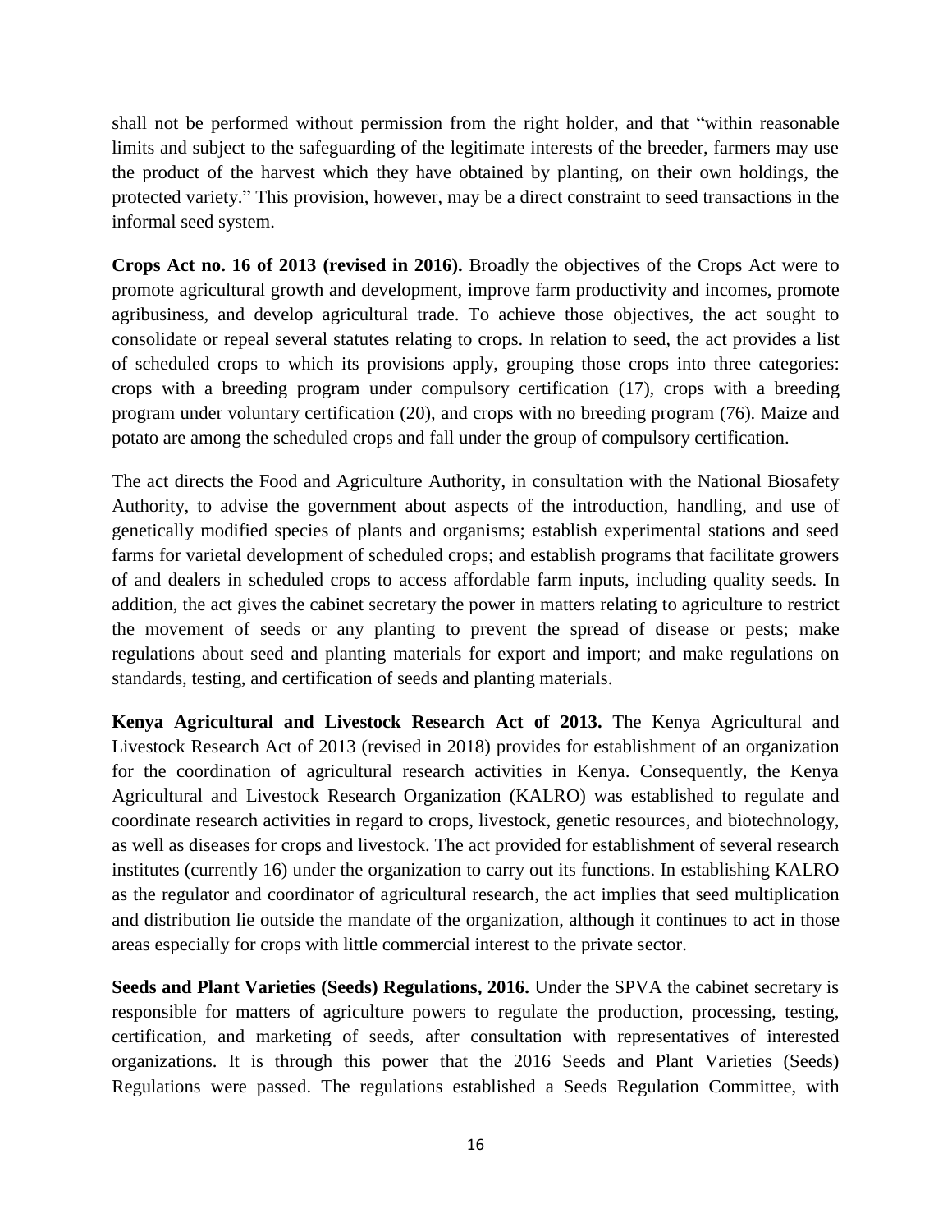shall not be performed without permission from the right holder, and that "within reasonable limits and subject to the safeguarding of the legitimate interests of the breeder, farmers may use the product of the harvest which they have obtained by planting, on their own holdings, the protected variety." This provision, however, may be a direct constraint to seed transactions in the informal seed system.

**Crops Act no. 16 of 2013 (revised in 2016).** Broadly the objectives of the Crops Act were to promote agricultural growth and development, improve farm productivity and incomes, promote agribusiness, and develop agricultural trade. To achieve those objectives, the act sought to consolidate or repeal several statutes relating to crops. In relation to seed, the act provides a list of scheduled crops to which its provisions apply, grouping those crops into three categories: crops with a breeding program under compulsory certification (17), crops with a breeding program under voluntary certification (20), and crops with no breeding program (76). Maize and potato are among the scheduled crops and fall under the group of compulsory certification.

The act directs the Food and Agriculture Authority, in consultation with the National Biosafety Authority, to advise the government about aspects of the introduction, handling, and use of genetically modified species of plants and organisms; establish experimental stations and seed farms for varietal development of scheduled crops; and establish programs that facilitate growers of and dealers in scheduled crops to access affordable farm inputs, including quality seeds. In addition, the act gives the cabinet secretary the power in matters relating to agriculture to restrict the movement of seeds or any planting to prevent the spread of disease or pests; make regulations about seed and planting materials for export and import; and make regulations on standards, testing, and certification of seeds and planting materials.

**Kenya Agricultural and Livestock Research Act of 2013.** The Kenya Agricultural and Livestock Research Act of 2013 (revised in 2018) provides for establishment of an organization for the coordination of agricultural research activities in Kenya. Consequently, the Kenya Agricultural and Livestock Research Organization (KALRO) was established to regulate and coordinate research activities in regard to crops, livestock, genetic resources, and biotechnology, as well as diseases for crops and livestock. The act provided for establishment of several research institutes (currently 16) under the organization to carry out its functions. In establishing KALRO as the regulator and coordinator of agricultural research, the act implies that seed multiplication and distribution lie outside the mandate of the organization, although it continues to act in those areas especially for crops with little commercial interest to the private sector.

**Seeds and Plant Varieties (Seeds) Regulations, 2016.** Under the SPVA the cabinet secretary is responsible for matters of agriculture powers to regulate the production, processing, testing, certification, and marketing of seeds, after consultation with representatives of interested organizations. It is through this power that the 2016 Seeds and Plant Varieties (Seeds) Regulations were passed. The regulations established a Seeds Regulation Committee, with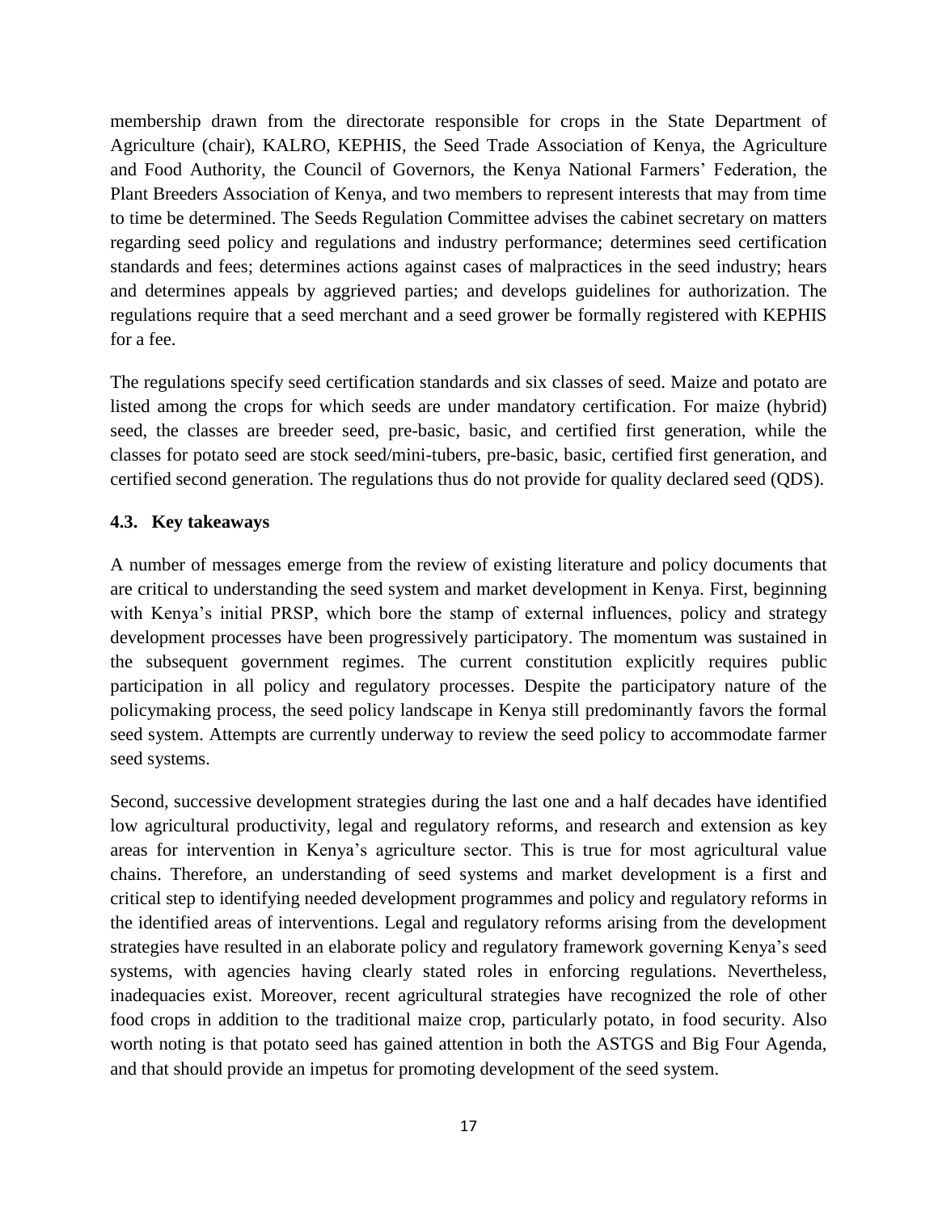membership drawn from the directorate responsible for crops in the State Department of Agriculture (chair), KALRO, KEPHIS, the Seed Trade Association of Kenya, the Agriculture and Food Authority, the Council of Governors, the Kenya National Farmers' Federation, the Plant Breeders Association of Kenya, and two members to represent interests that may from time to time be determined. The Seeds Regulation Committee advises the cabinet secretary on matters regarding seed policy and regulations and industry performance; determines seed certification standards and fees; determines actions against cases of malpractices in the seed industry; hears and determines appeals by aggrieved parties; and develops guidelines for authorization. The regulations require that a seed merchant and a seed grower be formally registered with KEPHIS for a fee.

The regulations specify seed certification standards and six classes of seed. Maize and potato are listed among the crops for which seeds are under mandatory certification. For maize (hybrid) seed, the classes are breeder seed, pre-basic, basic, and certified first generation, while the classes for potato seed are stock seed/mini-tubers, pre-basic, basic, certified first generation, and certified second generation. The regulations thus do not provide for quality declared seed (QDS).

### 4.3. Key takeaways

A number of messages emerge from the review of existing literature and policy documents that are critical to understanding the seed system and market development in Kenya. First, beginning with Kenya's initial PRSP, which bore the stamp of external influences, policy and strategy development processes have been progressively participatory. The momentum was sustained in the subsequent government regimes. The current constitution explicitly requires public participation in all policy and regulatory processes. Despite the participatory nature of the policymaking process, the seed policy landscape in Kenya still predominantly favors the formal seed system. Attempts are currently underway to review the seed policy to accommodate farmer seed systems.

Second, successive development strategies during the last one and a half decades have identified low agricultural productivity, legal and regulatory reforms, and research and extension as key areas for intervention in Kenya's agriculture sector. This is true for most agricultural value chains. Therefore, an understanding of seed systems and market development is a first and critical step to identifying needed development programmes and policy and regulatory reforms in the identified areas of interventions. Legal and regulatory reforms arising from the development strategies have resulted in an elaborate policy and regulatory framework governing Kenya's seed systems, with agencies having clearly stated roles in enforcing regulations. Nevertheless, inadequacies exist. Moreover, recent agricultural strategies have recognized the role of other food crops in addition to the traditional maize crop, particularly potato, in food security. Also worth noting is that potato seed has gained attention in both the ASTGS and Big Four Agenda, and that should provide an impetus for promoting development of the seed system.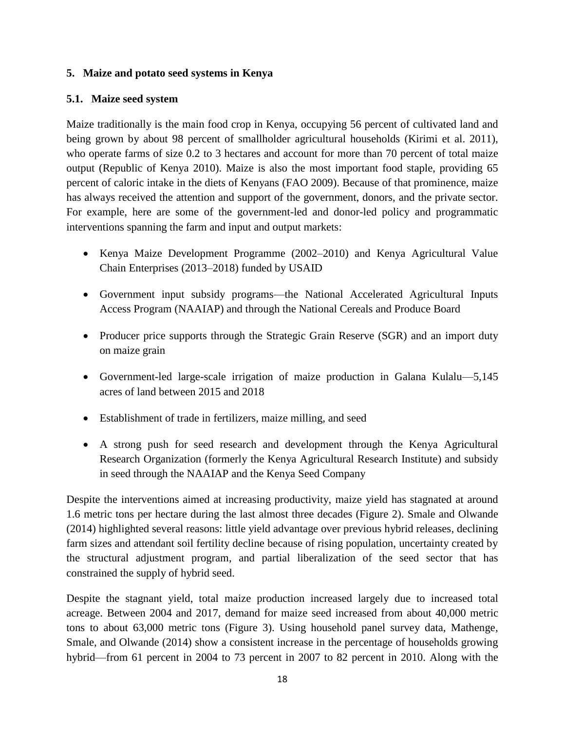## 5. Maize and potato seed systems in Kenya

### 5.1. Maize seed system

Maize traditionally is the main food crop in Kenya, occupying 56 percent of cultivated land and being grown by about 98 percent of smallholder agricultural households (Kirimi et al. 2011), who operate farms of size 0.2 to 3 hectares and account for more than 70 percent of total maize output (Republic of Kenya 2010). Maize is also the most important food staple, providing 65 percent of caloric intake in the diets of Kenyans (FAO 2009). Because of that prominence, maize has always received the attention and support of the government, donors, and the private sector. For example, here are some of the government-led and donor-led policy and programmatic interventions spanning the farm and input and output markets:

- Kenya Maize Development Programme (2002–2010) and Kenya Agricultural Value Chain Enterprises (2013–2018) funded by USAID
- Government input subsidy programs—the National Accelerated Agricultural Inputs Access Program (NAAIAP) and through the National Cereals and Produce Board
- Producer price supports through the Strategic Grain Reserve (SGR) and an import duty on maize grain
- Government-led large-scale irrigation of maize production in Galana Kulalu—5,145 acres of land between 2015 and 2018
- Establishment of trade in fertilizers, maize milling, and seed
- A strong push for seed research and development through the Kenya Agricultural Research Organization (formerly the Kenya Agricultural Research Institute) and subsidy in seed through the NAAIAP and the Kenya Seed Company

Despite the interventions aimed at increasing productivity, maize yield has stagnated at around 1.6 metric tons per hectare during the last almost three decades (Figure 2). Smale and Olwande (2014) highlighted several reasons: little yield advantage over previous hybrid releases, declining farm sizes and attendant soil fertility decline because of rising population, uncertainty created by the structural adjustment program, and partial liberalization of the seed sector that has constrained the supply of hybrid seed.

Despite the stagnant yield, total maize production increased largely due to increased total acreage. Between 2004 and 2017, demand for maize seed increased from about 40,000 metric tons to about 63,000 metric tons (Figure 3). Using household panel survey data, Mathenge, Smale, and Olwande (2014) show a consistent increase in the percentage of households growing hybrid—from 61 percent in 2004 to 73 percent in 2007 to 82 percent in 2010. Along with the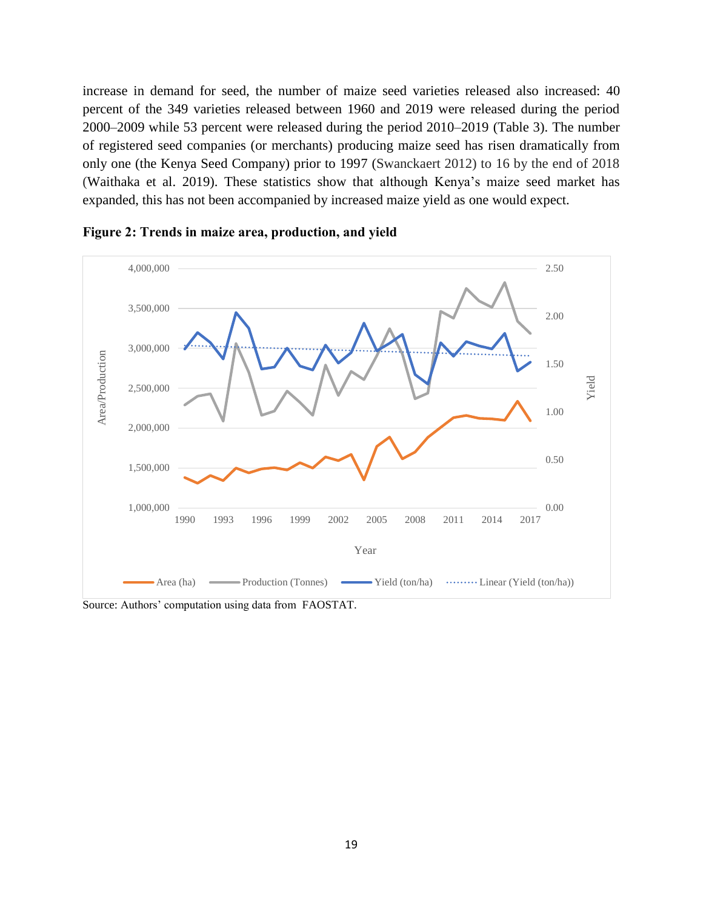increase in demand for seed, the number of maize seed varieties released also increased: 40 percent of the 349 varieties released between 1960 and 2019 were released during the period 2000–2009 while 53 percent were released during the period 2010–2019 (Table 3). The number of registered seed companies (or merchants) producing maize seed has risen dramatically from only one (the Kenya Seed Company) prior to 1997 (Swanckaert 2012) to 16 by the end of 2018 (Waithaka et al. 2019). These statistics show that although Kenya's maize seed market has expanded, this has not been accompanied by increased maize yield as one would expect.

**Figure 2: Trends in maize area, production, and yield**

Source: Authors' computation using data from FAOSTAT.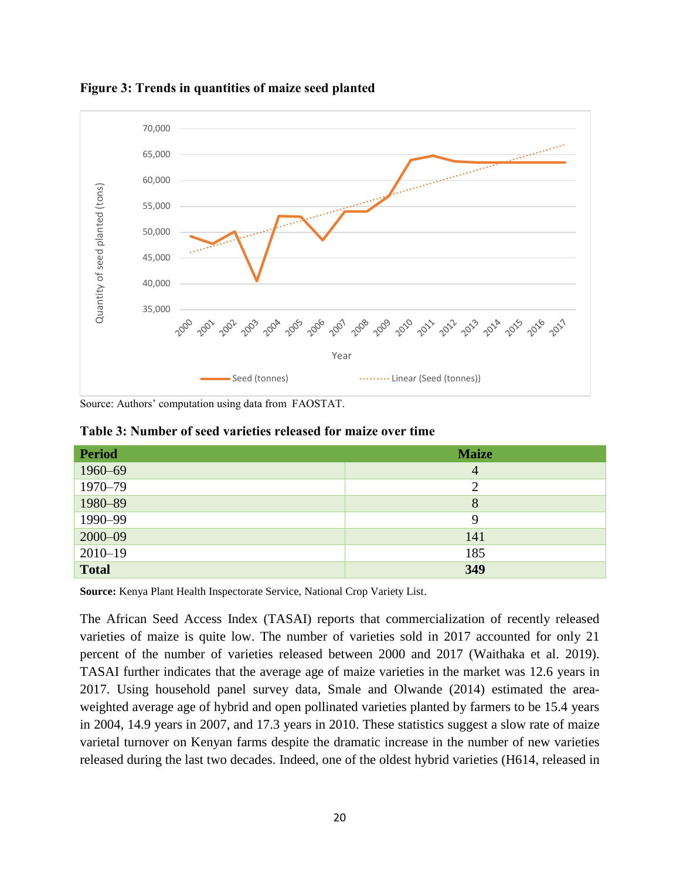**Figure 3: Trends in quantities of maize seed planted**

Source: Authors' computation using data from FAOSTAT.

**Table 3: Number of seed varieties released for maize over time**

| Period | Maize |
| --- | --- |
| 1960–69 | 4 |
| 1970–79 | 2 |
| 1980–89 | 8 |
| 1990–99 | 9 |
| 2000–09 | 141 |
| 2010–19 | 185 |
| **Total** | **349** |

**Source:** Kenya Plant Health Inspectorate Service, National Crop Variety List.

The African Seed Access Index (TASAI) reports that commercialization of recently released varieties of maize is quite low. The number of varieties sold in 2017 accounted for only 21 percent of the number of varieties released between 2000 and 2017 (Waithaka et al. 2019). TASAI further indicates that the average age of maize varieties in the market was 12.6 years in 2017. Using household panel survey data, Smale and Olwande (2014) estimated the area-weighted average age of hybrid and open pollinated varieties planted by farmers to be 15.4 years in 2004, 14.9 years in 2007, and 17.3 years in 2010. These statistics suggest a slow rate of maize varietal turnover on Kenyan farms despite the dramatic increase in the number of new varieties released during the last two decades. Indeed, one of the oldest hybrid varieties (H614, released in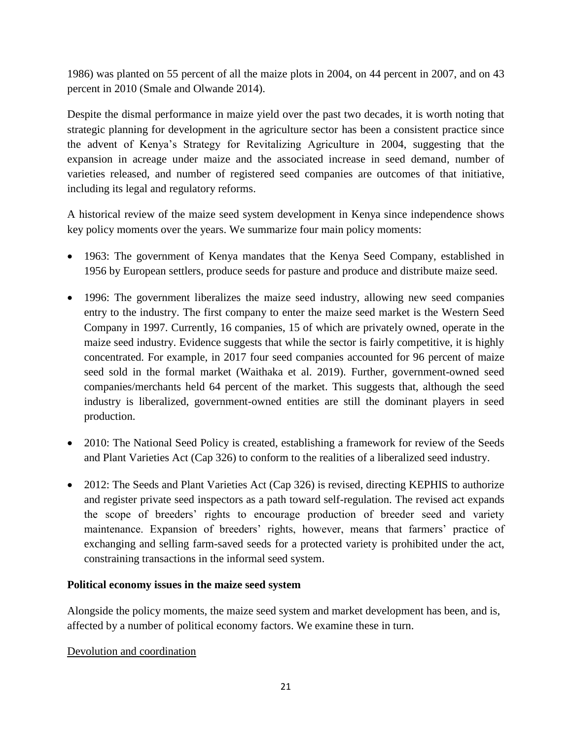1986) was planted on 55 percent of all the maize plots in 2004, on 44 percent in 2007, and on 43 percent in 2010 (Smale and Olwande 2014).

Despite the dismal performance in maize yield over the past two decades, it is worth noting that strategic planning for development in the agriculture sector has been a consistent practice since the advent of Kenya's Strategy for Revitalizing Agriculture in 2004, suggesting that the expansion in acreage under maize and the associated increase in seed demand, number of varieties released, and number of registered seed companies are outcomes of that initiative, including its legal and regulatory reforms.

A historical review of the maize seed system development in Kenya since independence shows key policy moments over the years. We summarize four main policy moments:

- 1963: The government of Kenya mandates that the Kenya Seed Company, established in 1956 by European settlers, produce seeds for pasture and produce and distribute maize seed.
- 1996: The government liberalizes the maize seed industry, allowing new seed companies entry to the industry. The first company to enter the maize seed market is the Western Seed Company in 1997. Currently, 16 companies, 15 of which are privately owned, operate in the maize seed industry. Evidence suggests that while the sector is fairly competitive, it is highly concentrated. For example, in 2017 four seed companies accounted for 96 percent of maize seed sold in the formal market (Waithaka et al. 2019). Further, government-owned seed companies/merchants held 64 percent of the market. This suggests that, although the seed industry is liberalized, government-owned entities are still the dominant players in seed production.
- 2010: The National Seed Policy is created, establishing a framework for review of the Seeds and Plant Varieties Act (Cap 326) to conform to the realities of a liberalized seed industry.
- 2012: The Seeds and Plant Varieties Act (Cap 326) is revised, directing KEPHIS to authorize and register private seed inspectors as a path toward self-regulation. The revised act expands the scope of breeders' rights to encourage production of breeder seed and variety maintenance. Expansion of breeders' rights, however, means that farmers' practice of exchanging and selling farm-saved seeds for a protected variety is prohibited under the act, constraining transactions in the informal seed system.

**Political economy issues in the maize seed system**

Alongside the policy moments, the maize seed system and market development has been, and is, affected by a number of political economy factors. We examine these in turn.

Devolution and coordination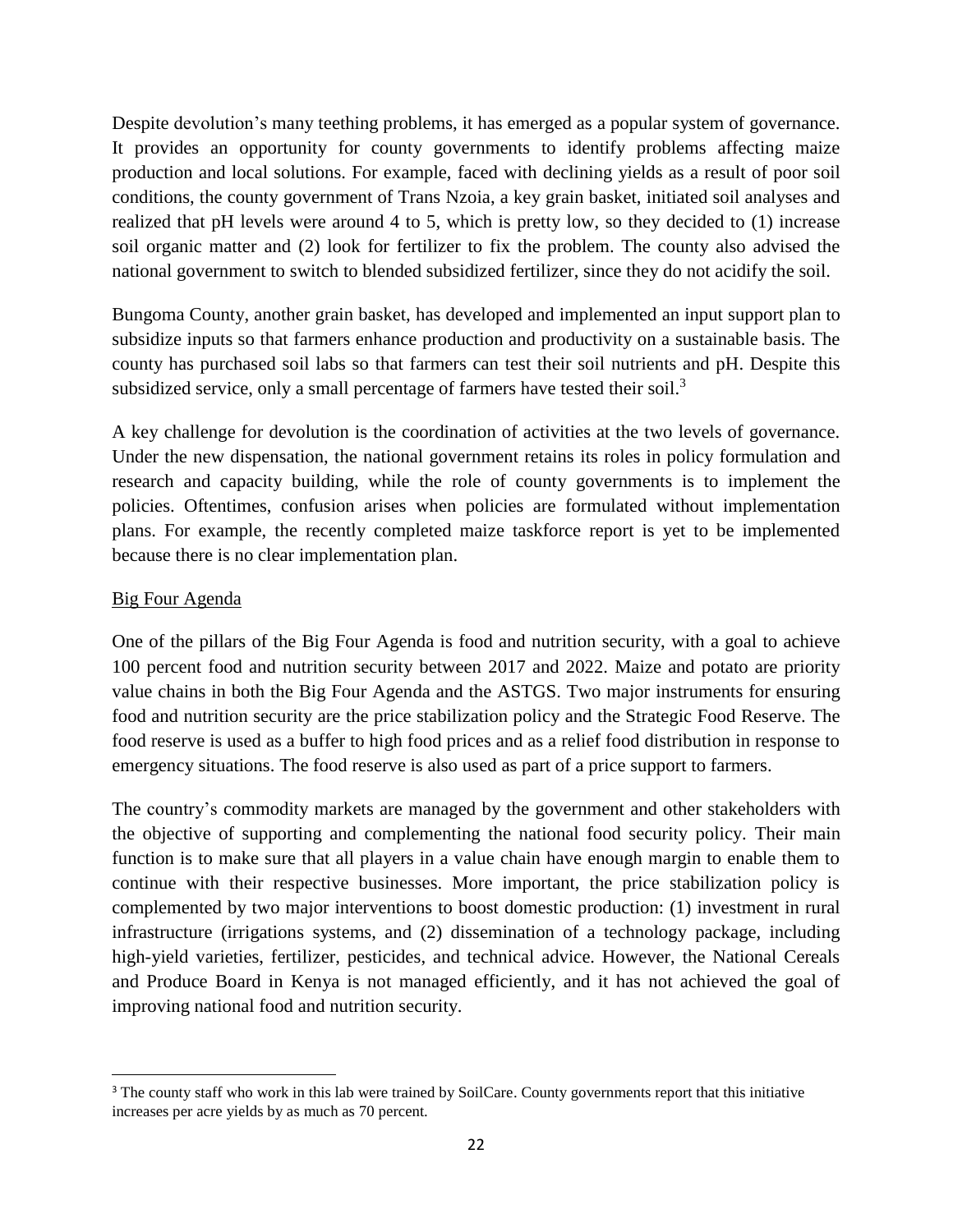Despite devolution's many teething problems, it has emerged as a popular system of governance. It provides an opportunity for county governments to identify problems affecting maize production and local solutions. For example, faced with declining yields as a result of poor soil conditions, the county government of Trans Nzoia, a key grain basket, initiated soil analyses and realized that pH levels were around 4 to 5, which is pretty low, so they decided to (1) increase soil organic matter and (2) look for fertilizer to fix the problem. The county also advised the national government to switch to blended subsidized fertilizer, since they do not acidify the soil.

Bungoma County, another grain basket, has developed and implemented an input support plan to subsidize inputs so that farmers enhance production and productivity on a sustainable basis. The county has purchased soil labs so that farmers can test their soil nutrients and pH. Despite this subsidized service, only a small percentage of farmers have tested their soil.[3]

A key challenge for devolution is the coordination of activities at the two levels of governance. Under the new dispensation, the national government retains its roles in policy formulation and research and capacity building, while the role of county governments is to implement the policies. Oftentimes, confusion arises when policies are formulated without implementation plans. For example, the recently completed maize taskforce report is yet to be implemented because there is no clear implementation plan.

Big Four Agenda

One of the pillars of the Big Four Agenda is food and nutrition security, with a goal to achieve 100 percent food and nutrition security between 2017 and 2022. Maize and potato are priority value chains in both the Big Four Agenda and the ASTGS. Two major instruments for ensuring food and nutrition security are the price stabilization policy and the Strategic Food Reserve. The food reserve is used as a buffer to high food prices and as a relief food distribution in response to emergency situations. The food reserve is also used as part of a price support to farmers.

The country's commodity markets are managed by the government and other stakeholders with the objective of supporting and complementing the national food security policy. Their main function is to make sure that all players in a value chain have enough margin to enable them to continue with their respective businesses. More important, the price stabilization policy is complemented by two major interventions to boost domestic production: (1) investment in rural infrastructure (irrigations systems, and (2) dissemination of a technology package, including high-yield varieties, fertilizer, pesticides, and technical advice. However, the National Cereals and Produce Board in Kenya is not managed efficiently, and it has not achieved the goal of improving national food and nutrition security.

[3] The county staff who work in this lab were trained by SoilCare. County governments report that this initiative increases per acre yields by as much as 70 percent.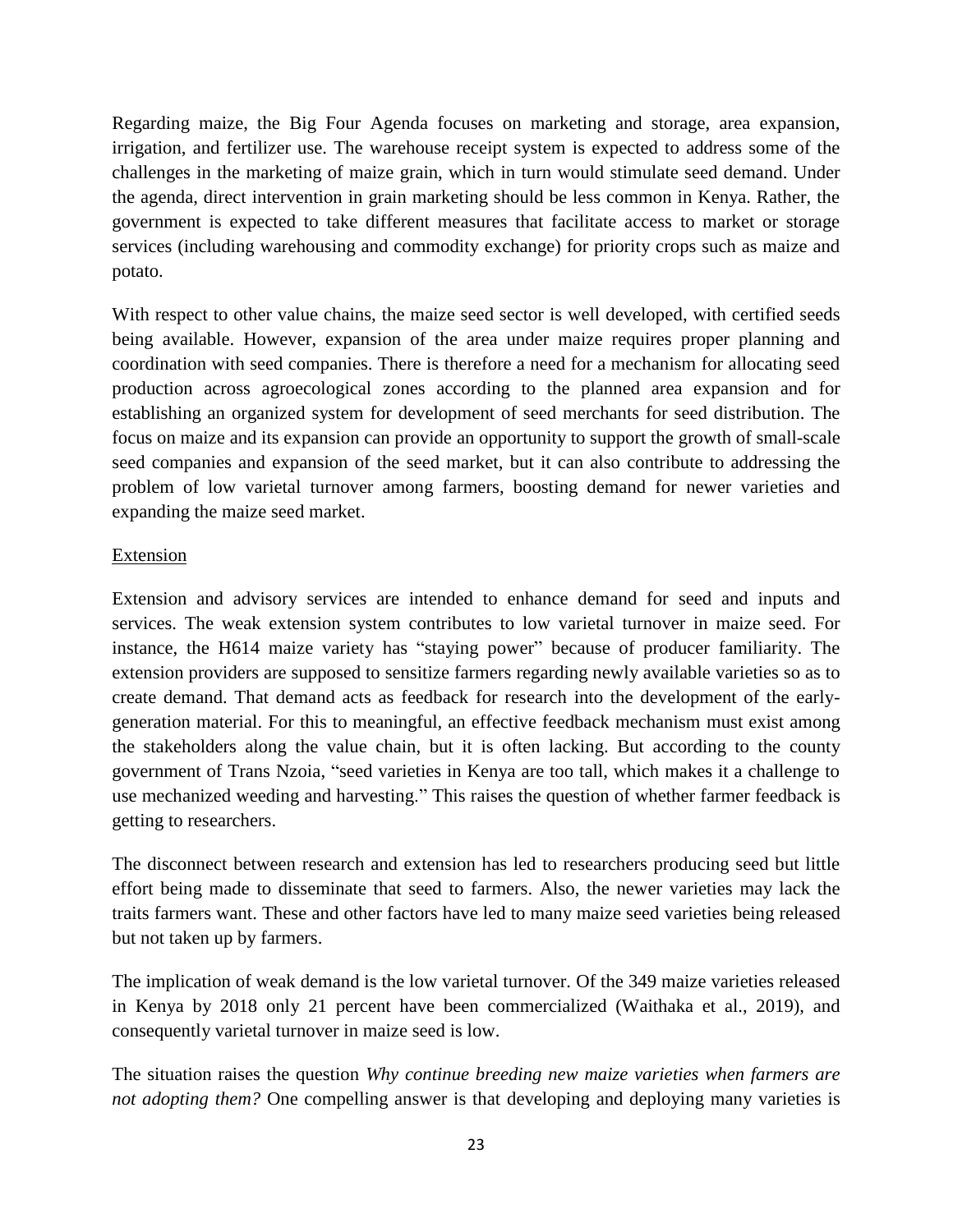Regarding maize, the Big Four Agenda focuses on marketing and storage, area expansion, irrigation, and fertilizer use. The warehouse receipt system is expected to address some of the challenges in the marketing of maize grain, which in turn would stimulate seed demand. Under the agenda, direct intervention in grain marketing should be less common in Kenya. Rather, the government is expected to take different measures that facilitate access to market or storage services (including warehousing and commodity exchange) for priority crops such as maize and potato.

With respect to other value chains, the maize seed sector is well developed, with certified seeds being available. However, expansion of the area under maize requires proper planning and coordination with seed companies. There is therefore a need for a mechanism for allocating seed production across agroecological zones according to the planned area expansion and for establishing an organized system for development of seed merchants for seed distribution. The focus on maize and its expansion can provide an opportunity to support the growth of small-scale seed companies and expansion of the seed market, but it can also contribute to addressing the problem of low varietal turnover among farmers, boosting demand for newer varieties and expanding the maize seed market.

Extension

Extension and advisory services are intended to enhance demand for seed and inputs and services. The weak extension system contributes to low varietal turnover in maize seed. For instance, the H614 maize variety has "staying power" because of producer familiarity. The extension providers are supposed to sensitize farmers regarding newly available varieties so as to create demand. That demand acts as feedback for research into the development of the early-generation material. For this to meaningful, an effective feedback mechanism must exist among the stakeholders along the value chain, but it is often lacking. But according to the county government of Trans Nzoia, "seed varieties in Kenya are too tall, which makes it a challenge to use mechanized weeding and harvesting." This raises the question of whether farmer feedback is getting to researchers.

The disconnect between research and extension has led to researchers producing seed but little effort being made to disseminate that seed to farmers. Also, the newer varieties may lack the traits farmers want. These and other factors have led to many maize seed varieties being released but not taken up by farmers.

The implication of weak demand is the low varietal turnover. Of the 349 maize varieties released in Kenya by 2018 only 21 percent have been commercialized (Waithaka et al., 2019), and consequently varietal turnover in maize seed is low.

The situation raises the question *Why continue breeding new maize varieties when farmers are not adopting them?* One compelling answer is that developing and deploying many varieties is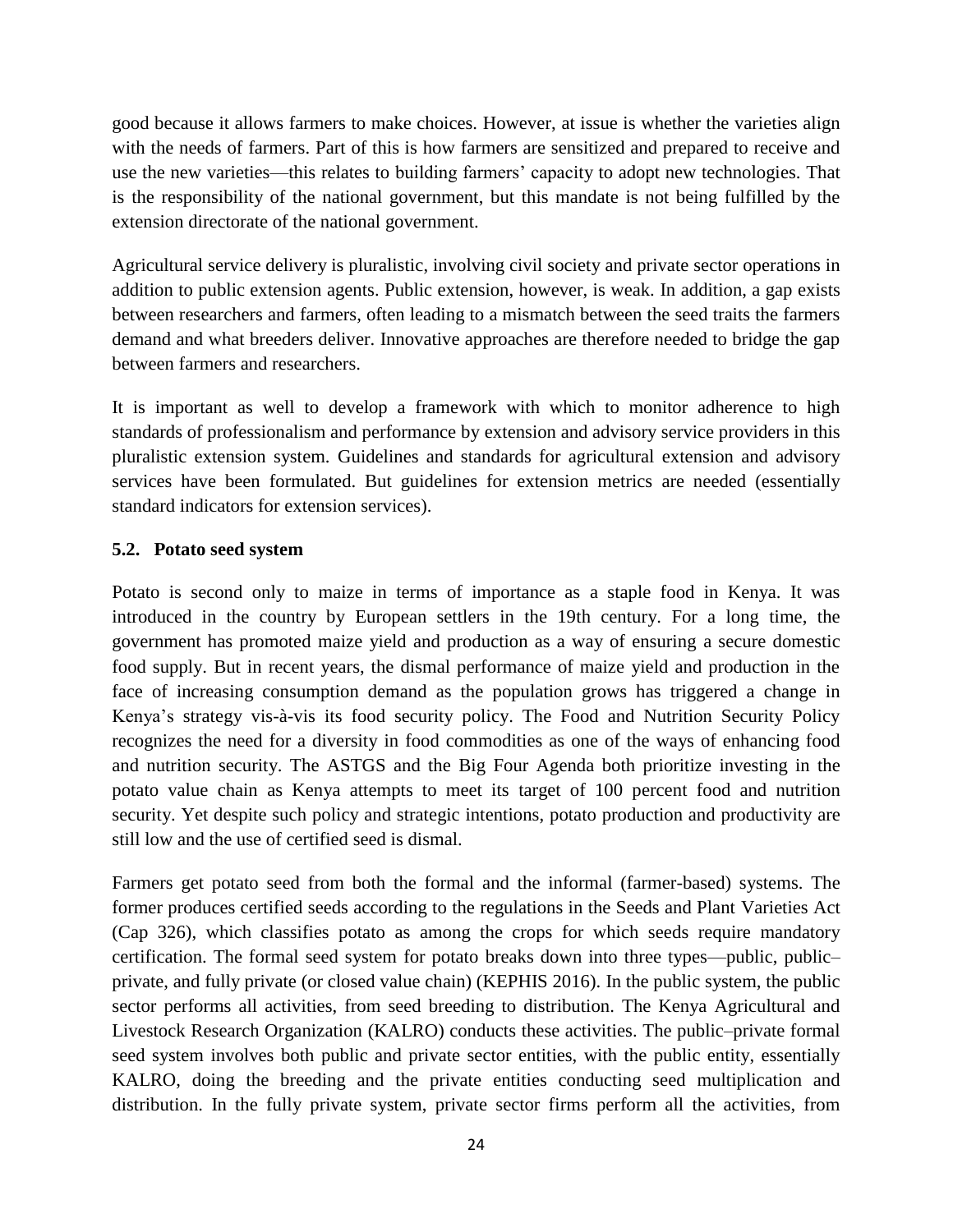good because it allows farmers to make choices. However, at issue is whether the varieties align with the needs of farmers. Part of this is how farmers are sensitized and prepared to receive and use the new varieties—this relates to building farmers' capacity to adopt new technologies. That is the responsibility of the national government, but this mandate is not being fulfilled by the extension directorate of the national government.

Agricultural service delivery is pluralistic, involving civil society and private sector operations in addition to public extension agents. Public extension, however, is weak. In addition, a gap exists between researchers and farmers, often leading to a mismatch between the seed traits the farmers demand and what breeders deliver. Innovative approaches are therefore needed to bridge the gap between farmers and researchers.

It is important as well to develop a framework with which to monitor adherence to high standards of professionalism and performance by extension and advisory service providers in this pluralistic extension system. Guidelines and standards for agricultural extension and advisory services have been formulated. But guidelines for extension metrics are needed (essentially standard indicators for extension services).

### 5.2. Potato seed system

Potato is second only to maize in terms of importance as a staple food in Kenya. It was introduced in the country by European settlers in the 19th century. For a long time, the government has promoted maize yield and production as a way of ensuring a secure domestic food supply. But in recent years, the dismal performance of maize yield and production in the face of increasing consumption demand as the population grows has triggered a change in Kenya's strategy vis-à-vis its food security policy. The Food and Nutrition Security Policy recognizes the need for a diversity in food commodities as one of the ways of enhancing food and nutrition security. The ASTGS and the Big Four Agenda both prioritize investing in the potato value chain as Kenya attempts to meet its target of 100 percent food and nutrition security. Yet despite such policy and strategic intentions, potato production and productivity are still low and the use of certified seed is dismal.

Farmers get potato seed from both the formal and the informal (farmer-based) systems. The former produces certified seeds according to the regulations in the Seeds and Plant Varieties Act (Cap 326), which classifies potato as among the crops for which seeds require mandatory certification. The formal seed system for potato breaks down into three types—public, public–private, and fully private (or closed value chain) (KEPHIS 2016). In the public system, the public sector performs all activities, from seed breeding to distribution. The Kenya Agricultural and Livestock Research Organization (KALRO) conducts these activities. The public–private formal seed system involves both public and private sector entities, with the public entity, essentially KALRO, doing the breeding and the private entities conducting seed multiplication and distribution. In the fully private system, private sector firms perform all the activities, from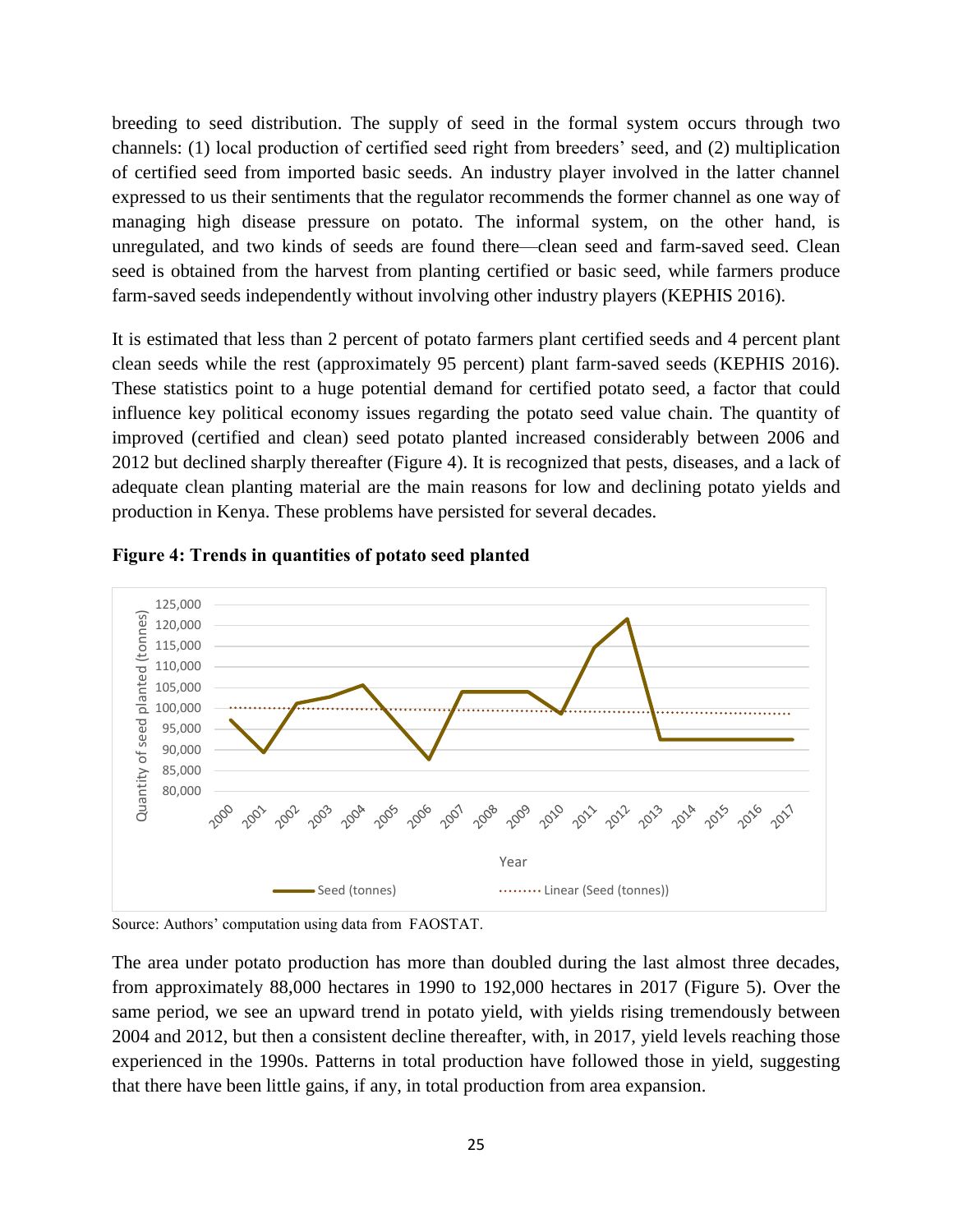breeding to seed distribution. The supply of seed in the formal system occurs through two channels: (1) local production of certified seed right from breeders' seed, and (2) multiplication of certified seed from imported basic seeds. An industry player involved in the latter channel expressed to us their sentiments that the regulator recommends the former channel as one way of managing high disease pressure on potato. The informal system, on the other hand, is unregulated, and two kinds of seeds are found there—clean seed and farm-saved seed. Clean seed is obtained from the harvest from planting certified or basic seed, while farmers produce farm-saved seeds independently without involving other industry players (KEPHIS 2016).

It is estimated that less than 2 percent of potato farmers plant certified seeds and 4 percent plant clean seeds while the rest (approximately 95 percent) plant farm-saved seeds (KEPHIS 2016). These statistics point to a huge potential demand for certified potato seed, a factor that could influence key political economy issues regarding the potato seed value chain. The quantity of improved (certified and clean) seed potato planted increased considerably between 2006 and 2012 but declined sharply thereafter (Figure 4). It is recognized that pests, diseases, and a lack of adequate clean planting material are the main reasons for low and declining potato yields and production in Kenya. These problems have persisted for several decades.

**Figure 4: Trends in quantities of potato seed planted**

Source: Authors' computation using data from FAOSTAT.

The area under potato production has more than doubled during the last almost three decades, from approximately 88,000 hectares in 1990 to 192,000 hectares in 2017 (Figure 5). Over the same period, we see an upward trend in potato yield, with yields rising tremendously between 2004 and 2012, but then a consistent decline thereafter, with, in 2017, yield levels reaching those experienced in the 1990s. Patterns in total production have followed those in yield, suggesting that there have been little gains, if any, in total production from area expansion.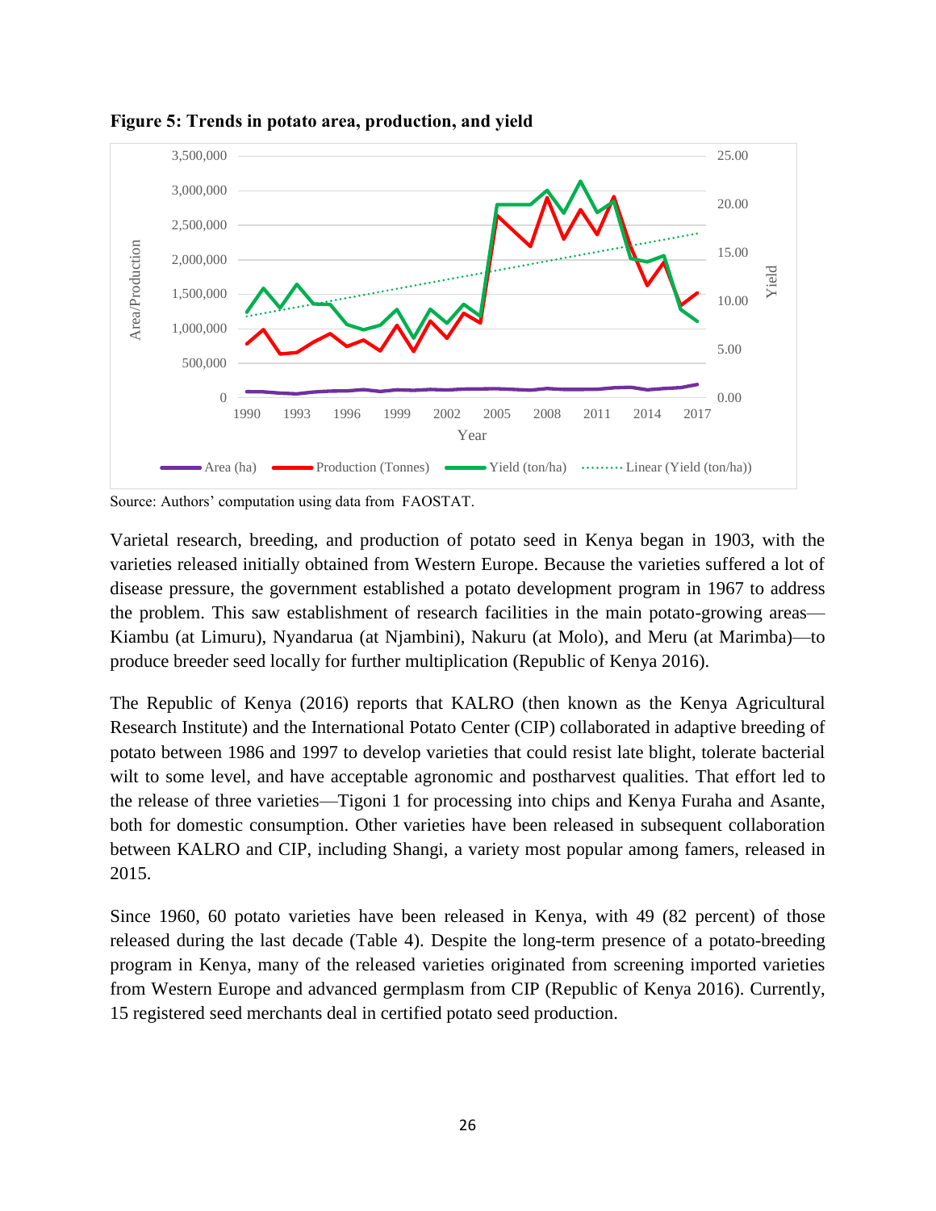**Figure 5: Trends in potato area, production, and yield**

Source: Authors' computation using data from FAOSTAT.

Varietal research, breeding, and production of potato seed in Kenya began in 1903, with the varieties released initially obtained from Western Europe. Because the varieties suffered a lot of disease pressure, the government established a potato development program in 1967 to address the problem. This saw establishment of research facilities in the main potato-growing areas—Kiambu (at Limuru), Nyandarua (at Njambini), Nakuru (at Molo), and Meru (at Marimba)—to produce breeder seed locally for further multiplication (Republic of Kenya 2016).

The Republic of Kenya (2016) reports that KALRO (then known as the Kenya Agricultural Research Institute) and the International Potato Center (CIP) collaborated in adaptive breeding of potato between 1986 and 1997 to develop varieties that could resist late blight, tolerate bacterial wilt to some level, and have acceptable agronomic and postharvest qualities. That effort led to the release of three varieties—Tigoni 1 for processing into chips and Kenya Furaha and Asante, both for domestic consumption. Other varieties have been released in subsequent collaboration between KALRO and CIP, including Shangi, a variety most popular among famers, released in 2015.

Since 1960, 60 potato varieties have been released in Kenya, with 49 (82 percent) of those released during the last decade (Table 4). Despite the long-term presence of a potato-breeding program in Kenya, many of the released varieties originated from screening imported varieties from Western Europe and advanced germplasm from CIP (Republic of Kenya 2016). Currently, 15 registered seed merchants deal in certified potato seed production.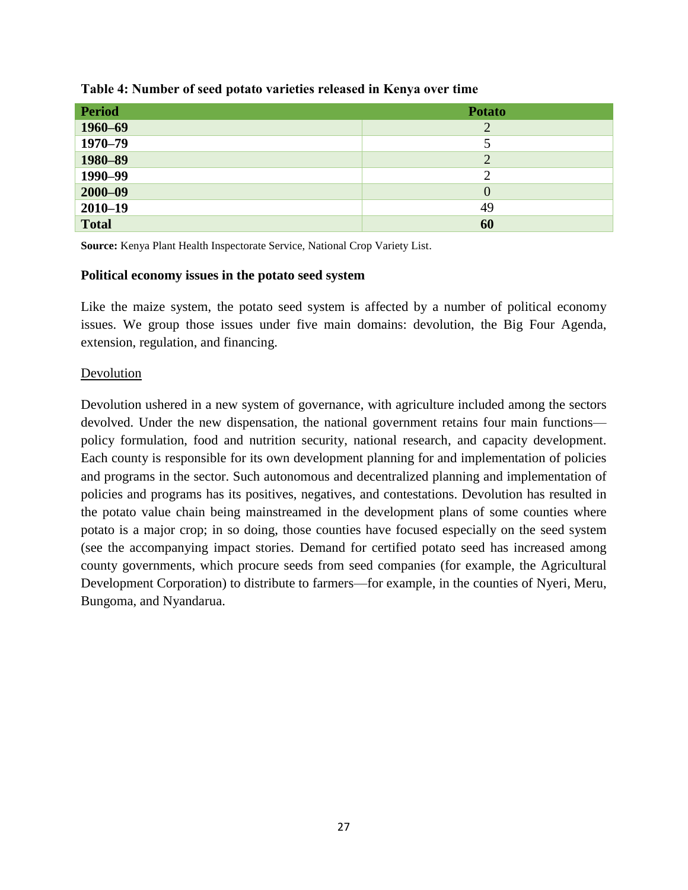**Table 4: Number of seed potato varieties released in Kenya over time**

| Period | Potato |
|---|---|
| **1960–69** | 2 |
| **1970–79** | 5 |
| **1980–89** | 2 |
| **1990–99** | 2 |
| **2000–09** | 0 |
| **2010–19** | 49 |
| **Total** | **60** |

**Source:** Kenya Plant Health Inspectorate Service, National Crop Variety List.

**Political economy issues in the potato seed system**

Like the maize system, the potato seed system is affected by a number of political economy issues. We group those issues under five main domains: devolution, the Big Four Agenda, extension, regulation, and financing.

Devolution

Devolution ushered in a new system of governance, with agriculture included among the sectors devolved. Under the new dispensation, the national government retains four main functions—policy formulation, food and nutrition security, national research, and capacity development. Each county is responsible for its own development planning for and implementation of policies and programs in the sector. Such autonomous and decentralized planning and implementation of policies and programs has its positives, negatives, and contestations. Devolution has resulted in the potato value chain being mainstreamed in the development plans of some counties where potato is a major crop; in so doing, those counties have focused especially on the seed system (see the accompanying impact stories. Demand for certified potato seed has increased among county governments, which procure seeds from seed companies (for example, the Agricultural Development Corporation) to distribute to farmers—for example, in the counties of Nyeri, Meru, Bungoma, and Nyandarua.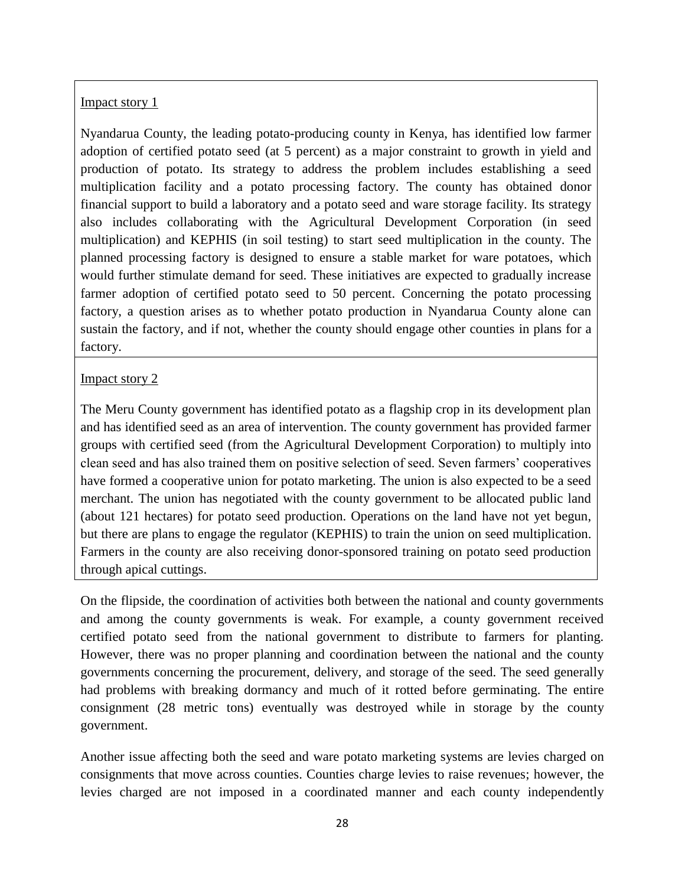Impact story 1

Nyandarua County, the leading potato-producing county in Kenya, has identified low farmer adoption of certified potato seed (at 5 percent) as a major constraint to growth in yield and production of potato. Its strategy to address the problem includes establishing a seed multiplication facility and a potato processing factory. The county has obtained donor financial support to build a laboratory and a potato seed and ware storage facility. Its strategy also includes collaborating with the Agricultural Development Corporation (in seed multiplication) and KEPHIS (in soil testing) to start seed multiplication in the county. The planned processing factory is designed to ensure a stable market for ware potatoes, which would further stimulate demand for seed. These initiatives are expected to gradually increase farmer adoption of certified potato seed to 50 percent. Concerning the potato processing factory, a question arises as to whether potato production in Nyandarua County alone can sustain the factory, and if not, whether the county should engage other counties in plans for a factory.

Impact story 2

The Meru County government has identified potato as a flagship crop in its development plan and has identified seed as an area of intervention. The county government has provided farmer groups with certified seed (from the Agricultural Development Corporation) to multiply into clean seed and has also trained them on positive selection of seed. Seven farmers' cooperatives have formed a cooperative union for potato marketing. The union is also expected to be a seed merchant. The union has negotiated with the county government to be allocated public land (about 121 hectares) for potato seed production. Operations on the land have not yet begun, but there are plans to engage the regulator (KEPHIS) to train the union on seed multiplication. Farmers in the county are also receiving donor-sponsored training on potato seed production through apical cuttings.

On the flipside, the coordination of activities both between the national and county governments and among the county governments is weak. For example, a county government received certified potato seed from the national government to distribute to farmers for planting. However, there was no proper planning and coordination between the national and the county governments concerning the procurement, delivery, and storage of the seed. The seed generally had problems with breaking dormancy and much of it rotted before germinating. The entire consignment (28 metric tons) eventually was destroyed while in storage by the county government.

Another issue affecting both the seed and ware potato marketing systems are levies charged on consignments that move across counties. Counties charge levies to raise revenues; however, the levies charged are not imposed in a coordinated manner and each county independently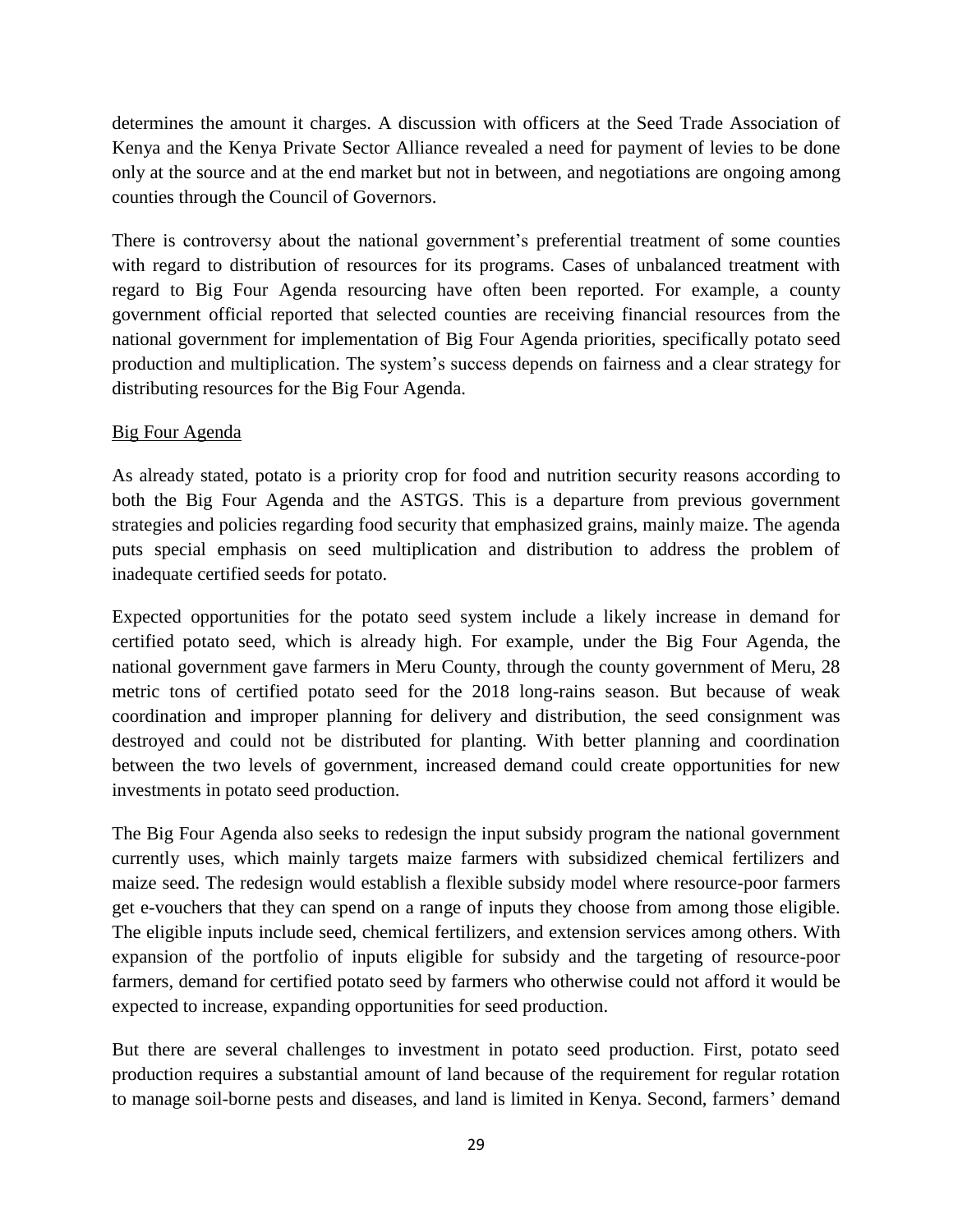determines the amount it charges. A discussion with officers at the Seed Trade Association of Kenya and the Kenya Private Sector Alliance revealed a need for payment of levies to be done only at the source and at the end market but not in between, and negotiations are ongoing among counties through the Council of Governors.

There is controversy about the national government's preferential treatment of some counties with regard to distribution of resources for its programs. Cases of unbalanced treatment with regard to Big Four Agenda resourcing have often been reported. For example, a county government official reported that selected counties are receiving financial resources from the national government for implementation of Big Four Agenda priorities, specifically potato seed production and multiplication. The system's success depends on fairness and a clear strategy for distributing resources for the Big Four Agenda.

Big Four Agenda

As already stated, potato is a priority crop for food and nutrition security reasons according to both the Big Four Agenda and the ASTGS. This is a departure from previous government strategies and policies regarding food security that emphasized grains, mainly maize. The agenda puts special emphasis on seed multiplication and distribution to address the problem of inadequate certified seeds for potato.

Expected opportunities for the potato seed system include a likely increase in demand for certified potato seed, which is already high. For example, under the Big Four Agenda, the national government gave farmers in Meru County, through the county government of Meru, 28 metric tons of certified potato seed for the 2018 long-rains season. But because of weak coordination and improper planning for delivery and distribution, the seed consignment was destroyed and could not be distributed for planting. With better planning and coordination between the two levels of government, increased demand could create opportunities for new investments in potato seed production.

The Big Four Agenda also seeks to redesign the input subsidy program the national government currently uses, which mainly targets maize farmers with subsidized chemical fertilizers and maize seed. The redesign would establish a flexible subsidy model where resource-poor farmers get e-vouchers that they can spend on a range of inputs they choose from among those eligible. The eligible inputs include seed, chemical fertilizers, and extension services among others. With expansion of the portfolio of inputs eligible for subsidy and the targeting of resource-poor farmers, demand for certified potato seed by farmers who otherwise could not afford it would be expected to increase, expanding opportunities for seed production.

But there are several challenges to investment in potato seed production. First, potato seed production requires a substantial amount of land because of the requirement for regular rotation to manage soil-borne pests and diseases, and land is limited in Kenya. Second, farmers' demand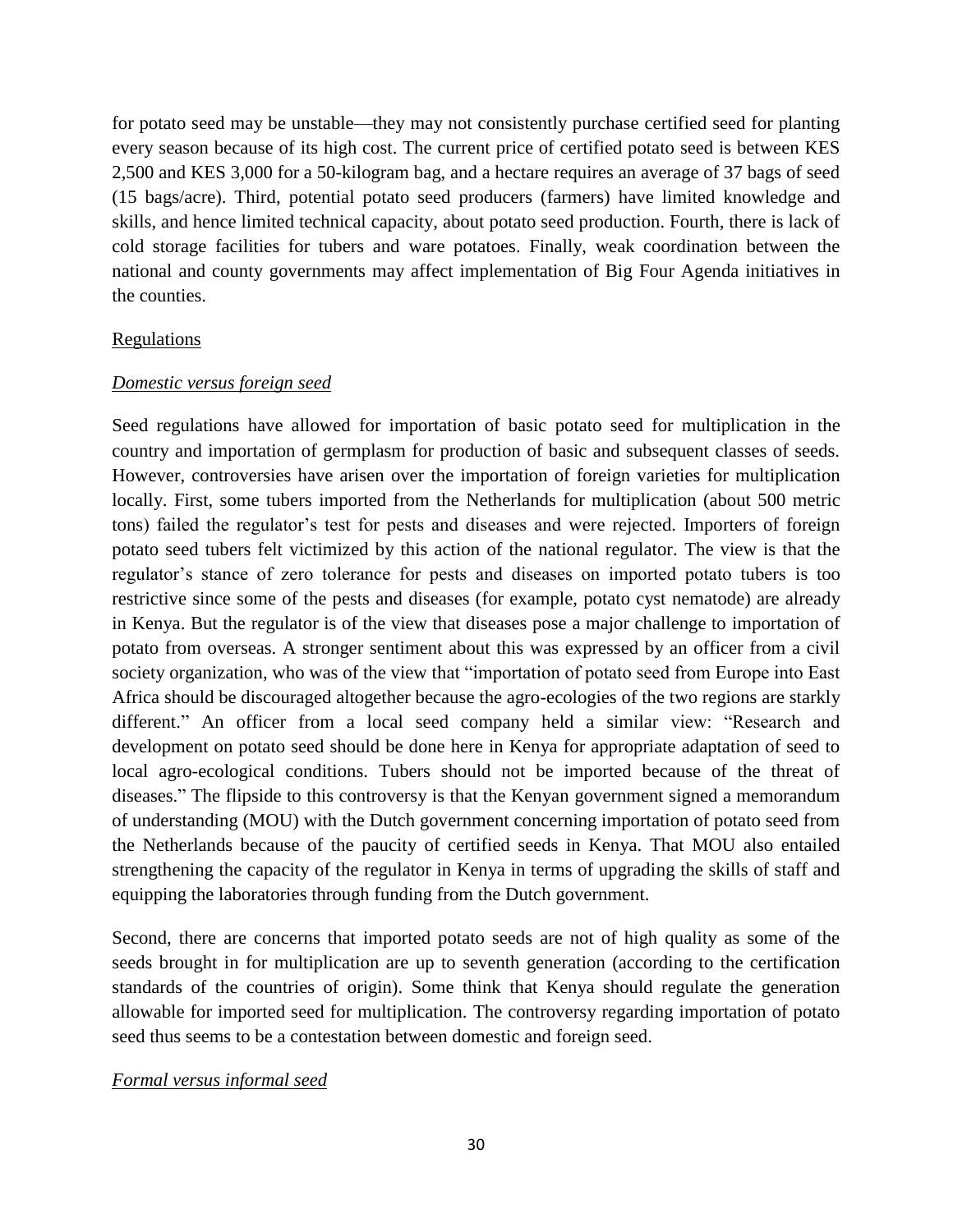for potato seed may be unstable—they may not consistently purchase certified seed for planting every season because of its high cost. The current price of certified potato seed is between KES 2,500 and KES 3,000 for a 50-kilogram bag, and a hectare requires an average of 37 bags of seed (15 bags/acre). Third, potential potato seed producers (farmers) have limited knowledge and skills, and hence limited technical capacity, about potato seed production. Fourth, there is lack of cold storage facilities for tubers and ware potatoes. Finally, weak coordination between the national and county governments may affect implementation of Big Four Agenda initiatives in the counties.

<u>Regulations</u>

<u>*Domestic versus foreign seed*</u>

Seed regulations have allowed for importation of basic potato seed for multiplication in the country and importation of germplasm for production of basic and subsequent classes of seeds. However, controversies have arisen over the importation of foreign varieties for multiplication locally. First, some tubers imported from the Netherlands for multiplication (about 500 metric tons) failed the regulator's test for pests and diseases and were rejected. Importers of foreign potato seed tubers felt victimized by this action of the national regulator. The view is that the regulator's stance of zero tolerance for pests and diseases on imported potato tubers is too restrictive since some of the pests and diseases (for example, potato cyst nematode) are already in Kenya. But the regulator is of the view that diseases pose a major challenge to importation of potato from overseas. A stronger sentiment about this was expressed by an officer from a civil society organization, who was of the view that "importation of potato seed from Europe into East Africa should be discouraged altogether because the agro-ecologies of the two regions are starkly different." An officer from a local seed company held a similar view: "Research and development on potato seed should be done here in Kenya for appropriate adaptation of seed to local agro-ecological conditions. Tubers should not be imported because of the threat of diseases." The flipside to this controversy is that the Kenyan government signed a memorandum of understanding (MOU) with the Dutch government concerning importation of potato seed from the Netherlands because of the paucity of certified seeds in Kenya. That MOU also entailed strengthening the capacity of the regulator in Kenya in terms of upgrading the skills of staff and equipping the laboratories through funding from the Dutch government.

Second, there are concerns that imported potato seeds are not of high quality as some of the seeds brought in for multiplication are up to seventh generation (according to the certification standards of the countries of origin). Some think that Kenya should regulate the generation allowable for imported seed for multiplication. The controversy regarding importation of potato seed thus seems to be a contestation between domestic and foreign seed.

<u>*Formal versus informal seed*</u>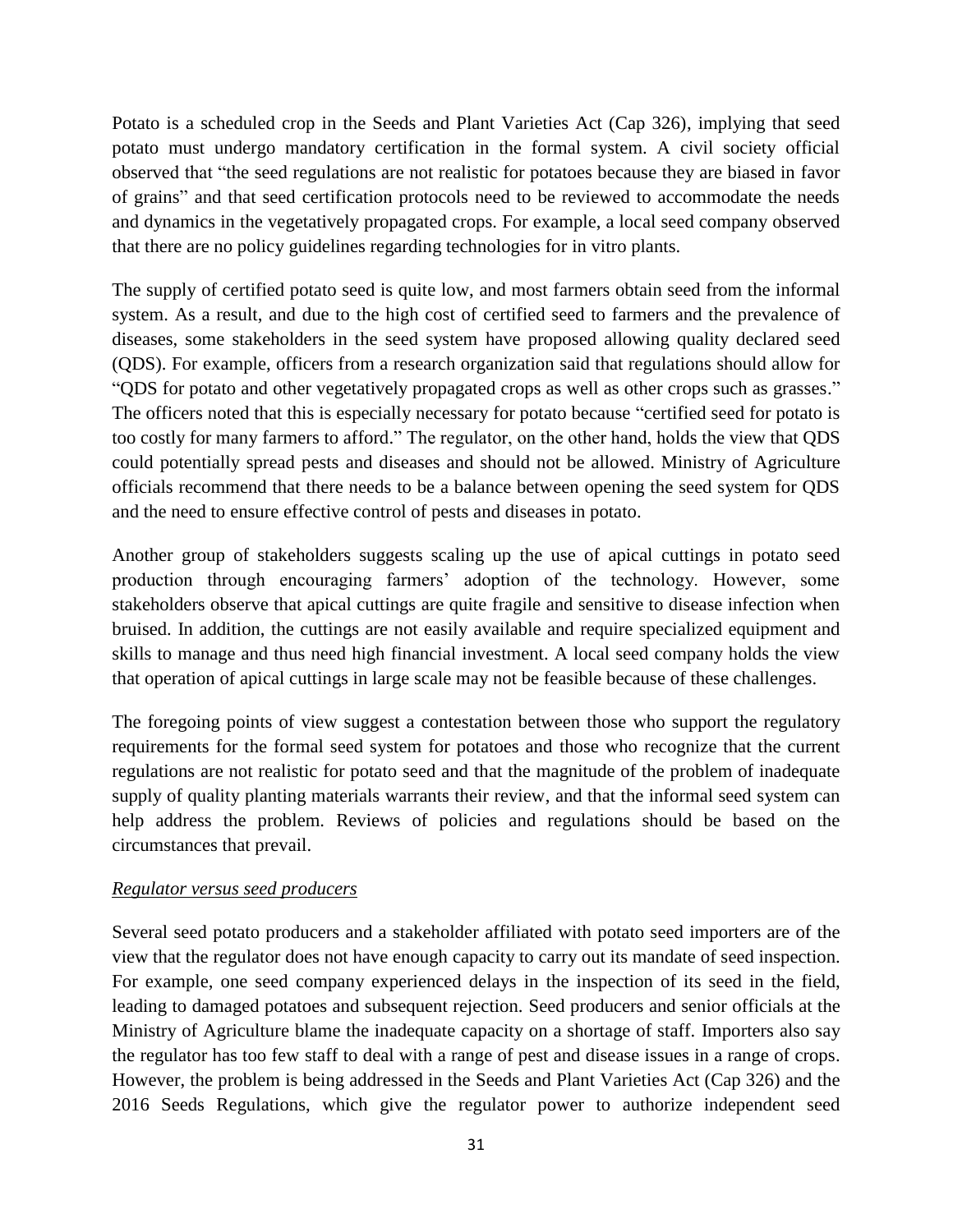Potato is a scheduled crop in the Seeds and Plant Varieties Act (Cap 326), implying that seed potato must undergo mandatory certification in the formal system. A civil society official observed that "the seed regulations are not realistic for potatoes because they are biased in favor of grains" and that seed certification protocols need to be reviewed to accommodate the needs and dynamics in the vegetatively propagated crops. For example, a local seed company observed that there are no policy guidelines regarding technologies for in vitro plants.

The supply of certified potato seed is quite low, and most farmers obtain seed from the informal system. As a result, and due to the high cost of certified seed to farmers and the prevalence of diseases, some stakeholders in the seed system have proposed allowing quality declared seed (QDS). For example, officers from a research organization said that regulations should allow for "QDS for potato and other vegetatively propagated crops as well as other crops such as grasses." The officers noted that this is especially necessary for potato because "certified seed for potato is too costly for many farmers to afford." The regulator, on the other hand, holds the view that QDS could potentially spread pests and diseases and should not be allowed. Ministry of Agriculture officials recommend that there needs to be a balance between opening the seed system for QDS and the need to ensure effective control of pests and diseases in potato.

Another group of stakeholders suggests scaling up the use of apical cuttings in potato seed production through encouraging farmers' adoption of the technology. However, some stakeholders observe that apical cuttings are quite fragile and sensitive to disease infection when bruised. In addition, the cuttings are not easily available and require specialized equipment and skills to manage and thus need high financial investment. A local seed company holds the view that operation of apical cuttings in large scale may not be feasible because of these challenges.

The foregoing points of view suggest a contestation between those who support the regulatory requirements for the formal seed system for potatoes and those who recognize that the current regulations are not realistic for potato seed and that the magnitude of the problem of inadequate supply of quality planting materials warrants their review, and that the informal seed system can help address the problem. Reviews of policies and regulations should be based on the circumstances that prevail.

*Regulator versus seed producers*

Several seed potato producers and a stakeholder affiliated with potato seed importers are of the view that the regulator does not have enough capacity to carry out its mandate of seed inspection. For example, one seed company experienced delays in the inspection of its seed in the field, leading to damaged potatoes and subsequent rejection. Seed producers and senior officials at the Ministry of Agriculture blame the inadequate capacity on a shortage of staff. Importers also say the regulator has too few staff to deal with a range of pest and disease issues in a range of crops. However, the problem is being addressed in the Seeds and Plant Varieties Act (Cap 326) and the 2016 Seeds Regulations, which give the regulator power to authorize independent seed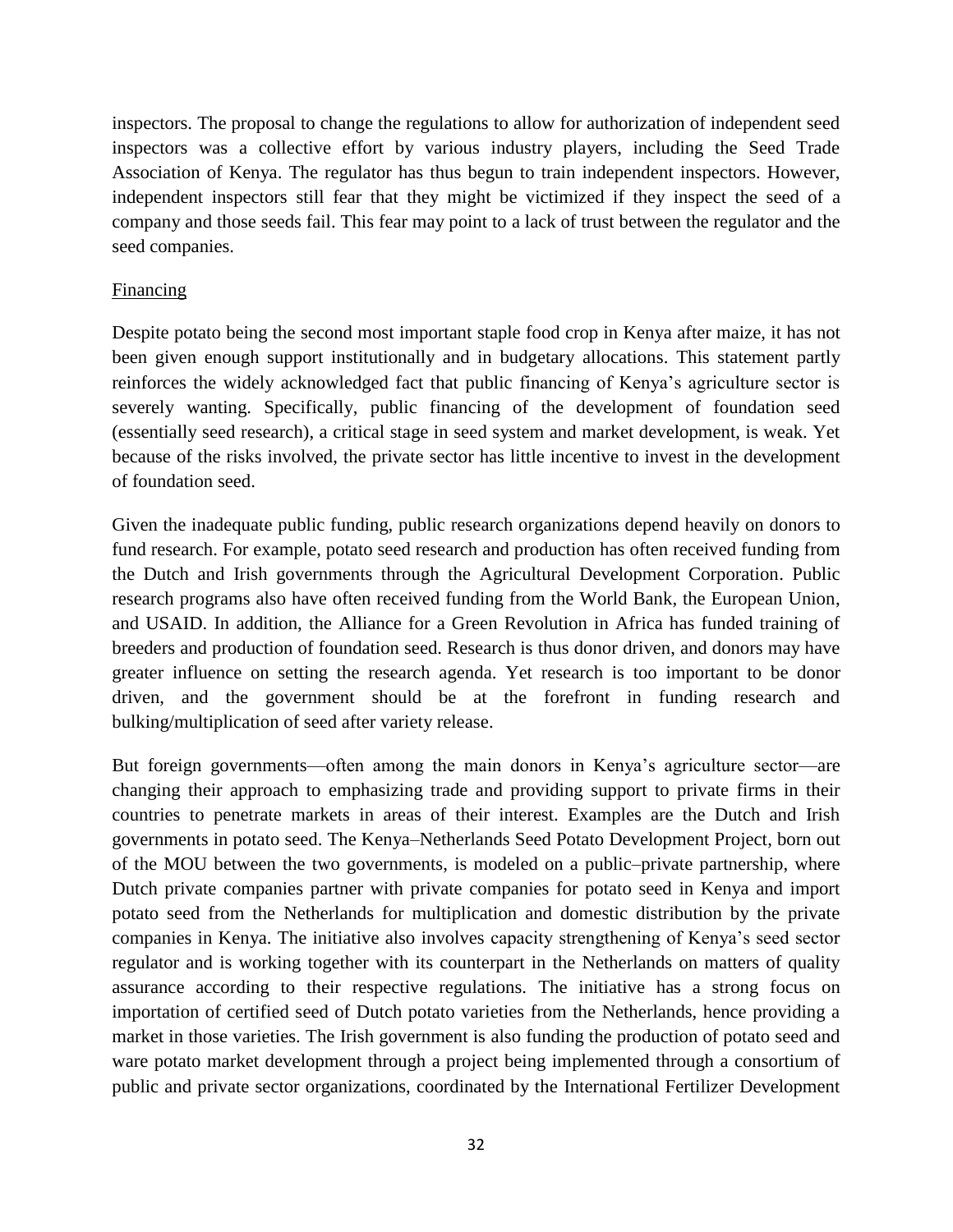inspectors. The proposal to change the regulations to allow for authorization of independent seed inspectors was a collective effort by various industry players, including the Seed Trade Association of Kenya. The regulator has thus begun to train independent inspectors. However, independent inspectors still fear that they might be victimized if they inspect the seed of a company and those seeds fail. This fear may point to a lack of trust between the regulator and the seed companies.

### Financing

Despite potato being the second most important staple food crop in Kenya after maize, it has not been given enough support institutionally and in budgetary allocations. This statement partly reinforces the widely acknowledged fact that public financing of Kenya's agriculture sector is severely wanting. Specifically, public financing of the development of foundation seed (essentially seed research), a critical stage in seed system and market development, is weak. Yet because of the risks involved, the private sector has little incentive to invest in the development of foundation seed.

Given the inadequate public funding, public research organizations depend heavily on donors to fund research. For example, potato seed research and production has often received funding from the Dutch and Irish governments through the Agricultural Development Corporation. Public research programs also have often received funding from the World Bank, the European Union, and USAID. In addition, the Alliance for a Green Revolution in Africa has funded training of breeders and production of foundation seed. Research is thus donor driven, and donors may have greater influence on setting the research agenda. Yet research is too important to be donor driven, and the government should be at the forefront in funding research and bulking/multiplication of seed after variety release.

But foreign governments—often among the main donors in Kenya's agriculture sector—are changing their approach to emphasizing trade and providing support to private firms in their countries to penetrate markets in areas of their interest. Examples are the Dutch and Irish governments in potato seed. The Kenya–Netherlands Seed Potato Development Project, born out of the MOU between the two governments, is modeled on a public–private partnership, where Dutch private companies partner with private companies for potato seed in Kenya and import potato seed from the Netherlands for multiplication and domestic distribution by the private companies in Kenya. The initiative also involves capacity strengthening of Kenya's seed sector regulator and is working together with its counterpart in the Netherlands on matters of quality assurance according to their respective regulations. The initiative has a strong focus on importation of certified seed of Dutch potato varieties from the Netherlands, hence providing a market in those varieties. The Irish government is also funding the production of potato seed and ware potato market development through a project being implemented through a consortium of public and private sector organizations, coordinated by the International Fertilizer Development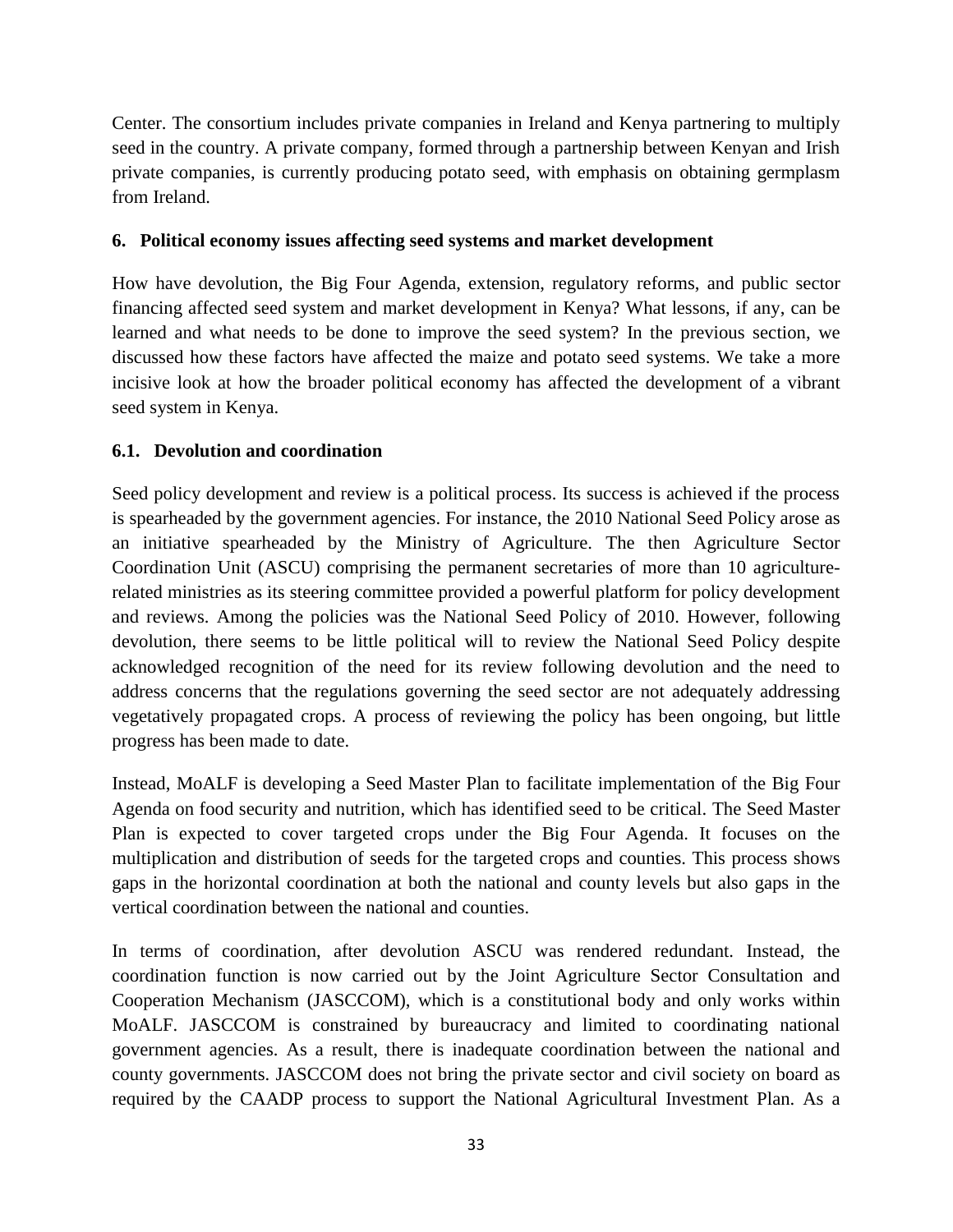Center. The consortium includes private companies in Ireland and Kenya partnering to multiply seed in the country. A private company, formed through a partnership between Kenyan and Irish private companies, is currently producing potato seed, with emphasis on obtaining germplasm from Ireland.

## 6. Political economy issues affecting seed systems and market development

How have devolution, the Big Four Agenda, extension, regulatory reforms, and public sector financing affected seed system and market development in Kenya? What lessons, if any, can be learned and what needs to be done to improve the seed system? In the previous section, we discussed how these factors have affected the maize and potato seed systems. We take a more incisive look at how the broader political economy has affected the development of a vibrant seed system in Kenya.

### 6.1. Devolution and coordination

Seed policy development and review is a political process. Its success is achieved if the process is spearheaded by the government agencies. For instance, the 2010 National Seed Policy arose as an initiative spearheaded by the Ministry of Agriculture. The then Agriculture Sector Coordination Unit (ASCU) comprising the permanent secretaries of more than 10 agriculture-related ministries as its steering committee provided a powerful platform for policy development and reviews. Among the policies was the National Seed Policy of 2010. However, following devolution, there seems to be little political will to review the National Seed Policy despite acknowledged recognition of the need for its review following devolution and the need to address concerns that the regulations governing the seed sector are not adequately addressing vegetatively propagated crops. A process of reviewing the policy has been ongoing, but little progress has been made to date.

Instead, MoALF is developing a Seed Master Plan to facilitate implementation of the Big Four Agenda on food security and nutrition, which has identified seed to be critical. The Seed Master Plan is expected to cover targeted crops under the Big Four Agenda. It focuses on the multiplication and distribution of seeds for the targeted crops and counties. This process shows gaps in the horizontal coordination at both the national and county levels but also gaps in the vertical coordination between the national and counties.

In terms of coordination, after devolution ASCU was rendered redundant. Instead, the coordination function is now carried out by the Joint Agriculture Sector Consultation and Cooperation Mechanism (JASCCOM), which is a constitutional body and only works within MoALF. JASCCOM is constrained by bureaucracy and limited to coordinating national government agencies. As a result, there is inadequate coordination between the national and county governments. JASCCOM does not bring the private sector and civil society on board as required by the CAADP process to support the National Agricultural Investment Plan. As a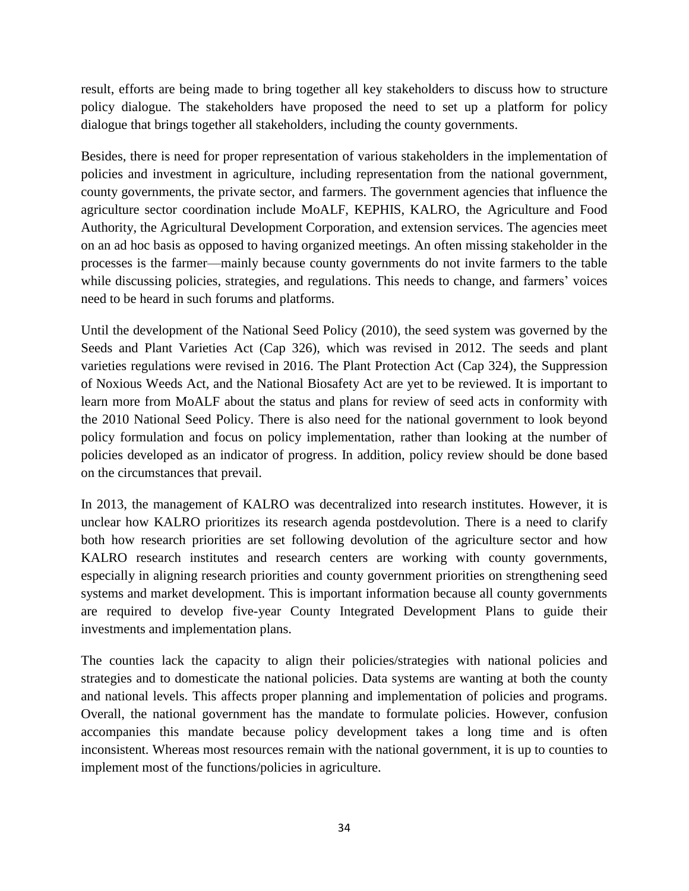result, efforts are being made to bring together all key stakeholders to discuss how to structure policy dialogue. The stakeholders have proposed the need to set up a platform for policy dialogue that brings together all stakeholders, including the county governments.

Besides, there is need for proper representation of various stakeholders in the implementation of policies and investment in agriculture, including representation from the national government, county governments, the private sector, and farmers. The government agencies that influence the agriculture sector coordination include MoALF, KEPHIS, KALRO, the Agriculture and Food Authority, the Agricultural Development Corporation, and extension services. The agencies meet on an ad hoc basis as opposed to having organized meetings. An often missing stakeholder in the processes is the farmer—mainly because county governments do not invite farmers to the table while discussing policies, strategies, and regulations. This needs to change, and farmers' voices need to be heard in such forums and platforms.

Until the development of the National Seed Policy (2010), the seed system was governed by the Seeds and Plant Varieties Act (Cap 326), which was revised in 2012. The seeds and plant varieties regulations were revised in 2016. The Plant Protection Act (Cap 324), the Suppression of Noxious Weeds Act, and the National Biosafety Act are yet to be reviewed. It is important to learn more from MoALF about the status and plans for review of seed acts in conformity with the 2010 National Seed Policy. There is also need for the national government to look beyond policy formulation and focus on policy implementation, rather than looking at the number of policies developed as an indicator of progress. In addition, policy review should be done based on the circumstances that prevail.

In 2013, the management of KALRO was decentralized into research institutes. However, it is unclear how KALRO prioritizes its research agenda postdevolution. There is a need to clarify both how research priorities are set following devolution of the agriculture sector and how KALRO research institutes and research centers are working with county governments, especially in aligning research priorities and county government priorities on strengthening seed systems and market development. This is important information because all county governments are required to develop five-year County Integrated Development Plans to guide their investments and implementation plans.

The counties lack the capacity to align their policies/strategies with national policies and strategies and to domesticate the national policies. Data systems are wanting at both the county and national levels. This affects proper planning and implementation of policies and programs. Overall, the national government has the mandate to formulate policies. However, confusion accompanies this mandate because policy development takes a long time and is often inconsistent. Whereas most resources remain with the national government, it is up to counties to implement most of the functions/policies in agriculture.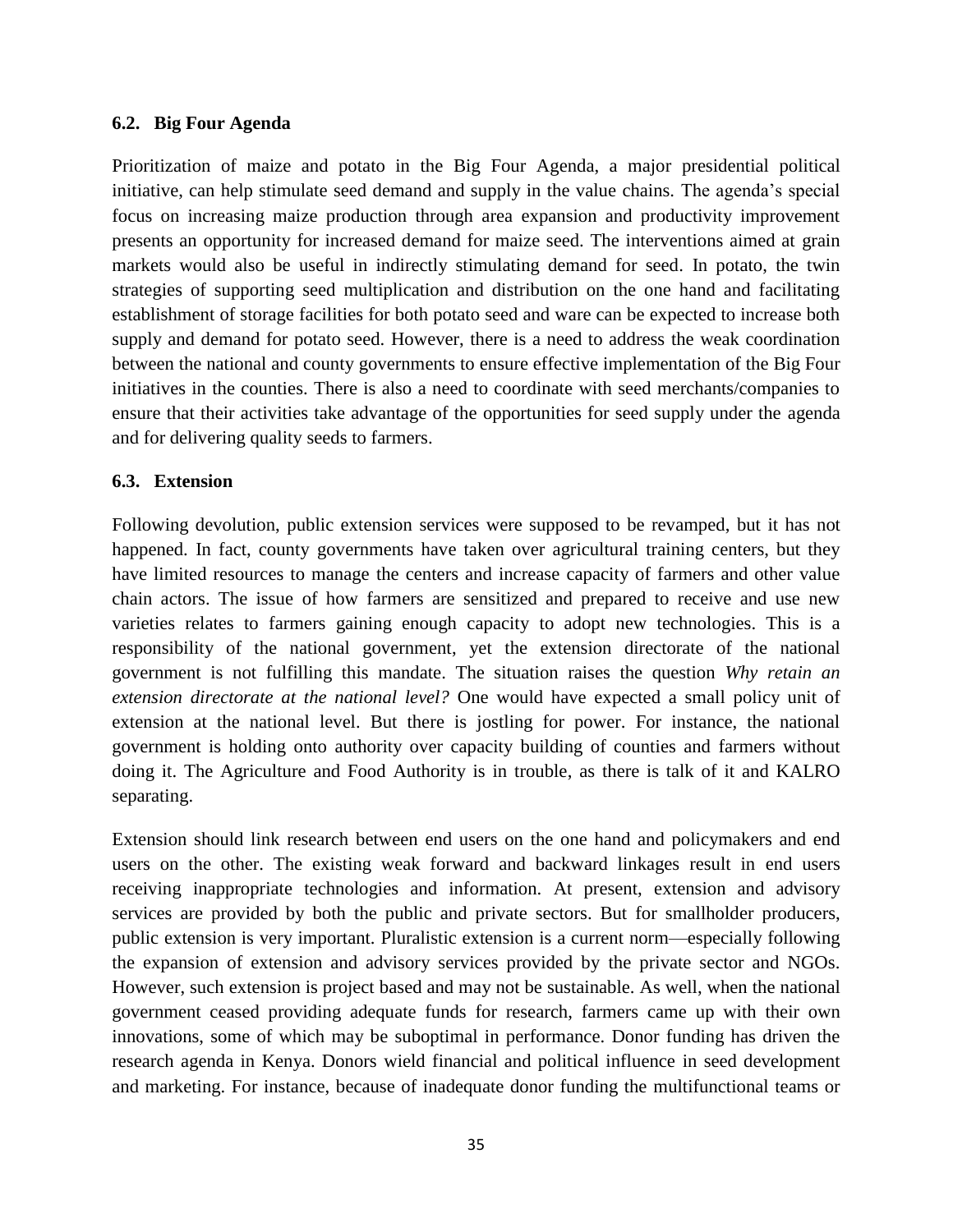### 6.2. Big Four Agenda

Prioritization of maize and potato in the Big Four Agenda, a major presidential political initiative, can help stimulate seed demand and supply in the value chains. The agenda's special focus on increasing maize production through area expansion and productivity improvement presents an opportunity for increased demand for maize seed. The interventions aimed at grain markets would also be useful in indirectly stimulating demand for seed. In potato, the twin strategies of supporting seed multiplication and distribution on the one hand and facilitating establishment of storage facilities for both potato seed and ware can be expected to increase both supply and demand for potato seed. However, there is a need to address the weak coordination between the national and county governments to ensure effective implementation of the Big Four initiatives in the counties. There is also a need to coordinate with seed merchants/companies to ensure that their activities take advantage of the opportunities for seed supply under the agenda and for delivering quality seeds to farmers.

### 6.3. Extension

Following devolution, public extension services were supposed to be revamped, but it has not happened. In fact, county governments have taken over agricultural training centers, but they have limited resources to manage the centers and increase capacity of farmers and other value chain actors. The issue of how farmers are sensitized and prepared to receive and use new varieties relates to farmers gaining enough capacity to adopt new technologies. This is a responsibility of the national government, yet the extension directorate of the national government is not fulfilling this mandate. The situation raises the question *Why retain an extension directorate at the national level?* One would have expected a small policy unit of extension at the national level. But there is jostling for power. For instance, the national government is holding onto authority over capacity building of counties and farmers without doing it. The Agriculture and Food Authority is in trouble, as there is talk of it and KALRO separating.

Extension should link research between end users on the one hand and policymakers and end users on the other. The existing weak forward and backward linkages result in end users receiving inappropriate technologies and information. At present, extension and advisory services are provided by both the public and private sectors. But for smallholder producers, public extension is very important. Pluralistic extension is a current norm—especially following the expansion of extension and advisory services provided by the private sector and NGOs. However, such extension is project based and may not be sustainable. As well, when the national government ceased providing adequate funds for research, farmers came up with their own innovations, some of which may be suboptimal in performance. Donor funding has driven the research agenda in Kenya. Donors wield financial and political influence in seed development and marketing. For instance, because of inadequate donor funding the multifunctional teams or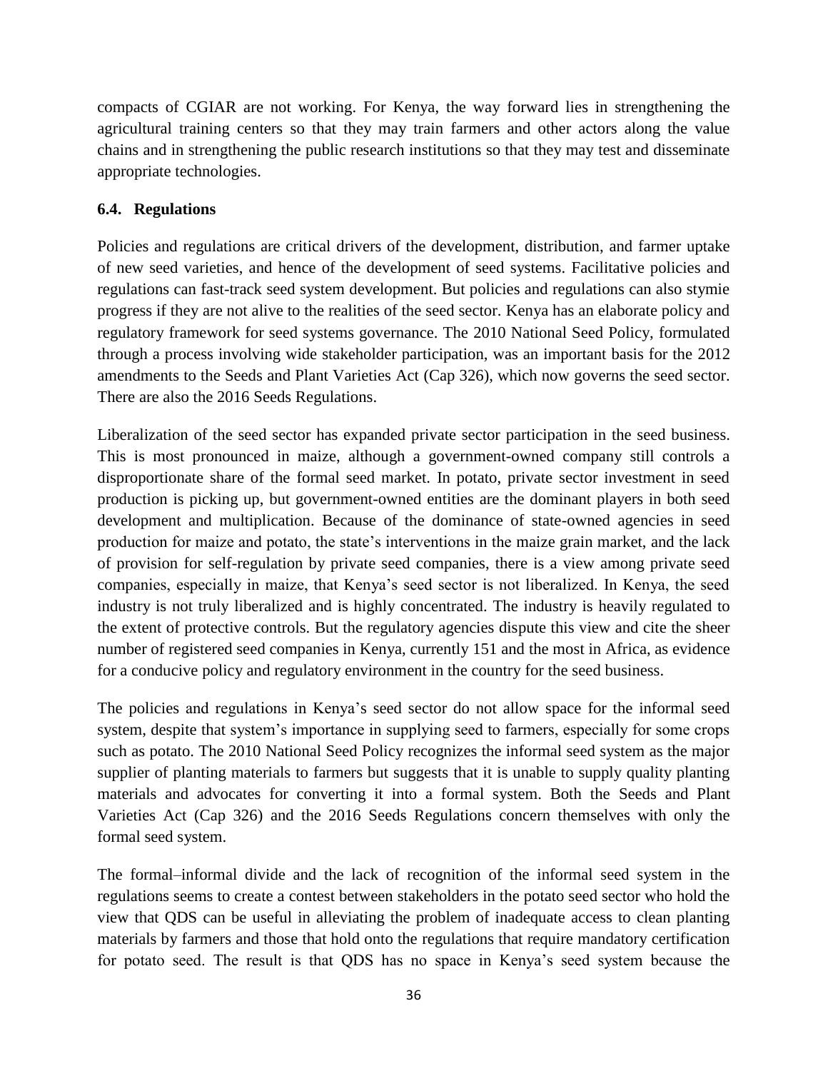compacts of CGIAR are not working. For Kenya, the way forward lies in strengthening the agricultural training centers so that they may train farmers and other actors along the value chains and in strengthening the public research institutions so that they may test and disseminate appropriate technologies.

### 6.4. Regulations

Policies and regulations are critical drivers of the development, distribution, and farmer uptake of new seed varieties, and hence of the development of seed systems. Facilitative policies and regulations can fast-track seed system development. But policies and regulations can also stymie progress if they are not alive to the realities of the seed sector. Kenya has an elaborate policy and regulatory framework for seed systems governance. The 2010 National Seed Policy, formulated through a process involving wide stakeholder participation, was an important basis for the 2012 amendments to the Seeds and Plant Varieties Act (Cap 326), which now governs the seed sector. There are also the 2016 Seeds Regulations.

Liberalization of the seed sector has expanded private sector participation in the seed business. This is most pronounced in maize, although a government-owned company still controls a disproportionate share of the formal seed market. In potato, private sector investment in seed production is picking up, but government-owned entities are the dominant players in both seed development and multiplication. Because of the dominance of state-owned agencies in seed production for maize and potato, the state's interventions in the maize grain market, and the lack of provision for self-regulation by private seed companies, there is a view among private seed companies, especially in maize, that Kenya's seed sector is not liberalized. In Kenya, the seed industry is not truly liberalized and is highly concentrated. The industry is heavily regulated to the extent of protective controls. But the regulatory agencies dispute this view and cite the sheer number of registered seed companies in Kenya, currently 151 and the most in Africa, as evidence for a conducive policy and regulatory environment in the country for the seed business.

The policies and regulations in Kenya's seed sector do not allow space for the informal seed system, despite that system's importance in supplying seed to farmers, especially for some crops such as potato. The 2010 National Seed Policy recognizes the informal seed system as the major supplier of planting materials to farmers but suggests that it is unable to supply quality planting materials and advocates for converting it into a formal system. Both the Seeds and Plant Varieties Act (Cap 326) and the 2016 Seeds Regulations concern themselves with only the formal seed system.

The formal–informal divide and the lack of recognition of the informal seed system in the regulations seems to create a contest between stakeholders in the potato seed sector who hold the view that QDS can be useful in alleviating the problem of inadequate access to clean planting materials by farmers and those that hold onto the regulations that require mandatory certification for potato seed. The result is that QDS has no space in Kenya's seed system because the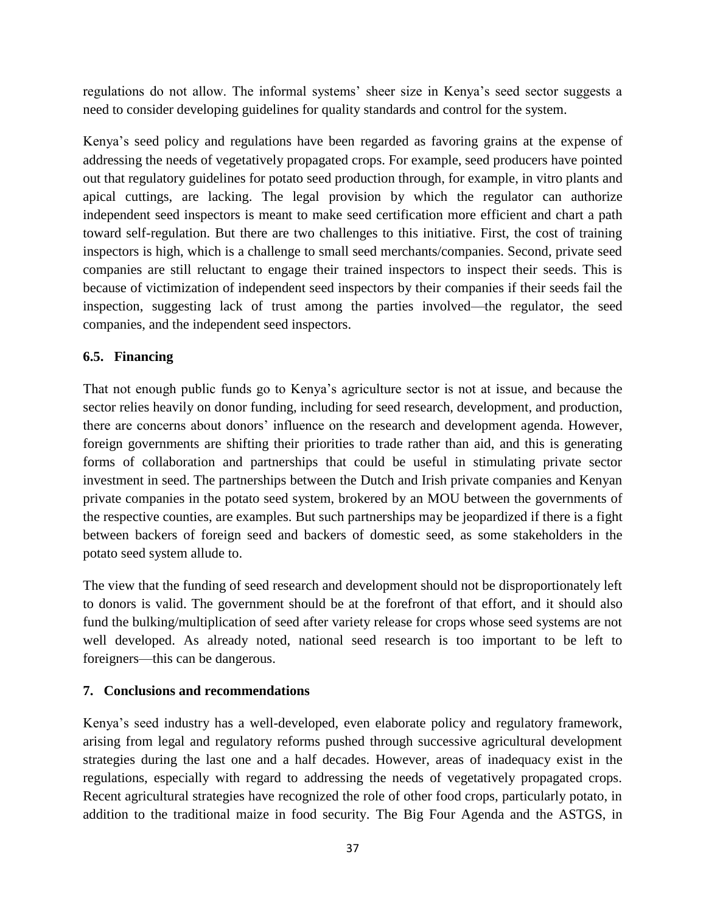regulations do not allow. The informal systems' sheer size in Kenya's seed sector suggests a need to consider developing guidelines for quality standards and control for the system.

Kenya's seed policy and regulations have been regarded as favoring grains at the expense of addressing the needs of vegetatively propagated crops. For example, seed producers have pointed out that regulatory guidelines for potato seed production through, for example, in vitro plants and apical cuttings, are lacking. The legal provision by which the regulator can authorize independent seed inspectors is meant to make seed certification more efficient and chart a path toward self-regulation. But there are two challenges to this initiative. First, the cost of training inspectors is high, which is a challenge to small seed merchants/companies. Second, private seed companies are still reluctant to engage their trained inspectors to inspect their seeds. This is because of victimization of independent seed inspectors by their companies if their seeds fail the inspection, suggesting lack of trust among the parties involved—the regulator, the seed companies, and the independent seed inspectors.

### 6.5. Financing

That not enough public funds go to Kenya's agriculture sector is not at issue, and because the sector relies heavily on donor funding, including for seed research, development, and production, there are concerns about donors' influence on the research and development agenda. However, foreign governments are shifting their priorities to trade rather than aid, and this is generating forms of collaboration and partnerships that could be useful in stimulating private sector investment in seed. The partnerships between the Dutch and Irish private companies and Kenyan private companies in the potato seed system, brokered by an MOU between the governments of the respective counties, are examples. But such partnerships may be jeopardized if there is a fight between backers of foreign seed and backers of domestic seed, as some stakeholders in the potato seed system allude to.

The view that the funding of seed research and development should not be disproportionately left to donors is valid. The government should be at the forefront of that effort, and it should also fund the bulking/multiplication of seed after variety release for crops whose seed systems are not well developed. As already noted, national seed research is too important to be left to foreigners—this can be dangerous.

## 7. Conclusions and recommendations

Kenya's seed industry has a well-developed, even elaborate policy and regulatory framework, arising from legal and regulatory reforms pushed through successive agricultural development strategies during the last one and a half decades. However, areas of inadequacy exist in the regulations, especially with regard to addressing the needs of vegetatively propagated crops. Recent agricultural strategies have recognized the role of other food crops, particularly potato, in addition to the traditional maize in food security. The Big Four Agenda and the ASTGS, in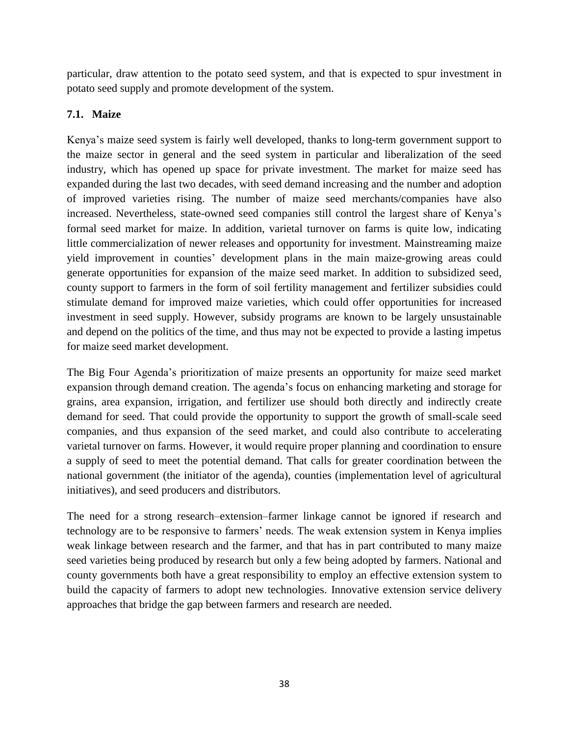particular, draw attention to the potato seed system, and that is expected to spur investment in potato seed supply and promote development of the system.

### 7.1. Maize

Kenya's maize seed system is fairly well developed, thanks to long-term government support to the maize sector in general and the seed system in particular and liberalization of the seed industry, which has opened up space for private investment. The market for maize seed has expanded during the last two decades, with seed demand increasing and the number and adoption of improved varieties rising. The number of maize seed merchants/companies have also increased. Nevertheless, state-owned seed companies still control the largest share of Kenya's formal seed market for maize. In addition, varietal turnover on farms is quite low, indicating little commercialization of newer releases and opportunity for investment. Mainstreaming maize yield improvement in counties' development plans in the main maize-growing areas could generate opportunities for expansion of the maize seed market. In addition to subsidized seed, county support to farmers in the form of soil fertility management and fertilizer subsidies could stimulate demand for improved maize varieties, which could offer opportunities for increased investment in seed supply. However, subsidy programs are known to be largely unsustainable and depend on the politics of the time, and thus may not be expected to provide a lasting impetus for maize seed market development.

The Big Four Agenda's prioritization of maize presents an opportunity for maize seed market expansion through demand creation. The agenda's focus on enhancing marketing and storage for grains, area expansion, irrigation, and fertilizer use should both directly and indirectly create demand for seed. That could provide the opportunity to support the growth of small-scale seed companies, and thus expansion of the seed market, and could also contribute to accelerating varietal turnover on farms. However, it would require proper planning and coordination to ensure a supply of seed to meet the potential demand. That calls for greater coordination between the national government (the initiator of the agenda), counties (implementation level of agricultural initiatives), and seed producers and distributors.

The need for a strong research–extension–farmer linkage cannot be ignored if research and technology are to be responsive to farmers' needs. The weak extension system in Kenya implies weak linkage between research and the farmer, and that has in part contributed to many maize seed varieties being produced by research but only a few being adopted by farmers. National and county governments both have a great responsibility to employ an effective extension system to build the capacity of farmers to adopt new technologies. Innovative extension service delivery approaches that bridge the gap between farmers and research are needed.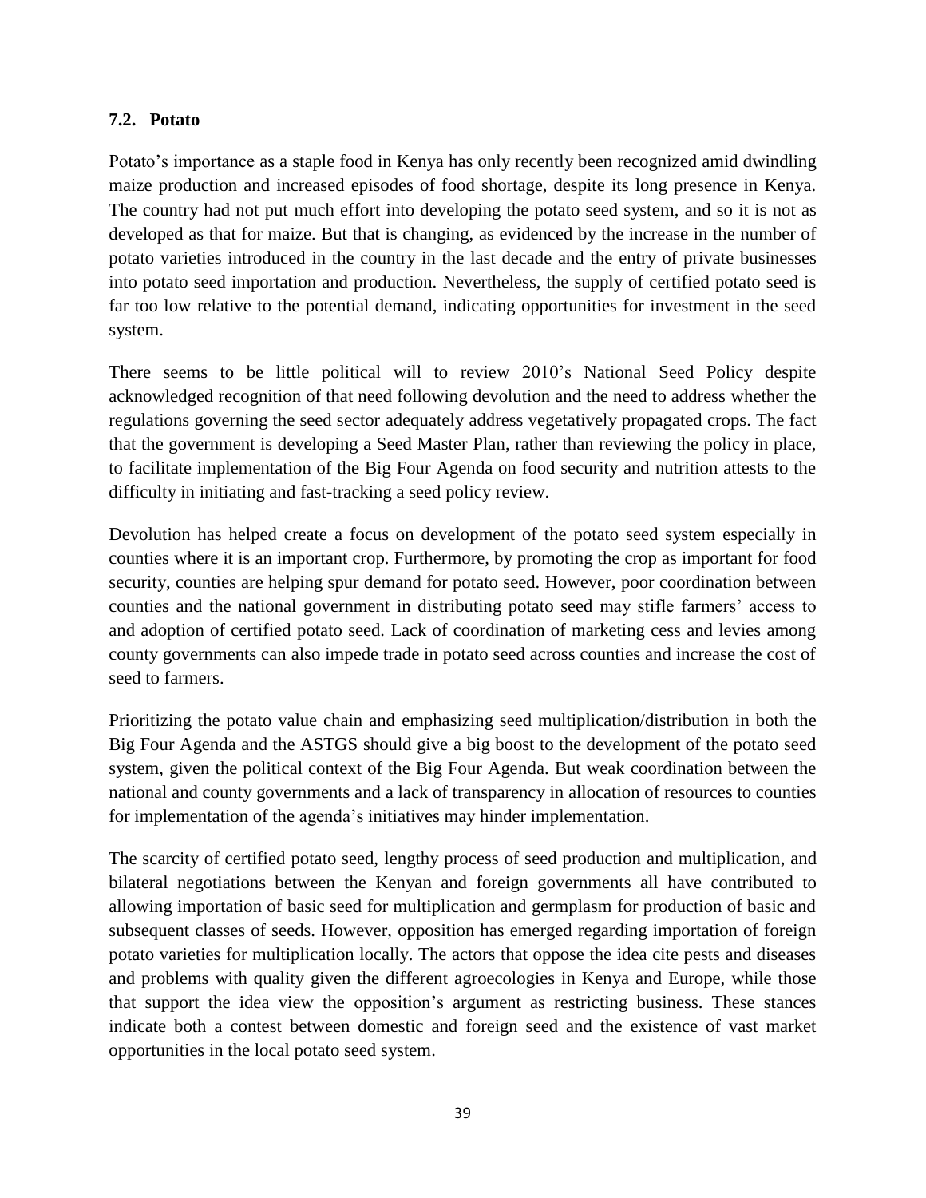### 7.2. Potato

Potato's importance as a staple food in Kenya has only recently been recognized amid dwindling maize production and increased episodes of food shortage, despite its long presence in Kenya. The country had not put much effort into developing the potato seed system, and so it is not as developed as that for maize. But that is changing, as evidenced by the increase in the number of potato varieties introduced in the country in the last decade and the entry of private businesses into potato seed importation and production. Nevertheless, the supply of certified potato seed is far too low relative to the potential demand, indicating opportunities for investment in the seed system.

There seems to be little political will to review 2010's National Seed Policy despite acknowledged recognition of that need following devolution and the need to address whether the regulations governing the seed sector adequately address vegetatively propagated crops. The fact that the government is developing a Seed Master Plan, rather than reviewing the policy in place, to facilitate implementation of the Big Four Agenda on food security and nutrition attests to the difficulty in initiating and fast-tracking a seed policy review.

Devolution has helped create a focus on development of the potato seed system especially in counties where it is an important crop. Furthermore, by promoting the crop as important for food security, counties are helping spur demand for potato seed. However, poor coordination between counties and the national government in distributing potato seed may stifle farmers' access to and adoption of certified potato seed. Lack of coordination of marketing cess and levies among county governments can also impede trade in potato seed across counties and increase the cost of seed to farmers.

Prioritizing the potato value chain and emphasizing seed multiplication/distribution in both the Big Four Agenda and the ASTGS should give a big boost to the development of the potato seed system, given the political context of the Big Four Agenda. But weak coordination between the national and county governments and a lack of transparency in allocation of resources to counties for implementation of the agenda's initiatives may hinder implementation.

The scarcity of certified potato seed, lengthy process of seed production and multiplication, and bilateral negotiations between the Kenyan and foreign governments all have contributed to allowing importation of basic seed for multiplication and germplasm for production of basic and subsequent classes of seeds. However, opposition has emerged regarding importation of foreign potato varieties for multiplication locally. The actors that oppose the idea cite pests and diseases and problems with quality given the different agroecologies in Kenya and Europe, while those that support the idea view the opposition's argument as restricting business. These stances indicate both a contest between domestic and foreign seed and the existence of vast market opportunities in the local potato seed system.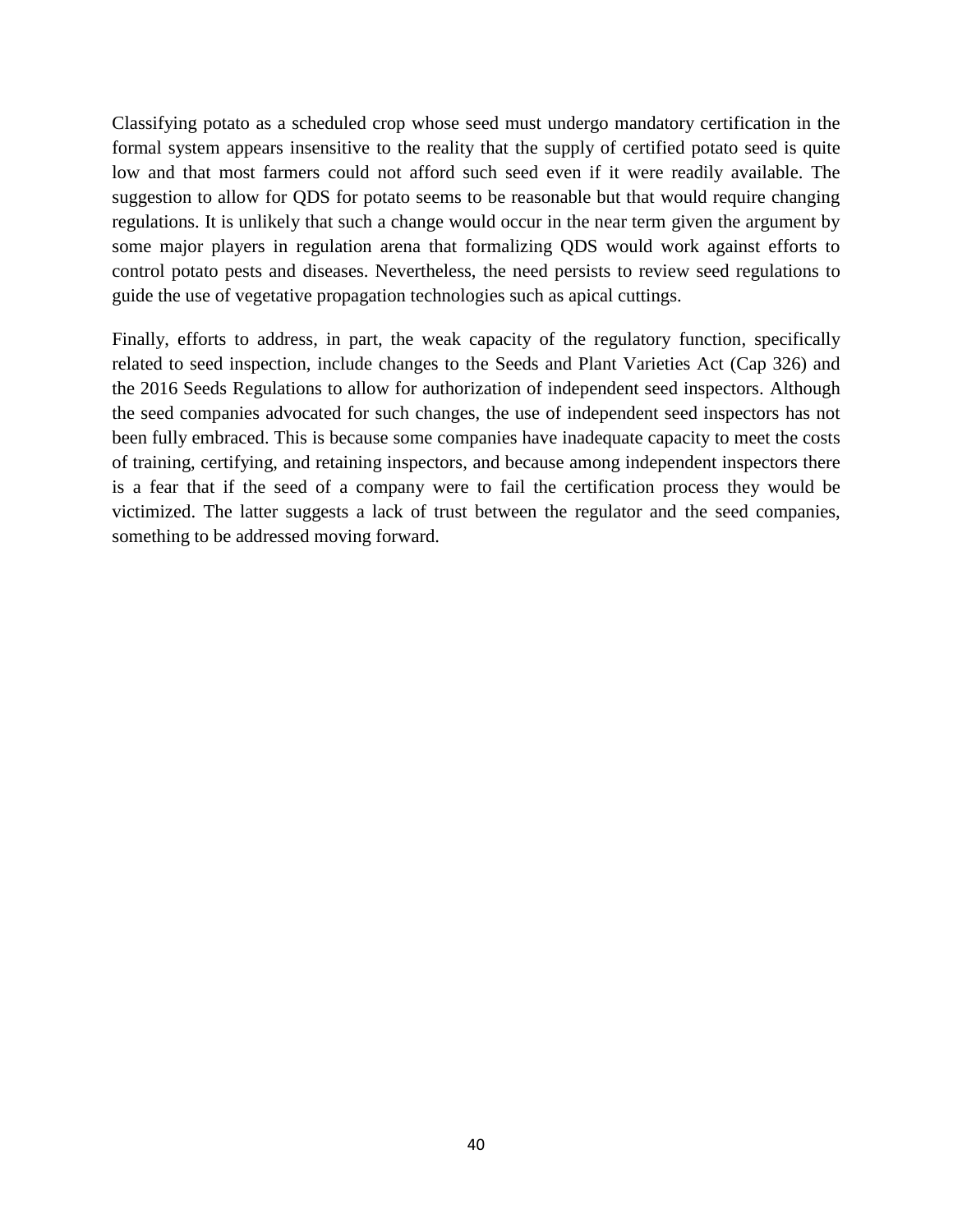Classifying potato as a scheduled crop whose seed must undergo mandatory certification in the formal system appears insensitive to the reality that the supply of certified potato seed is quite low and that most farmers could not afford such seed even if it were readily available. The suggestion to allow for QDS for potato seems to be reasonable but that would require changing regulations. It is unlikely that such a change would occur in the near term given the argument by some major players in regulation arena that formalizing QDS would work against efforts to control potato pests and diseases. Nevertheless, the need persists to review seed regulations to guide the use of vegetative propagation technologies such as apical cuttings.

Finally, efforts to address, in part, the weak capacity of the regulatory function, specifically related to seed inspection, include changes to the Seeds and Plant Varieties Act (Cap 326) and the 2016 Seeds Regulations to allow for authorization of independent seed inspectors. Although the seed companies advocated for such changes, the use of independent seed inspectors has not been fully embraced. This is because some companies have inadequate capacity to meet the costs of training, certifying, and retaining inspectors, and because among independent inspectors there is a fear that if the seed of a company were to fail the certification process they would be victimized. The latter suggests a lack of trust between the regulator and the seed companies, something to be addressed moving forward.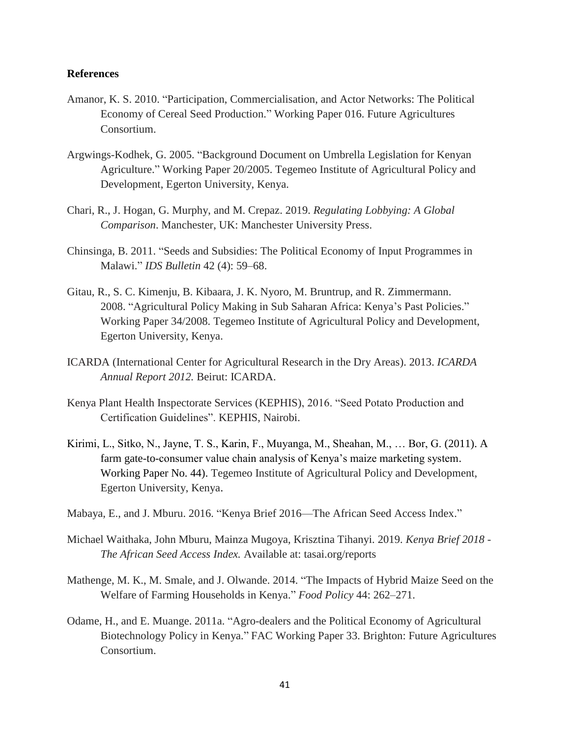## References

Amanor, K. S. 2010. "Participation, Commercialisation, and Actor Networks: The Political Economy of Cereal Seed Production." Working Paper 016. Future Agricultures Consortium.

Argwings-Kodhek, G. 2005. "Background Document on Umbrella Legislation for Kenyan Agriculture." Working Paper 20/2005. Tegemeo Institute of Agricultural Policy and Development, Egerton University, Kenya.

Chari, R., J. Hogan, G. Murphy, and M. Crepaz. 2019. *Regulating Lobbying: A Global Comparison*. Manchester, UK: Manchester University Press.

Chinsinga, B. 2011. "Seeds and Subsidies: The Political Economy of Input Programmes in Malawi." *IDS Bulletin* 42 (4): 59–68.

Gitau, R., S. C. Kimenju, B. Kibaara, J. K. Nyoro, M. Bruntrup, and R. Zimmermann. 2008. "Agricultural Policy Making in Sub Saharan Africa: Kenya's Past Policies." Working Paper 34/2008. Tegemeo Institute of Agricultural Policy and Development, Egerton University, Kenya.

ICARDA (International Center for Agricultural Research in the Dry Areas). 2013. *ICARDA Annual Report 2012.* Beirut: ICARDA.

Kenya Plant Health Inspectorate Services (KEPHIS), 2016. "Seed Potato Production and Certification Guidelines". KEPHIS, Nairobi.

Kirimi, L., Sitko, N., Jayne, T. S., Karin, F., Muyanga, M., Sheahan, M., … Bor, G. (2011). A farm gate-to-consumer value chain analysis of Kenya's maize marketing system. Working Paper No. 44). Tegemeo Institute of Agricultural Policy and Development, Egerton University, Kenya.

Mabaya, E., and J. Mburu. 2016. "Kenya Brief 2016—The African Seed Access Index."

Michael Waithaka, John Mburu, Mainza Mugoya, Krisztina Tihanyi. 2019. *Kenya Brief 2018 - The African Seed Access Index.* Available at: tasai.org/reports

Mathenge, M. K., M. Smale, and J. Olwande. 2014. "The Impacts of Hybrid Maize Seed on the Welfare of Farming Households in Kenya." *Food Policy* 44: 262–271.

Odame, H., and E. Muange. 2011a. "Agro-dealers and the Political Economy of Agricultural Biotechnology Policy in Kenya." FAC Working Paper 33. Brighton: Future Agricultures Consortium.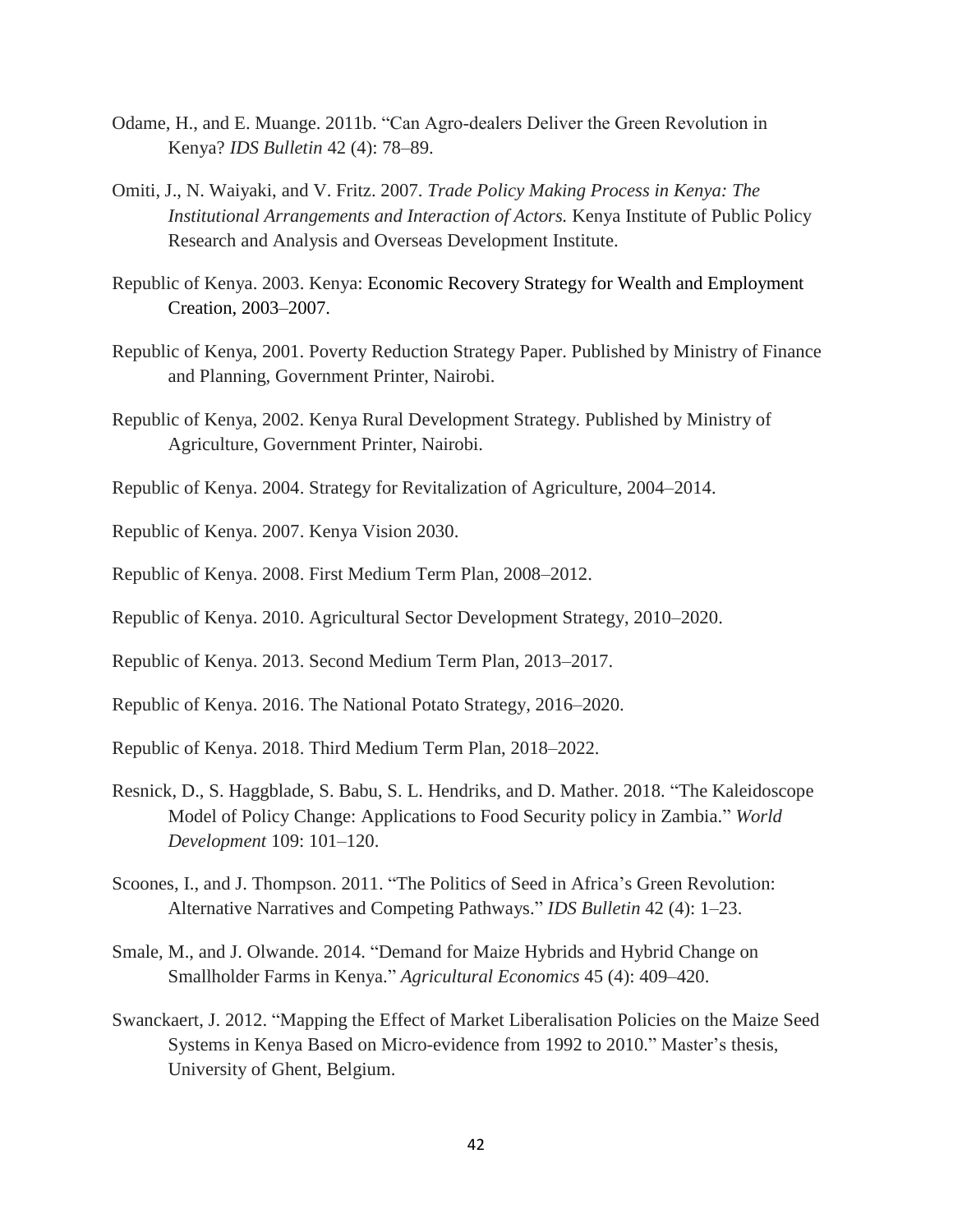Odame, H., and E. Muange. 2011b. "Can Agro-dealers Deliver the Green Revolution in Kenya? *IDS Bulletin* 42 (4): 78–89.

Omiti, J., N. Waiyaki, and V. Fritz. 2007. *Trade Policy Making Process in Kenya: The Institutional Arrangements and Interaction of Actors.* Kenya Institute of Public Policy Research and Analysis and Overseas Development Institute.

Republic of Kenya. 2003. Kenya: Economic Recovery Strategy for Wealth and Employment Creation, 2003–2007.

Republic of Kenya, 2001. Poverty Reduction Strategy Paper. Published by Ministry of Finance and Planning, Government Printer, Nairobi.

Republic of Kenya, 2002. Kenya Rural Development Strategy. Published by Ministry of Agriculture, Government Printer, Nairobi.

Republic of Kenya. 2004. Strategy for Revitalization of Agriculture, 2004–2014.

Republic of Kenya. 2007. Kenya Vision 2030.

Republic of Kenya. 2008. First Medium Term Plan, 2008–2012.

Republic of Kenya. 2010. Agricultural Sector Development Strategy, 2010–2020.

Republic of Kenya. 2013. Second Medium Term Plan, 2013–2017.

Republic of Kenya. 2016. The National Potato Strategy, 2016–2020.

Republic of Kenya. 2018. Third Medium Term Plan, 2018–2022.

Resnick, D., S. Haggblade, S. Babu, S. L. Hendriks, and D. Mather. 2018. "The Kaleidoscope Model of Policy Change: Applications to Food Security policy in Zambia." *World Development* 109: 101–120.

Scoones, I., and J. Thompson. 2011. "The Politics of Seed in Africa's Green Revolution: Alternative Narratives and Competing Pathways." *IDS Bulletin* 42 (4): 1–23.

Smale, M., and J. Olwande. 2014. "Demand for Maize Hybrids and Hybrid Change on Smallholder Farms in Kenya." *Agricultural Economics* 45 (4): 409–420.

Swanckaert, J. 2012. "Mapping the Effect of Market Liberalisation Policies on the Maize Seed Systems in Kenya Based on Micro-evidence from 1992 to 2010." Master's thesis, University of Ghent, Belgium.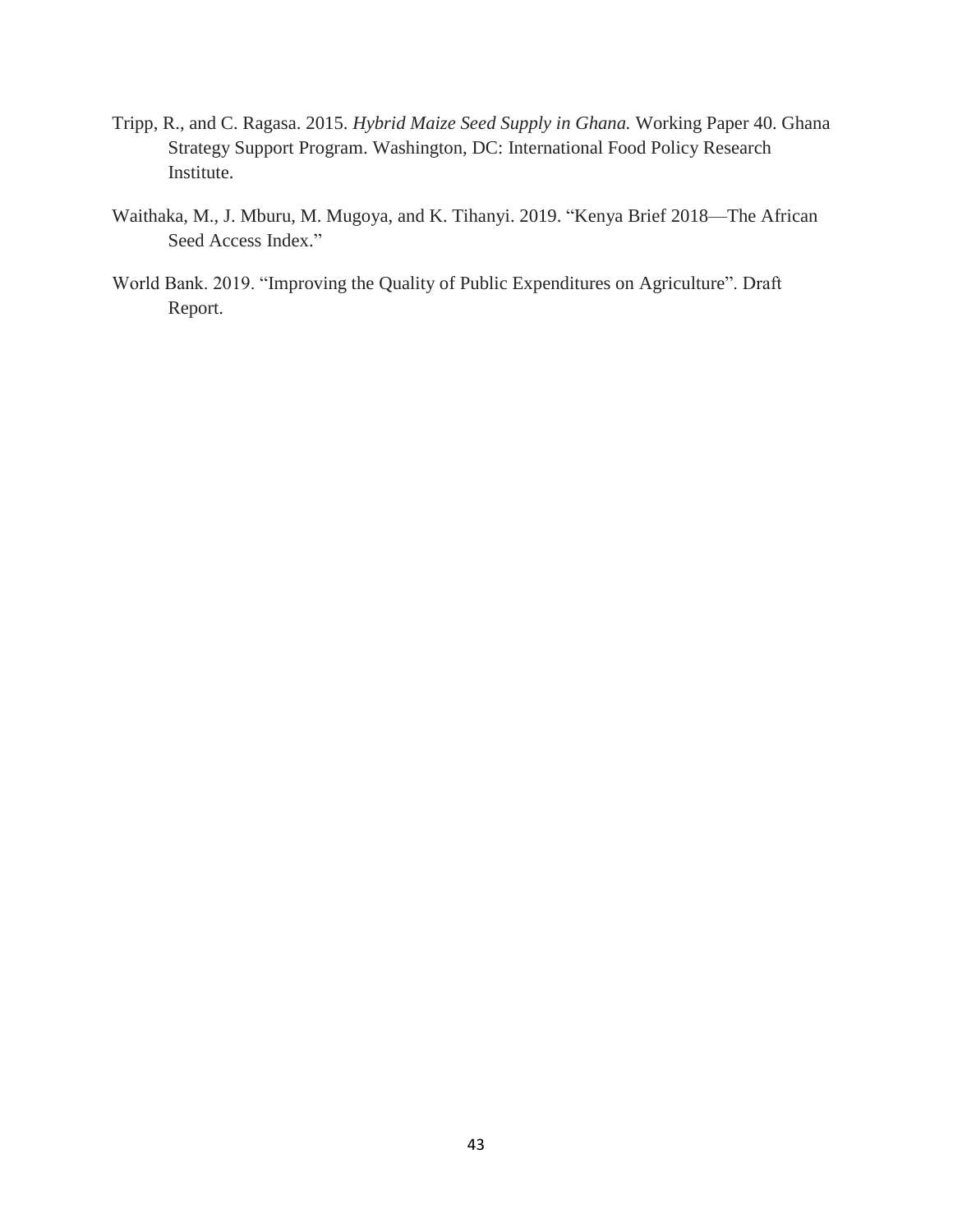Tripp, R., and C. Ragasa. 2015. *Hybrid Maize Seed Supply in Ghana.* Working Paper 40. Ghana Strategy Support Program. Washington, DC: International Food Policy Research Institute.

Waithaka, M., J. Mburu, M. Mugoya, and K. Tihanyi. 2019. "Kenya Brief 2018—The African Seed Access Index."

World Bank. 2019. "Improving the Quality of Public Expenditures on Agriculture". Draft Report.